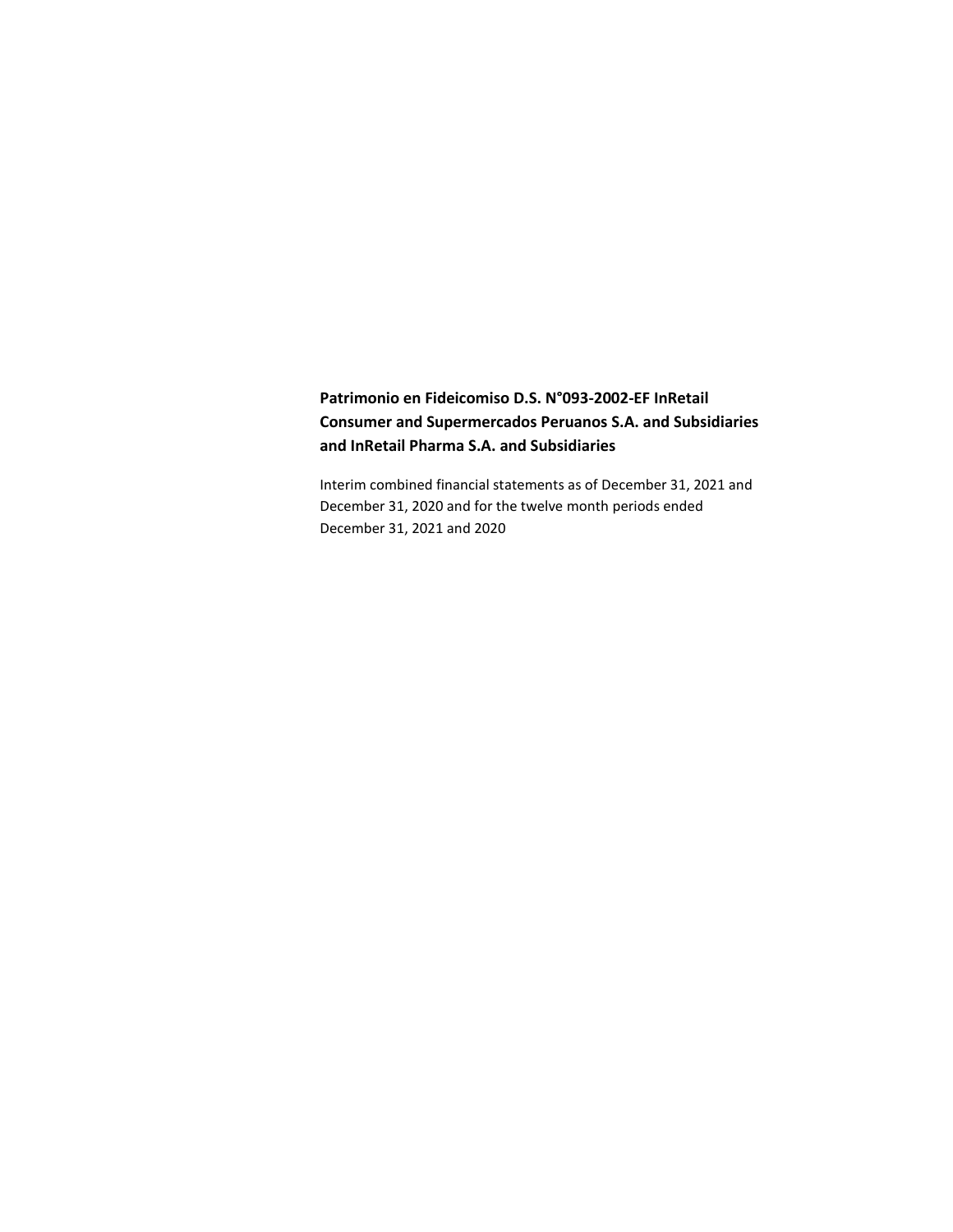**Patrimonio en Fideicomiso D.S. N°093-2002-EF InRetail Consumer and Supermercados Peruanos S.A. and Subsidiaries and InRetail Pharma S.A. and Subsidiaries**

Interim combined financial statements as of December 31, 2021 and December 31, 2020 and for the twelve month periods ended December 31, 2021 and 2020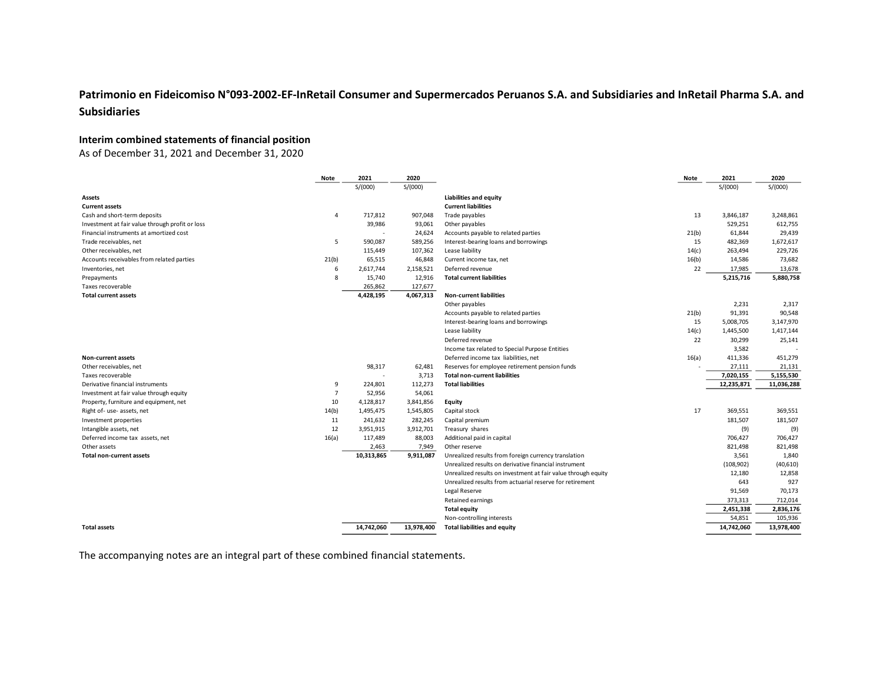# Patrimonio en Fideicomiso N°093-2002-EF-InRetail Consumer and Supermercados Peruanos S.A. and Subsidiaries and InRetail Pharma S.A. and Subsidiaries

## Interim combined statements of financial position

As of December 31, 2021 and December 31, 2020

| | Note | 2021 | 2020 |
|---|---|---|---|
| | | S/(000) | S/(000) |
| **Assets** | | | |
| **Current assets** | | | |
| Cash and short-term deposits | 4 | 717,812 | 907,048 |
| Investment at fair value through profit or loss | | 39,986 | 93,061 |
| Financial instruments at amortized cost | | - | 24,624 |
| Trade receivables, net | 5 | 590,087 | 589,256 |
| Other receivables, net | | 115,449 | 107,362 |
| Accounts receivables from related parties | 21(b) | 65,515 | 46,848 |
| Inventories, net | 6 | 2,617,744 | 2,158,521 |
| Prepayments | 8 | 15,740 | 12,916 |
| Taxes recoverable | | 265,862 | 127,677 |
| **Total current assets** | | **4,428,195** | **4,067,313** |
| **Non-current assets** | | | |
| Other receivables, net | | 98,317 | 62,481 |
| Taxes recoverable | | - | 3,713 |
| Derivative financial instruments | 9 | 224,801 | 112,273 |
| Investment at fair value through equity | 7 | 52,956 | 54,061 |
| Property, furniture and equipment, net | 10 | 4,128,817 | 3,841,856 |
| Right of- use- assets, net | 14(b) | 1,495,475 | 1,545,805 |
| Investment properties | 11 | 241,632 | 282,245 |
| Intangible assets, net | 12 | 3,951,915 | 3,912,701 |
| Deferred income tax assets, net | 16(a) | 117,489 | 88,003 |
| Other assets | | 2,463 | 7,949 |
| **Total non-current assets** | | **10,313,865** | **9,911,087** |
| **Total assets** | | **14,742,060** | **13,978,400** |

| | Note | 2021 | 2020 |
|---|---|---|---|
| | | S/(000) | S/(000) |
| **Liabilities and equity** | | | |
| **Current liabilities** | | | |
| Trade payables | 13 | 3,846,187 | 3,248,861 |
| Other payables | | 529,251 | 612,755 |
| Accounts payable to related parties | 21(b) | 61,844 | 29,439 |
| Interest-bearing loans and borrowings | 15 | 482,369 | 1,672,617 |
| Lease liability | 14(c) | 263,494 | 229,726 |
| Current income tax, net | 16(b) | 14,586 | 73,682 |
| Deferred revenue | 22 | 17,985 | 13,678 |
| **Total current liabilities** | | **5,215,716** | **5,880,758** |
| **Non-current liabilities** | | | |
| Other payables | | 2,231 | 2,317 |
| Accounts payable to related parties | 21(b) | 91,391 | 90,548 |
| Interest-bearing loans and borrowings | 15 | 5,008,705 | 3,147,970 |
| Lease liability | 14(c) | 1,445,500 | 1,417,144 |
| Deferred revenue | 22 | 30,299 | 25,141 |
| Income tax related to Special Purpose Entities | | 3,582 | - |
| Deferred income tax liabilities, net | 16(a) | 411,336 | 451,279 |
| Reserves for employee retirement pension funds | - | 27,111 | 21,131 |
| **Total non-current liabilities** | | **7,020,155** | **5,155,530** |
| **Total liabilities** | | **12,235,871** | **11,036,288** |
| **Equity** | | | |
| Capital stock | 17 | 369,551 | 369,551 |
| Capital premium | | 181,507 | 181,507 |
| Treasury shares | | (9) | (9) |
| Additional paid in capital | | 706,427 | 706,427 |
| Other reserve | | 821,498 | 821,498 |
| Unrealized results from foreign currency translation | | 3,561 | 1,840 |
| Unrealized results on derivative financial instrument | | (108,902) | (40,610) |
| Unrealized results on investment at fair value through equity | | 12,180 | 12,858 |
| Unrealized results from actuarial reserve for retirement | | 643 | 927 |
| Legal Reserve | | 91,569 | 70,173 |
| Retained earnings | | 373,313 | 712,014 |
| **Total equity** | | **2,451,338** | **2,836,176** |
| Non-controlling interests | | 54,851 | 105,936 |
| **Total liabilities and equity** | | **14,742,060** | **13,978,400** |

The accompanying notes are an integral part of these combined financial statements.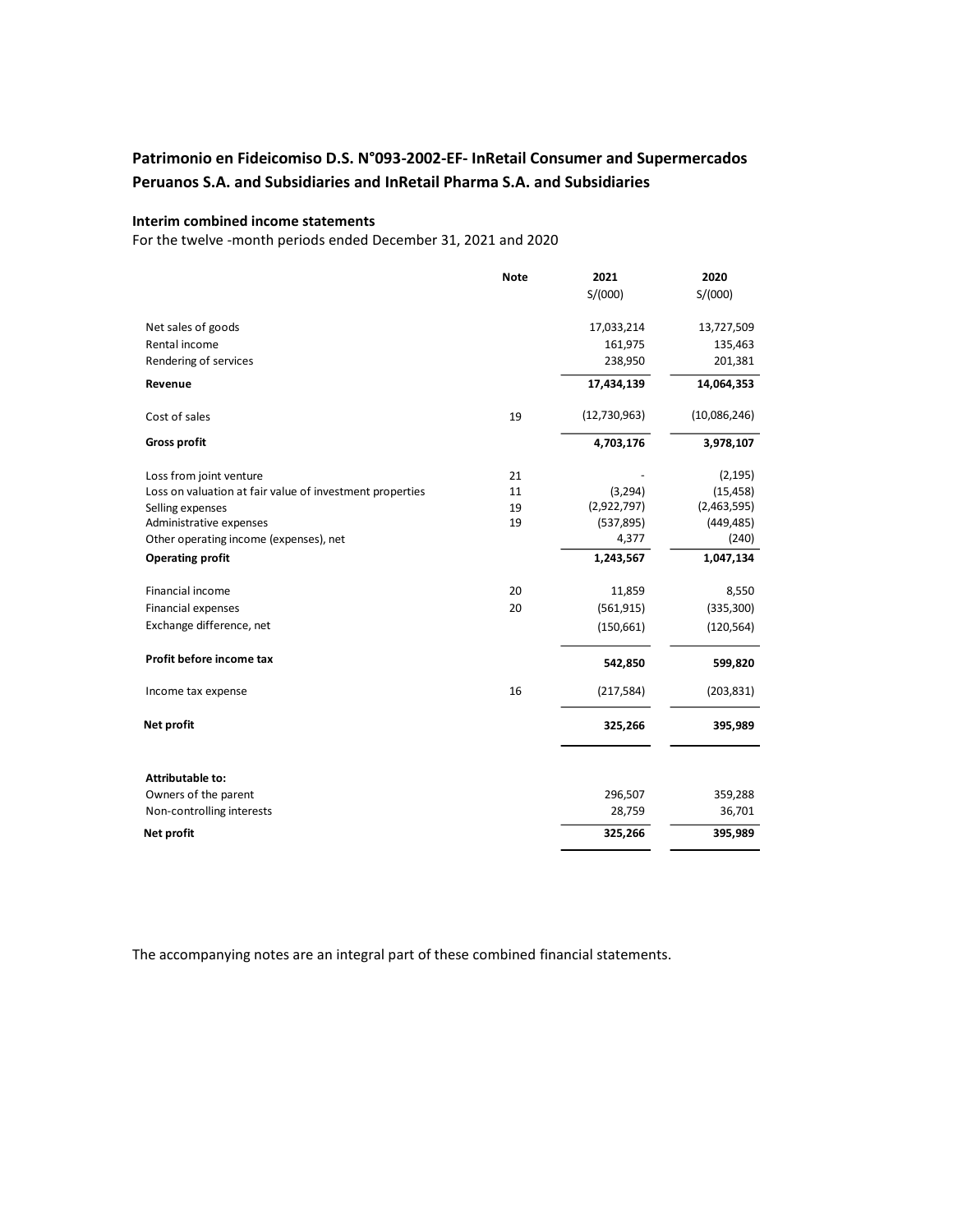## Patrimonio en Fideicomiso D.S. N°093-2002-EF- InRetail Consumer and Supermercados Peruanos S.A. and Subsidiaries and InRetail Pharma S.A. and Subsidiaries

### Interim combined income statements

For the twelve -month periods ended December 31, 2021 and 2020

| | Note | 2021<br>S/(000) | 2020<br>S/(000) |
|---|---|---|---|
| Net sales of goods | | 17,033,214 | 13,727,509 |
| Rental income | | 161,975 | 135,463 |
| Rendering of services | | 238,950 | 201,381 |
| **Revenue** | | **17,434,139** | **14,064,353** |
| Cost of sales | 19 | (12,730,963) | (10,086,246) |
| **Gross profit** | | **4,703,176** | **3,978,107** |
| Loss from joint venture | 21 | - | (2,195) |
| Loss on valuation at fair value of investment properties | 11 | (3,294) | (15,458) |
| Selling expenses | 19 | (2,922,797) | (2,463,595) |
| Administrative expenses | 19 | (537,895) | (449,485) |
| Other operating income (expenses), net | | 4,377 | (240) |
| **Operating profit** | | **1,243,567** | **1,047,134** |
| Financial income | 20 | 11,859 | 8,550 |
| Financial expenses | 20 | (561,915) | (335,300) |
| Exchange difference, net | | (150,661) | (120,564) |
| **Profit before income tax** | | **542,850** | **599,820** |
| Income tax expense | 16 | (217,584) | (203,831) |
| **Net profit** | | **325,266** | **395,989** |
| **Attributable to:** | | | |
| Owners of the parent | | 296,507 | 359,288 |
| Non-controlling interests | | 28,759 | 36,701 |
| **Net profit** | | **325,266** | **395,989** |

The accompanying notes are an integral part of these combined financial statements.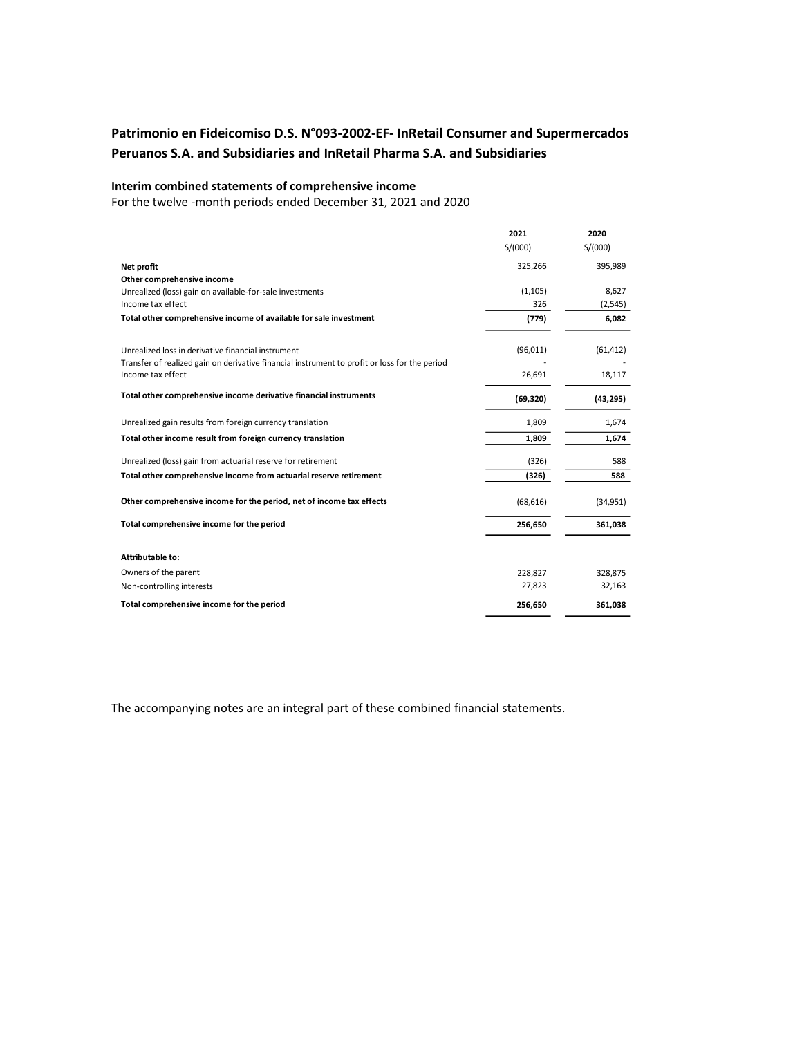## Patrimonio en Fideicomiso D.S. N°093-2002-EF- InRetail Consumer and Supermercados Peruanos S.A. and Subsidiaries and InRetail Pharma S.A. and Subsidiaries

### Interim combined statements of comprehensive income

For the twelve -month periods ended December 31, 2021 and 2020

| | 2021 | 2020 |
|---|---|---|
| | S/(000) | S/(000) |
| **Net profit** | 325,266 | 395,989 |
| **Other comprehensive income** | | |
| Unrealized (loss) gain on available-for-sale investments | (1,105) | 8,627 |
| Income tax effect | 326 | (2,545) |
| **Total other comprehensive income of available for sale investment** | **(779)** | **6,082** |
| Unrealized loss in derivative financial instrument | (96,011) | (61,412) |
| Transfer of realized gain on derivative financial instrument to profit or loss for the period | - | - |
| Income tax effect | 26,691 | 18,117 |
| **Total other comprehensive income derivative financial instruments** | **(69,320)** | **(43,295)** |
| Unrealized gain results from foreign currency translation | 1,809 | 1,674 |
| **Total other income result from foreign currency translation** | **1,809** | **1,674** |
| Unrealized (loss) gain from actuarial reserve for retirement | (326) | 588 |
| **Total other comprehensive income from actuarial reserve retirement** | **(326)** | **588** |
| **Other comprehensive income for the period, net of income tax effects** | (68,616) | (34,951) |
| **Total comprehensive income for the period** | **256,650** | **361,038** |
| **Attributable to:** | | |
| Owners of the parent | 228,827 | 328,875 |
| Non-controlling interests | 27,823 | 32,163 |
| **Total comprehensive income for the period** | **256,650** | **361,038** |

The accompanying notes are an integral part of these combined financial statements.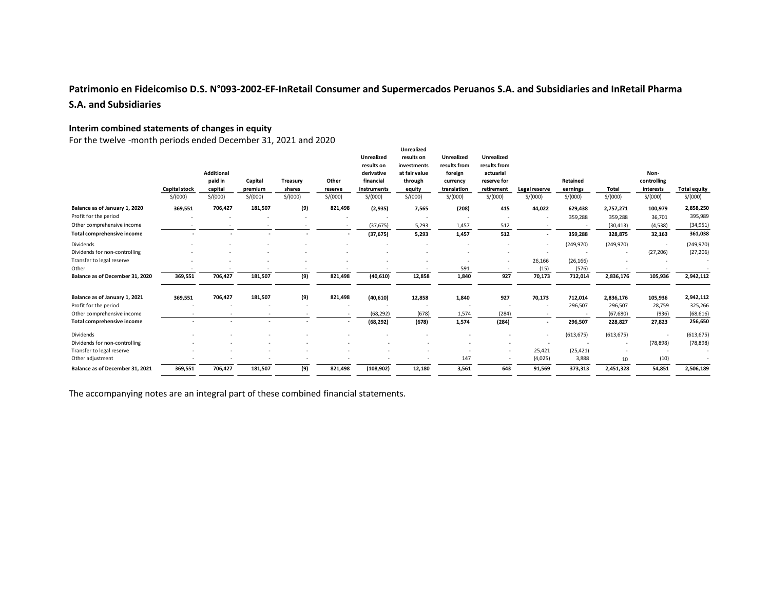## Patrimonio en Fideicomiso D.S. N°093-2002-EF-InRetail Consumer and Supermercados Peruanos S.A. and Subsidiaries and InRetail Pharma S.A. and Subsidiaries

### Interim combined statements of changes in equity

For the twelve -month periods ended December 31, 2021 and 2020

| | Capital stock | Additional paid in capital | Capital premium | Treasury shares | Other reserve | Unrealized results on derivative financial instruments | Unrealized results on investments at fair value through equity | Unrealized results from foreign currency translation | Unrealized results from actuarial reserve for retirement | Legal reserve | Retained earnings | Total | Non-controlling interests | Total equity |
|---|---|---|---|---|---|---|---|---|---|---|---|---|---|---|
| | S/(000) | S/(000) | S/(000) | S/(000) | S/(000) | S/(000) | S/(000) | S/(000) | S/(000) | S/(000) | S/(000) | S/(000) | S/(000) | S/(000) |
| **Balance as of January 1, 2020** | **369,551** | **706,427** | **181,507** | **(9)** | **821,498** | **(2,935)** | **7,565** | **(208)** | **415** | **44,022** | **629,438** | **2,757,271** | **100,979** | **2,858,250** |
| Profit for the period | - | - | - | - | - | - | - | - | - | - | 359,288 | 359,288 | 36,701 | 395,989 |
| Other comprehensive income | - | - | - | - | - | (37,675) | 5,293 | 1,457 | 512 | - | - | (30,413) | (4,538) | (34,951) |
| **Total comprehensive income** | **-** | **-** | **-** | **-** | **-** | **(37,675)** | **5,293** | **1,457** | **512** | **-** | **359,288** | **328,875** | **32,163** | **361,038** |
| Dividends | - | - | - | - | - | - | - | - | - | - | (249,970) | (249,970) | - | (249,970) |
| Dividends for non-controlling | - | - | - | - | - | - | - | - | - | - | - | - | (27,206) | (27,206) |
| Transfer to legal reserve | - | - | - | - | - | - | - | - | - | 26,166 | (26,166) | - | - | - |
| Other | - | - | - | - | - | - | - | 591 | - | (15) | (576) | - | - | - |
| **Balance as of December 31, 2020** | **369,551** | **706,427** | **181,507** | **(9)** | **821,498** | **(40,610)** | **12,858** | **1,840** | **927** | **70,173** | **712,014** | **2,836,176** | **105,936** | **2,942,112** |
| | | | | | | | | | | | | | | |
| **Balance as of January 1, 2021** | **369,551** | **706,427** | **181,507** | **(9)** | **821,498** | **(40,610)** | **12,858** | **1,840** | **927** | **70,173** | **712,014** | **2,836,176** | **105,936** | **2,942,112** |
| Profit for the period | - | - | - | - | - | - | - | - | - | - | 296,507 | 296,507 | 28,759 | 325,266 |
| Other comprehensive income | - | - | - | - | - | (68,292) | (678) | 1,574 | (284) | - | - | (67,680) | (936) | (68,616) |
| **Total comprehensive income** | **-** | **-** | **-** | **-** | **-** | **(68,292)** | **(678)** | **1,574** | **(284)** | **-** | **296,507** | **228,827** | **27,823** | **256,650** |
| Dividends | - | - | - | - | - | - | - | - | - | - | (613,675) | (613,675) | - | (613,675) |
| Dividends for non-controlling | - | - | - | - | - | - | - | - | - | - | - | - | (78,898) | (78,898) |
| Transfer to legal reserve | - | - | - | - | - | - | - | - | - | 25,421 | (25,421) | - | - | - |
| Other adjustment | - | - | - | - | - | - | - | 147 | - | (4,025) | 3,888 | 10 | (10) | - |
| **Balance as of December 31, 2021** | **369,551** | **706,427** | **181,507** | **(9)** | **821,498** | **(108,902)** | **12,180** | **3,561** | **643** | **91,569** | **373,313** | **2,451,328** | **54,851** | **2,506,189** |

The accompanying notes are an integral part of these combined financial statements.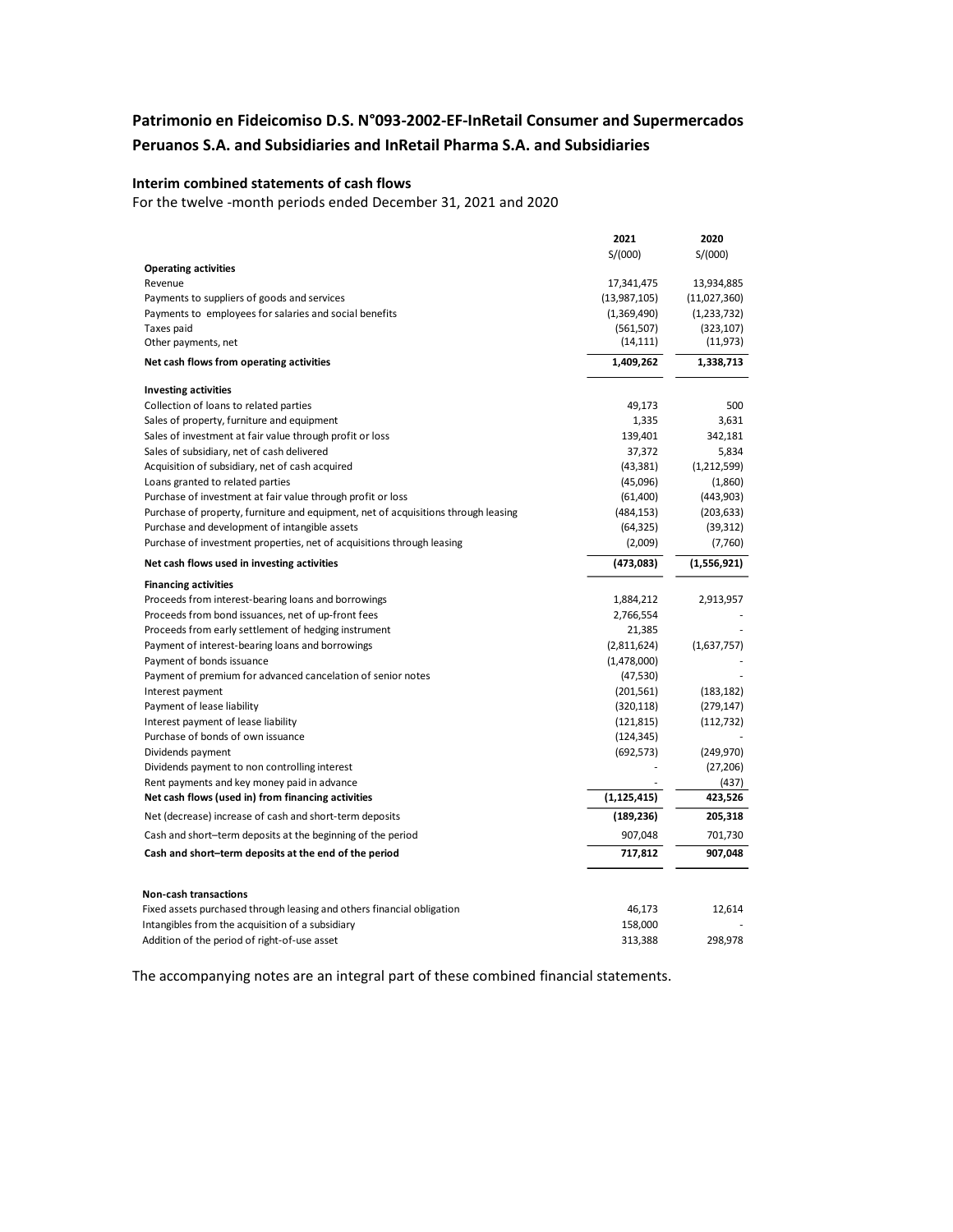# Patrimonio en Fideicomiso D.S. N°093-2002-EF-InRetail Consumer and Supermercados Peruanos S.A. and Subsidiaries and InRetail Pharma S.A. and Subsidiaries

## Interim combined statements of cash flows

For the twelve -month periods ended December 31, 2021 and 2020

| | 2021 | 2020 |
|---|---|---|
| | S/(000) | S/(000) |
| **Operating activities** | | |
| Revenue | 17,341,475 | 13,934,885 |
| Payments to suppliers of goods and services | (13,987,105) | (11,027,360) |
| Payments to employees for salaries and social benefits | (1,369,490) | (1,233,732) |
| Taxes paid | (561,507) | (323,107) |
| Other payments, net | (14,111) | (11,973) |
| **Net cash flows from operating activities** | **1,409,262** | **1,338,713** |
| **Investing activities** | | |
| Collection of loans to related parties | 49,173 | 500 |
| Sales of property, furniture and equipment | 1,335 | 3,631 |
| Sales of investment at fair value through profit or loss | 139,401 | 342,181 |
| Sales of subsidiary, net of cash delivered | 37,372 | 5,834 |
| Acquisition of subsidiary, net of cash acquired | (43,381) | (1,212,599) |
| Loans granted to related parties | (45,096) | (1,860) |
| Purchase of investment at fair value through profit or loss | (61,400) | (443,903) |
| Purchase of property, furniture and equipment, net of acquisitions through leasing | (484,153) | (203,633) |
| Purchase and development of intangible assets | (64,325) | (39,312) |
| Purchase of investment properties, net of acquisitions through leasing | (2,009) | (7,760) |
| **Net cash flows used in investing activities** | **(473,083)** | **(1,556,921)** |
| **Financing activities** | | |
| Proceeds from interest-bearing loans and borrowings | 1,884,212 | 2,913,957 |
| Proceeds from bond issuances, net of up-front fees | 2,766,554 | - |
| Proceeds from early settlement of hedging instrument | 21,385 | - |
| Payment of interest-bearing loans and borrowings | (2,811,624) | (1,637,757) |
| Payment of bonds issuance | (1,478,000) | - |
| Payment of premium for advanced cancelation of senior notes | (47,530) | - |
| Interest payment | (201,561) | (183,182) |
| Payment of lease liability | (320,118) | (279,147) |
| Interest payment of lease liability | (121,815) | (112,732) |
| Purchase of bonds of own issuance | (124,345) | - |
| Dividends payment | (692,573) | (249,970) |
| Dividends payment to non controlling interest | - | (27,206) |
| Rent payments and key money paid in advance | - | (437) |
| **Net cash flows (used in) from financing activities** | **(1,125,415)** | **423,526** |
| Net (decrease) increase of cash and short-term deposits | **(189,236)** | **205,318** |
| Cash and short–term deposits at the beginning of the period | 907,048 | 701,730 |
| **Cash and short–term deposits at the end of the period** | **717,812** | **907,048** |
| | | |
| **Non-cash transactions** | | |
| Fixed assets purchased through leasing and others financial obligation | 46,173 | 12,614 |
| Intangibles from the acquisition of a subsidiary | 158,000 | - |
| Addition of the period of right-of-use asset | 313,388 | 298,978 |

The accompanying notes are an integral part of these combined financial statements.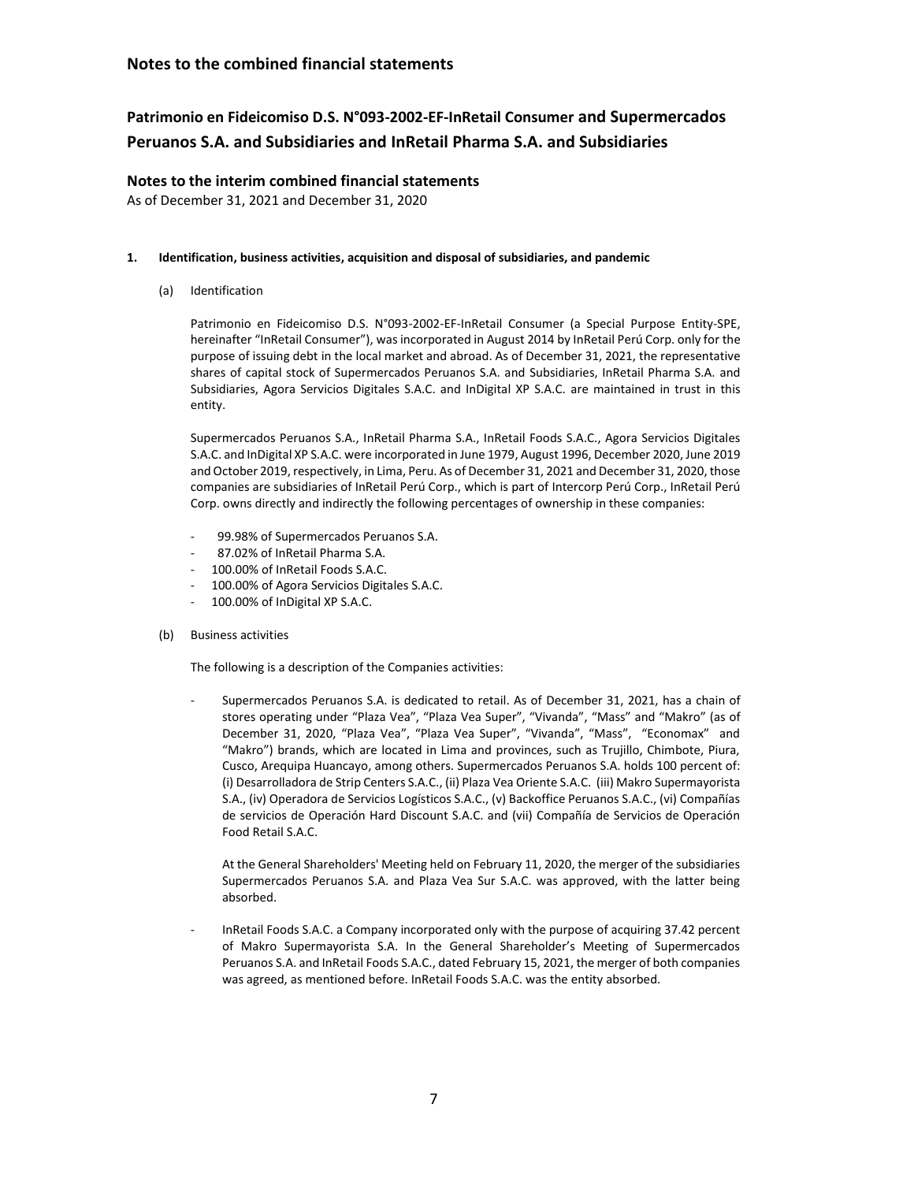# Patrimonio en Fideicomiso D.S. N°093-2002-EF-InRetail Consumer and Supermercados Peruanos S.A. and Subsidiaries and InRetail Pharma S.A. and Subsidiaries

## Notes to the interim combined financial statements

As of December 31, 2021 and December 31, 2020

**1. Identification, business activities, acquisition and disposal of subsidiaries, and pandemic**

(a) Identification

Patrimonio en Fideicomiso D.S. N°093-2002-EF-InRetail Consumer (a Special Purpose Entity-SPE, hereinafter "InRetail Consumer"), was incorporated in August 2014 by InRetail Perú Corp. only for the purpose of issuing debt in the local market and abroad. As of December 31, 2021, the representative shares of capital stock of Supermercados Peruanos S.A. and Subsidiaries, InRetail Pharma S.A. and Subsidiaries, Agora Servicios Digitales S.A.C. and InDigital XP S.A.C. are maintained in trust in this entity.

Supermercados Peruanos S.A., InRetail Pharma S.A., InRetail Foods S.A.C., Agora Servicios Digitales S.A.C. and InDigital XP S.A.C. were incorporated in June 1979, August 1996, December 2020, June 2019 and October 2019, respectively, in Lima, Peru. As of December 31, 2021 and December 31, 2020, those companies are subsidiaries of InRetail Perú Corp., which is part of Intercorp Perú Corp., InRetail Perú Corp. owns directly and indirectly the following percentages of ownership in these companies:

- 99.98% of Supermercados Peruanos S.A.
- 87.02% of InRetail Pharma S.A.
- 100.00% of InRetail Foods S.A.C.
- 100.00% of Agora Servicios Digitales S.A.C.
- 100.00% of InDigital XP S.A.C.

(b) Business activities

The following is a description of the Companies activities:

- Supermercados Peruanos S.A. is dedicated to retail. As of December 31, 2021, has a chain of stores operating under "Plaza Vea", "Plaza Vea Super", "Vivanda", "Mass" and "Makro" (as of December 31, 2020, "Plaza Vea", "Plaza Vea Super", "Vivanda", "Mass", "Economax" and "Makro") brands, which are located in Lima and provinces, such as Trujillo, Chimbote, Piura, Cusco, Arequipa Huancayo, among others. Supermercados Peruanos S.A. holds 100 percent of: (i) Desarrolladora de Strip Centers S.A.C., (ii) Plaza Vea Oriente S.A.C. (iii) Makro Supermayorista S.A., (iv) Operadora de Servicios Logísticos S.A.C., (v) Backoffice Peruanos S.A.C., (vi) Compañías de servicios de Operación Hard Discount S.A.C. and (vii) Compañía de Servicios de Operación Food Retail S.A.C.

  At the General Shareholders' Meeting held on February 11, 2020, the merger of the subsidiaries Supermercados Peruanos S.A. and Plaza Vea Sur S.A.C. was approved, with the latter being absorbed.

- InRetail Foods S.A.C. a Company incorporated only with the purpose of acquiring 37.42 percent of Makro Supermayorista S.A. In the General Shareholder's Meeting of Supermercados Peruanos S.A. and InRetail Foods S.A.C., dated February 15, 2021, the merger of both companies was agreed, as mentioned before. InRetail Foods S.A.C. was the entity absorbed.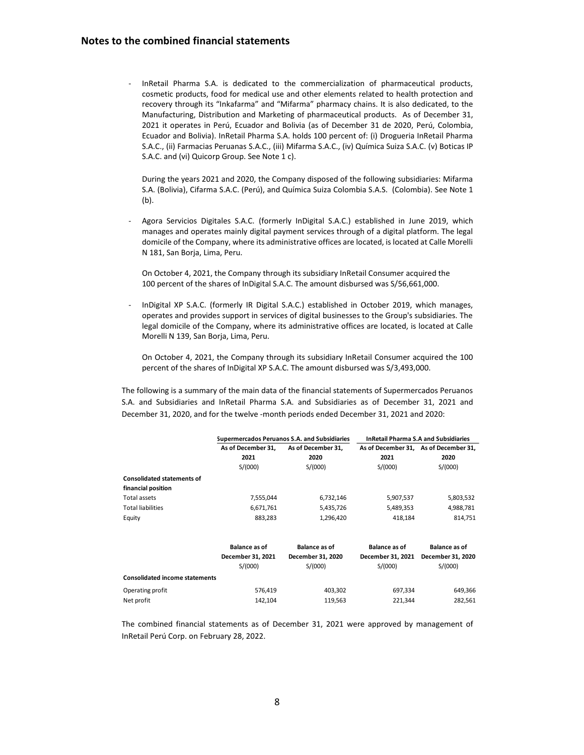## Notes to the combined financial statements

- InRetail Pharma S.A. is dedicated to the commercialization of pharmaceutical products, cosmetic products, food for medical use and other elements related to health protection and recovery through its "Inkafarma" and "Mifarma" pharmacy chains. It is also dedicated, to the Manufacturing, Distribution and Marketing of pharmaceutical products. As of December 31, 2021 it operates in Perú, Ecuador and Bolivia (as of December 31 de 2020, Perú, Colombia, Ecuador and Bolivia). InRetail Pharma S.A. holds 100 percent of: (i) Drogueria InRetail Pharma S.A.C., (ii) Farmacias Peruanas S.A.C., (iii) Mifarma S.A.C., (iv) Química Suiza S.A.C. (v) Boticas IP S.A.C. and (vi) Quicorp Group. See Note 1 c).

  During the years 2021 and 2020, the Company disposed of the following subsidiaries: Mifarma S.A. (Bolivia), Cifarma S.A.C. (Perú), and Quίmica Suiza Colombia S.A.S. (Colombia). See Note 1 (b).

- Agora Servicios Digitales S.A.C. (formerly InDigital S.A.C.) established in June 2019, which manages and operates mainly digital payment services through of a digital platform. The legal domicile of the Company, where its administrative offices are located, is located at Calle Morelli N 181, San Borja, Lima, Peru.

  On October 4, 2021, the Company through its subsidiary InRetail Consumer acquired the 100 percent of the shares of InDigital S.A.C. The amount disbursed was S/56,661,000.

- InDigital XP S.A.C. (formerly IR Digital S.A.C.) established in October 2019, which manages, operates and provides support in services of digital businesses to the Group's subsidiaries. The legal domicile of the Company, where its administrative offices are located, is located at Calle Morelli N 139, San Borja, Lima, Peru.

  On October 4, 2021, the Company through its subsidiary InRetail Consumer acquired the 100 percent of the shares of InDigital XP S.A.C. The amount disbursed was S/3,493,000.

The following is a summary of the main data of the financial statements of Supermercados Peruanos S.A. and Subsidiaries and InRetail Pharma S.A. and Subsidiaries as of December 31, 2021 and December 31, 2020, and for the twelve -month periods ended December 31, 2021 and 2020:

| | Supermercados Peruanos S.A. and Subsidiaries | | InRetail Pharma S.A and Subsidiaries | |
|---|---|---|---|---|
| | As of December 31, 2021 | As of December 31, 2020 | As of December 31, 2021 | As of December 31, 2020 |
| | S/(000) | S/(000) | S/(000) | S/(000) |
| **Consolidated statements of financial position** | | | | |
| Total assets | 7,555,044 | 6,732,146 | 5,907,537 | 5,803,532 |
| Total liabilities | 6,671,761 | 5,435,726 | 5,489,353 | 4,988,781 |
| Equity | 883,283 | 1,296,420 | 418,184 | 814,751 |
| | **Balance as of December 31, 2021** | **Balance as of December 31, 2020** | **Balance as of December 31, 2021** | **Balance as of December 31, 2020** |
| | S/(000) | S/(000) | S/(000) | S/(000) |
| **Consolidated income statements** | | | | |
| Operating profit | 576,419 | 403,302 | 697,334 | 649,366 |
| Net profit | 142,104 | 119,563 | 221,344 | 282,561 |

The combined financial statements as of December 31, 2021 were approved by management of InRetail Perú Corp. on February 28, 2022.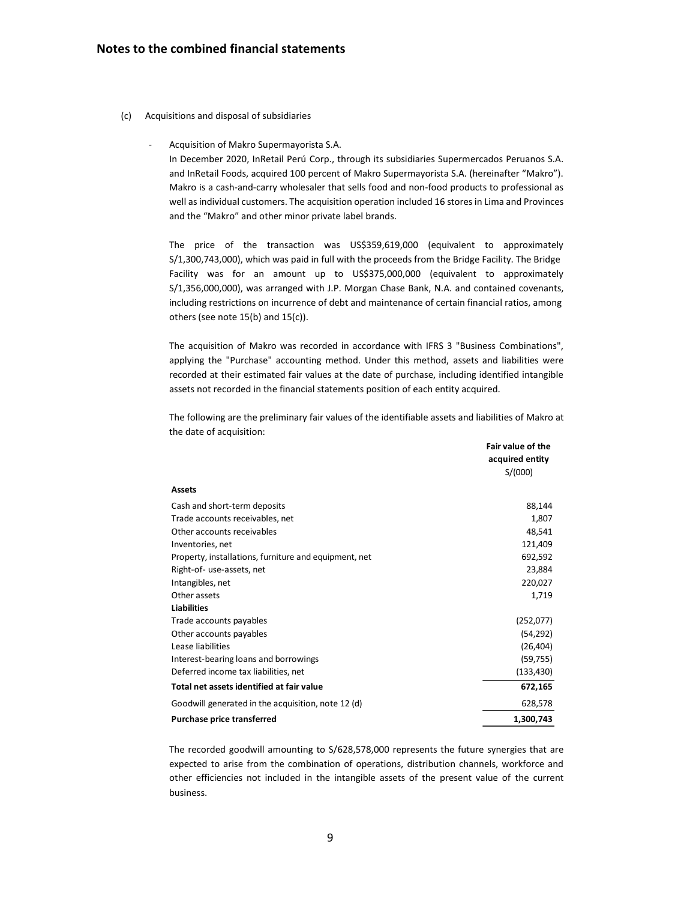(c) Acquisitions and disposal of subsidiaries

- Acquisition of Makro Supermayorista S.A.

  In December 2020, InRetail Perú Corp., through its subsidiaries Supermercados Peruanos S.A. and InRetail Foods, acquired 100 percent of Makro Supermayorista S.A. (hereinafter "Makro"). Makro is a cash-and-carry wholesaler that sells food and non-food products to professional as well as individual customers. The acquisition operation included 16 stores in Lima and Provinces and the "Makro" and other minor private label brands.

  The price of the transaction was US$359,619,000 (equivalent to approximately S/1,300,743,000), which was paid in full with the proceeds from the Bridge Facility. The Bridge Facility was for an amount up to US$375,000,000 (equivalent to approximately S/1,356,000,000), was arranged with J.P. Morgan Chase Bank, N.A. and contained covenants, including restrictions on incurrence of debt and maintenance of certain financial ratios, among others (see note 15(b) and 15(c)).

  The acquisition of Makro was recorded in accordance with IFRS 3 "Business Combinations", applying the "Purchase" accounting method. Under this method, assets and liabilities were recorded at their estimated fair values at the date of purchase, including identified intangible assets not recorded in the financial statements position of each entity acquired.

  The following are the preliminary fair values of the identifiable assets and liabilities of Makro at the date of acquisition:

| | Fair value of the acquired entity S/(000) |
|---|---|
| **Assets** | |
| Cash and short-term deposits | 88,144 |
| Trade accounts receivables, net | 1,807 |
| Other accounts receivables | 48,541 |
| Inventories, net | 121,409 |
| Property, installations, furniture and equipment, net | 692,592 |
| Right-of- use-assets, net | 23,884 |
| Intangibles, net | 220,027 |
| Other assets | 1,719 |
| **Liabilities** | |
| Trade accounts payables | (252,077) |
| Other accounts payables | (54,292) |
| Lease liabilities | (26,404) |
| Interest-bearing loans and borrowings | (59,755) |
| Deferred income tax liabilities, net | (133,430) |
| **Total net assets identified at fair value** | **672,165** |
| Goodwill generated in the acquisition, note 12 (d) | 628,578 |
| **Purchase price transferred** | **1,300,743** |

  The recorded goodwill amounting to S/628,578,000 represents the future synergies that are expected to arise from the combination of operations, distribution channels, workforce and other efficiencies not included in the intangible assets of the present value of the current business.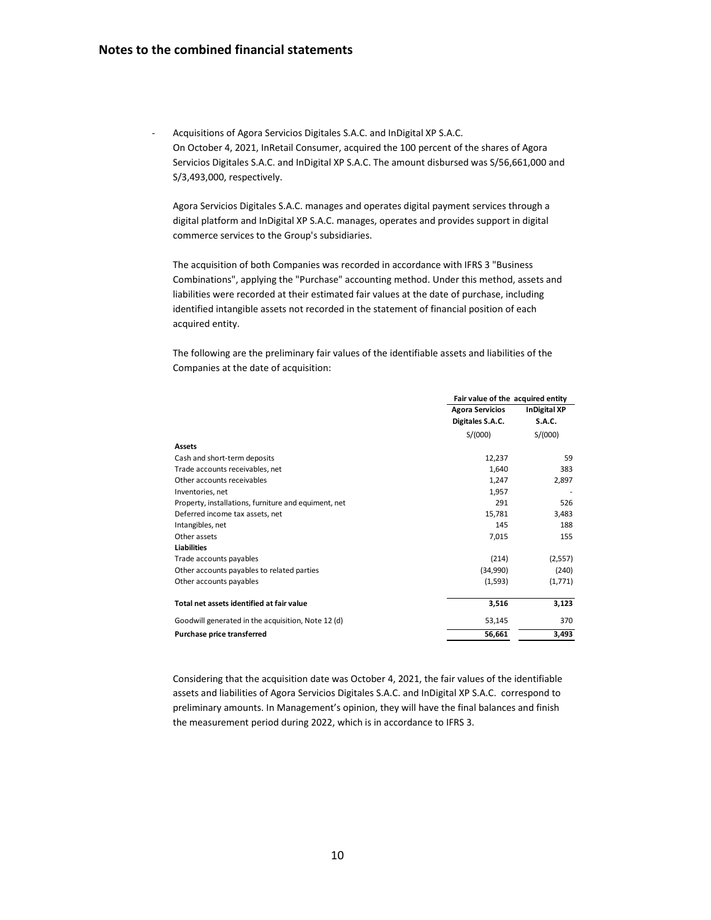- Acquisitions of Agora Servicios Digitales S.A.C. and InDigital XP S.A.C.

  On October 4, 2021, InRetail Consumer, acquired the 100 percent of the shares of Agora Servicios Digitales S.A.C. and InDigital XP S.A.C. The amount disbursed was S/56,661,000 and S/3,493,000, respectively.

  Agora Servicios Digitales S.A.C. manages and operates digital payment services through a digital platform and InDigital XP S.A.C. manages, operates and provides support in digital commerce services to the Group's subsidiaries.

  The acquisition of both Companies was recorded in accordance with IFRS 3 "Business Combinations", applying the "Purchase" accounting method. Under this method, assets and liabilities were recorded at their estimated fair values at the date of purchase, including identified intangible assets not recorded in the statement of financial position of each acquired entity.

  The following are the preliminary fair values of the identifiable assets and liabilities of the Companies at the date of acquisition:

| | Fair value of the acquired entity | |
|---|---|---|
| | Agora Servicios Digitales S.A.C. | InDigital XP S.A.C. |
| | S/(000) | S/(000) |
| **Assets** | | |
| Cash and short-term deposits | 12,237 | 59 |
| Trade accounts receivables, net | 1,640 | 383 |
| Other accounts receivables | 1,247 | 2,897 |
| Inventories, net | 1,957 | - |
| Property, installations, furniture and equiment, net | 291 | 526 |
| Deferred income tax assets, net | 15,781 | 3,483 |
| Intangibles, net | 145 | 188 |
| Other assets | 7,015 | 155 |
| **Liabilities** | | |
| Trade accounts payables | (214) | (2,557) |
| Other accounts payables to related parties | (34,990) | (240) |
| Other accounts payables | (1,593) | (1,771) |
| **Total net assets identified at fair value** | **3,516** | **3,123** |
| Goodwill generated in the acquisition, Note 12 (d) | 53,145 | 370 |
| **Purchase price transferred** | **56,661** | **3,493** |

  Considering that the acquisition date was October 4, 2021, the fair values of the identifiable assets and liabilities of Agora Servicios Digitales S.A.C. and InDigital XP S.A.C. correspond to preliminary amounts. In Management's opinion, they will have the final balances and finish the measurement period during 2022, which is in accordance to IFRS 3.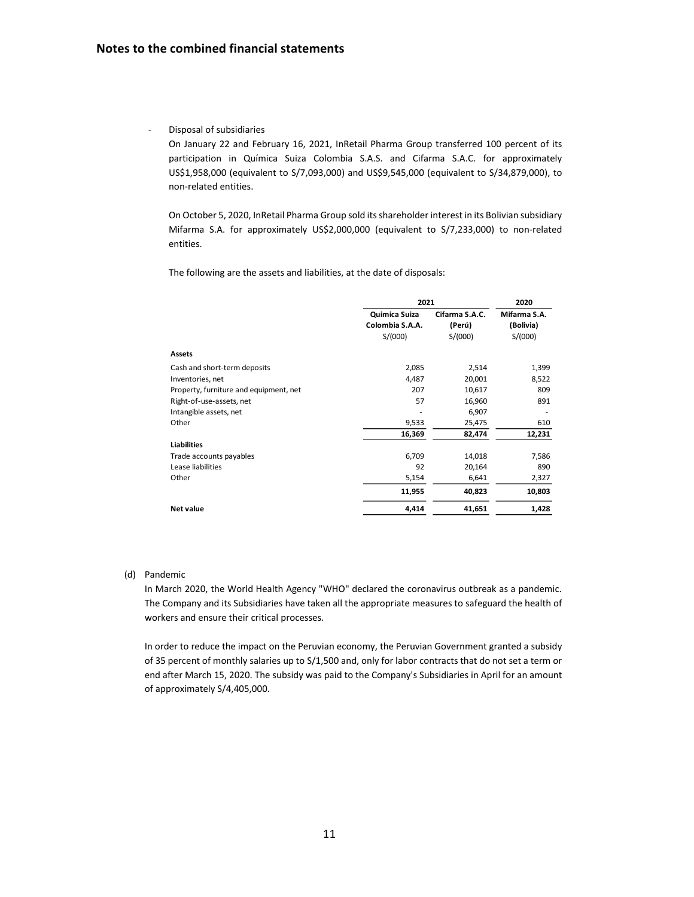## Notes to the combined financial statements

- Disposal of subsidiaries

  On January 22 and February 16, 2021, InRetail Pharma Group transferred 100 percent of its participation in Química Suiza Colombia S.A.S. and Cifarma S.A.C. for approximately US$1,958,000 (equivalent to S/7,093,000) and US$9,545,000 (equivalent to S/34,879,000), to non-related entities.

  On October 5, 2020, InRetail Pharma Group sold its shareholder interest in its Bolivian subsidiary Mifarma S.A. for approximately US$2,000,000 (equivalent to S/7,233,000) to non-related entities.

  The following are the assets and liabilities, at the date of disposals:

| | 2021 | | 2020 |
|---|---|---|---|
| | Quimica Suiza Colombia S.A.A. S/(000) | Cifarma S.A.C. (Perú) S/(000) | Mifarma S.A. (Bolivia) S/(000) |
| **Assets** | | | |
| Cash and short-term deposits | 2,085 | 2,514 | 1,399 |
| Inventories, net | 4,487 | 20,001 | 8,522 |
| Property, furniture and equipment, net | 207 | 10,617 | 809 |
| Right-of-use-assets, net | 57 | 16,960 | 891 |
| Intangible assets, net | - | 6,907 | - |
| Other | 9,533 | 25,475 | 610 |
| | **16,369** | **82,474** | **12,231** |
| **Liabilities** | | | |
| Trade accounts payables | 6,709 | 14,018 | 7,586 |
| Lease liabilities | 92 | 20,164 | 890 |
| Other | 5,154 | 6,641 | 2,327 |
| | **11,955** | **40,823** | **10,803** |
| **Net value** | **4,414** | **41,651** | **1,428** |

(d) Pandemic

In March 2020, the World Health Agency "WHO" declared the coronavirus outbreak as a pandemic. The Company and its Subsidiaries have taken all the appropriate measures to safeguard the health of workers and ensure their critical processes.

In order to reduce the impact on the Peruvian economy, the Peruvian Government granted a subsidy of 35 percent of monthly salaries up to S/1,500 and, only for labor contracts that do not set a term or end after March 15, 2020. The subsidy was paid to the Company's Subsidiaries in April for an amount of approximately S/4,405,000.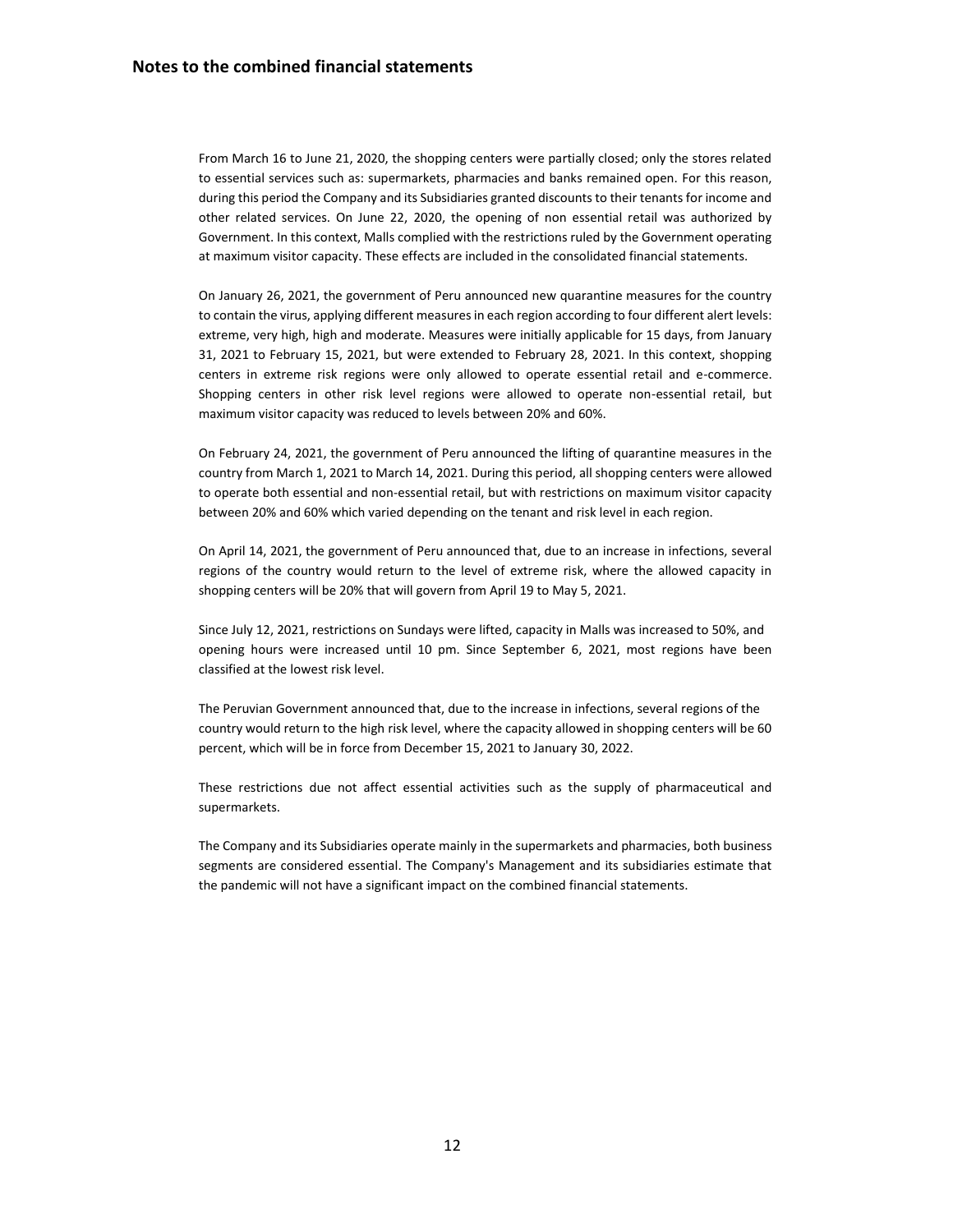From March 16 to June 21, 2020, the shopping centers were partially closed; only the stores related to essential services such as: supermarkets, pharmacies and banks remained open. For this reason, during this period the Company and its Subsidiaries granted discounts to their tenants for income and other related services. On June 22, 2020, the opening of non essential retail was authorized by Government. In this context, Malls complied with the restrictions ruled by the Government operating at maximum visitor capacity. These effects are included in the consolidated financial statements.

On January 26, 2021, the government of Peru announced new quarantine measures for the country to contain the virus, applying different measures in each region according to four different alert levels: extreme, very high, high and moderate. Measures were initially applicable for 15 days, from January 31, 2021 to February 15, 2021, but were extended to February 28, 2021. In this context, shopping centers in extreme risk regions were only allowed to operate essential retail and e-commerce. Shopping centers in other risk level regions were allowed to operate non-essential retail, but maximum visitor capacity was reduced to levels between 20% and 60%.

On February 24, 2021, the government of Peru announced the lifting of quarantine measures in the country from March 1, 2021 to March 14, 2021. During this period, all shopping centers were allowed to operate both essential and non-essential retail, but with restrictions on maximum visitor capacity between 20% and 60% which varied depending on the tenant and risk level in each region.

On April 14, 2021, the government of Peru announced that, due to an increase in infections, several regions of the country would return to the level of extreme risk, where the allowed capacity in shopping centers will be 20% that will govern from April 19 to May 5, 2021.

Since July 12, 2021, restrictions on Sundays were lifted, capacity in Malls was increased to 50%, and opening hours were increased until 10 pm. Since September 6, 2021, most regions have been classified at the lowest risk level.

The Peruvian Government announced that, due to the increase in infections, several regions of the country would return to the high risk level, where the capacity allowed in shopping centers will be 60 percent, which will be in force from December 15, 2021 to January 30, 2022.

These restrictions due not affect essential activities such as the supply of pharmaceutical and supermarkets.

The Company and its Subsidiaries operate mainly in the supermarkets and pharmacies, both business segments are considered essential. The Company's Management and its subsidiaries estimate that the pandemic will not have a significant impact on the combined financial statements.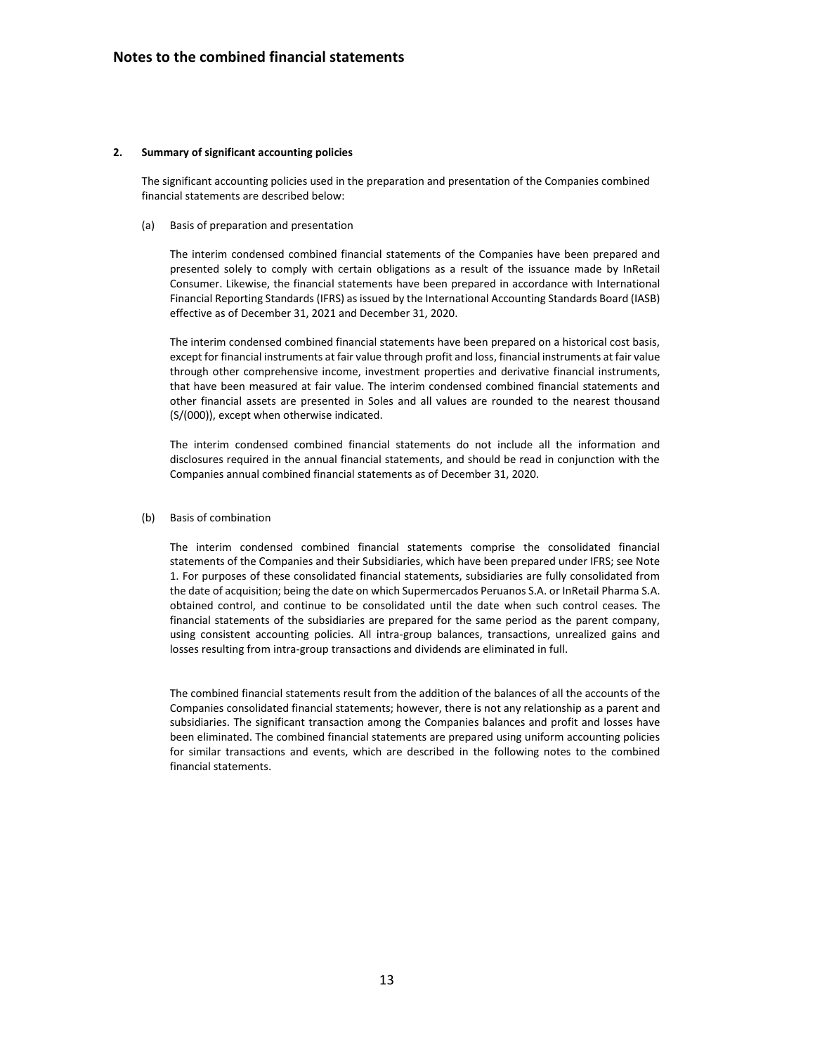## 2. Summary of significant accounting policies

The significant accounting policies used in the preparation and presentation of the Companies combined financial statements are described below:

(a) Basis of preparation and presentation

The interim condensed combined financial statements of the Companies have been prepared and presented solely to comply with certain obligations as a result of the issuance made by InRetail Consumer. Likewise, the financial statements have been prepared in accordance with International Financial Reporting Standards (IFRS) as issued by the International Accounting Standards Board (IASB) effective as of December 31, 2021 and December 31, 2020.

The interim condensed combined financial statements have been prepared on a historical cost basis, except for financial instruments at fair value through profit and loss, financial instruments at fair value through other comprehensive income, investment properties and derivative financial instruments, that have been measured at fair value. The interim condensed combined financial statements and other financial assets are presented in Soles and all values are rounded to the nearest thousand (S/(000)), except when otherwise indicated.

The interim condensed combined financial statements do not include all the information and disclosures required in the annual financial statements, and should be read in conjunction with the Companies annual combined financial statements as of December 31, 2020.

(b) Basis of combination

The interim condensed combined financial statements comprise the consolidated financial statements of the Companies and their Subsidiaries, which have been prepared under IFRS; see Note 1. For purposes of these consolidated financial statements, subsidiaries are fully consolidated from the date of acquisition; being the date on which Supermercados Peruanos S.A. or InRetail Pharma S.A. obtained control, and continue to be consolidated until the date when such control ceases. The financial statements of the subsidiaries are prepared for the same period as the parent company, using consistent accounting policies. All intra-group balances, transactions, unrealized gains and losses resulting from intra-group transactions and dividends are eliminated in full.

The combined financial statements result from the addition of the balances of all the accounts of the Companies consolidated financial statements; however, there is not any relationship as a parent and subsidiaries. The significant transaction among the Companies balances and profit and losses have been eliminated. The combined financial statements are prepared using uniform accounting policies for similar transactions and events, which are described in the following notes to the combined financial statements.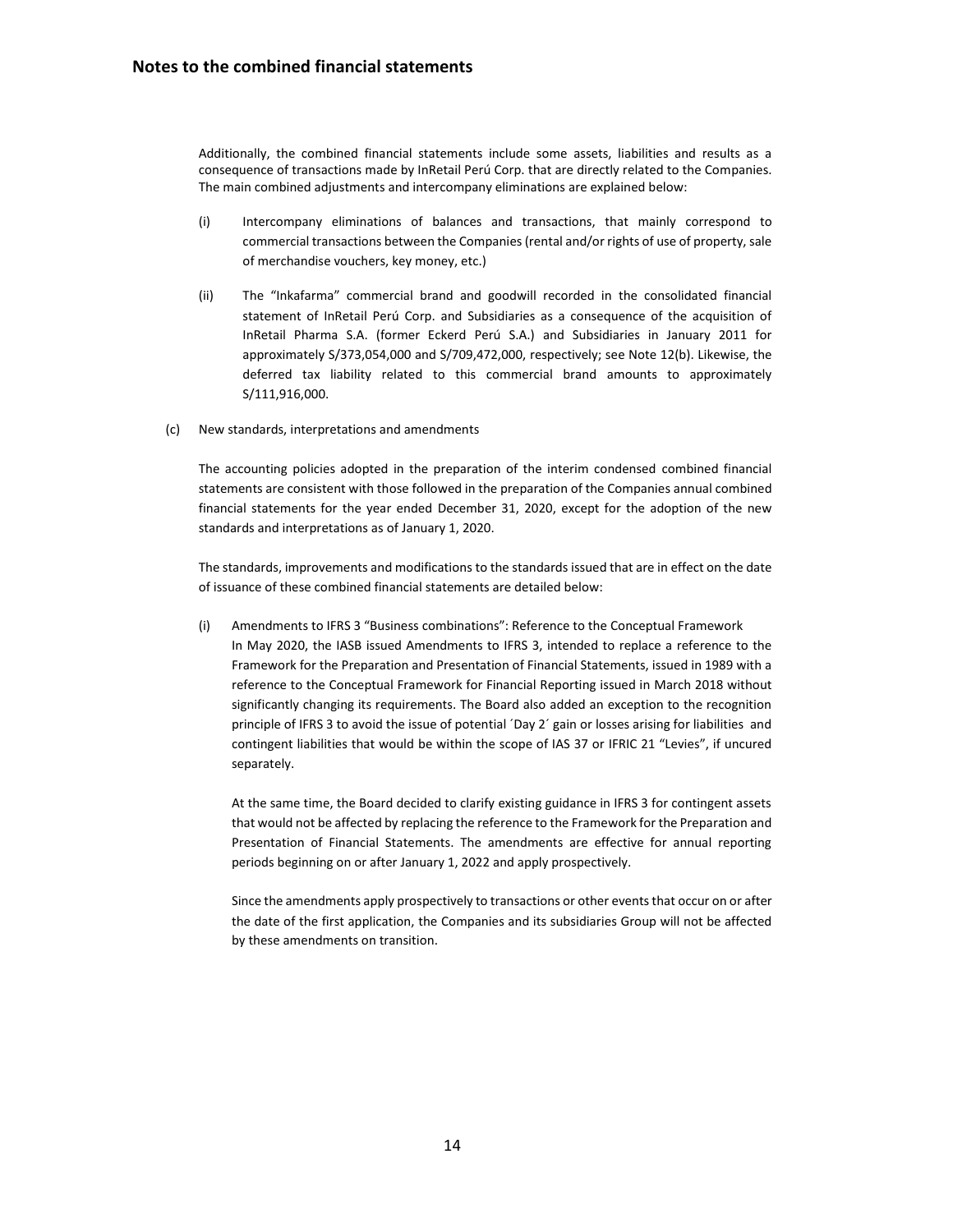Additionally, the combined financial statements include some assets, liabilities and results as a consequence of transactions made by InRetail Perú Corp. that are directly related to the Companies. The main combined adjustments and intercompany eliminations are explained below:

(i) Intercompany eliminations of balances and transactions, that mainly correspond to commercial transactions between the Companies (rental and/or rights of use of property, sale of merchandise vouchers, key money, etc.)

(ii) The "Inkafarma" commercial brand and goodwill recorded in the consolidated financial statement of InRetail Perú Corp. and Subsidiaries as a consequence of the acquisition of InRetail Pharma S.A. (former Eckerd Perú S.A.) and Subsidiaries in January 2011 for approximately S/373,054,000 and S/709,472,000, respectively; see Note 12(b). Likewise, the deferred tax liability related to this commercial brand amounts to approximately S/111,916,000.

(c) New standards, interpretations and amendments

The accounting policies adopted in the preparation of the interim condensed combined financial statements are consistent with those followed in the preparation of the Companies annual combined financial statements for the year ended December 31, 2020, except for the adoption of the new standards and interpretations as of January 1, 2020.

The standards, improvements and modifications to the standards issued that are in effect on the date of issuance of these combined financial statements are detailed below:

(i) Amendments to IFRS 3 "Business combinations": Reference to the Conceptual Framework
In May 2020, the IASB issued Amendments to IFRS 3, intended to replace a reference to the Framework for the Preparation and Presentation of Financial Statements, issued in 1989 with a reference to the Conceptual Framework for Financial Reporting issued in March 2018 without significantly changing its requirements. The Board also added an exception to the recognition principle of IFRS 3 to avoid the issue of potential ´Day 2´ gain or losses arising for liabilities and contingent liabilities that would be within the scope of IAS 37 or IFRIC 21 "Levies", if uncured separately.

At the same time, the Board decided to clarify existing guidance in IFRS 3 for contingent assets that would not be affected by replacing the reference to the Framework for the Preparation and Presentation of Financial Statements. The amendments are effective for annual reporting periods beginning on or after January 1, 2022 and apply prospectively.

Since the amendments apply prospectively to transactions or other events that occur on or after the date of the first application, the Companies and its subsidiaries Group will not be affected by these amendments on transition.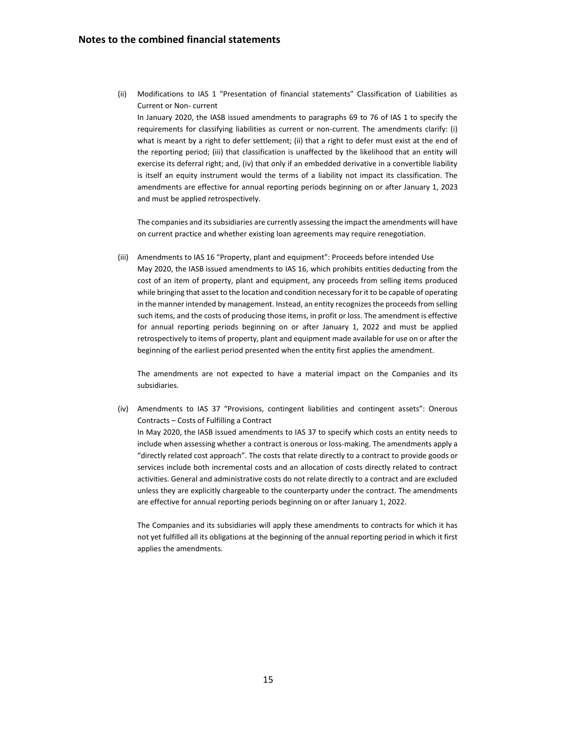(ii) Modifications to IAS 1 "Presentation of financial statements" Classification of Liabilities as Current or Non- current

In January 2020, the IASB issued amendments to paragraphs 69 to 76 of IAS 1 to specify the requirements for classifying liabilities as current or non-current. The amendments clarify: (i) what is meant by a right to defer settlement; (ii) that a right to defer must exist at the end of the reporting period; (iii) that classification is unaffected by the likelihood that an entity will exercise its deferral right; and, (iv) that only if an embedded derivative in a convertible liability is itself an equity instrument would the terms of a liability not impact its classification. The amendments are effective for annual reporting periods beginning on or after January 1, 2023 and must be applied retrospectively.

The companies and its subsidiaries are currently assessing the impact the amendments will have on current practice and whether existing loan agreements may require renegotiation.

(iii) Amendments to IAS 16 “Property, plant and equipment”: Proceeds before intended Use

May 2020, the IASB issued amendments to IAS 16, which prohibits entities deducting from the cost of an item of property, plant and equipment, any proceeds from selling items produced while bringing that asset to the location and condition necessary for it to be capable of operating in the manner intended by management. Instead, an entity recognizes the proceeds from selling such items, and the costs of producing those items, in profit or loss. The amendment is effective for annual reporting periods beginning on or after January 1, 2022 and must be applied retrospectively to items of property, plant and equipment made available for use on or after the beginning of the earliest period presented when the entity first applies the amendment.

The amendments are not expected to have a material impact on the Companies and its subsidiaries.

(iv) Amendments to IAS 37 “Provisions, contingent liabilities and contingent assets”: Onerous Contracts – Costs of Fulfilling a Contract

In May 2020, the IASB issued amendments to IAS 37 to specify which costs an entity needs to include when assessing whether a contract is onerous or loss-making. The amendments apply a “directly related cost approach”. The costs that relate directly to a contract to provide goods or services include both incremental costs and an allocation of costs directly related to contract activities. General and administrative costs do not relate directly to a contract and are excluded unless they are explicitly chargeable to the counterparty under the contract. The amendments are effective for annual reporting periods beginning on or after January 1, 2022.

The Companies and its subsidiaries will apply these amendments to contracts for which it has not yet fulfilled all its obligations at the beginning of the annual reporting period in which it first applies the amendments.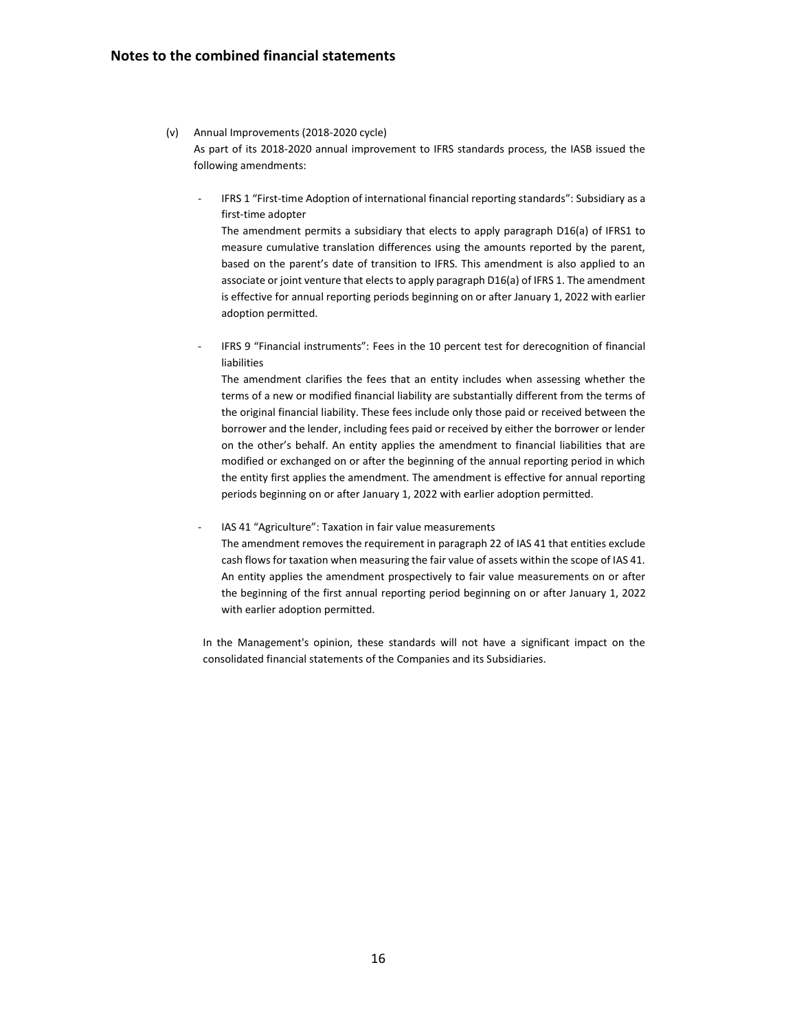(v) Annual Improvements (2018-2020 cycle)

As part of its 2018-2020 annual improvement to IFRS standards process, the IASB issued the following amendments:

- IFRS 1 "First-time Adoption of international financial reporting standards": Subsidiary as a first-time adopter

  The amendment permits a subsidiary that elects to apply paragraph D16(a) of IFRS1 to measure cumulative translation differences using the amounts reported by the parent, based on the parent's date of transition to IFRS. This amendment is also applied to an associate or joint venture that elects to apply paragraph D16(a) of IFRS 1. The amendment is effective for annual reporting periods beginning on or after January 1, 2022 with earlier adoption permitted.

- IFRS 9 "Financial instruments": Fees in the 10 percent test for derecognition of financial liabilities

  The amendment clarifies the fees that an entity includes when assessing whether the terms of a new or modified financial liability are substantially different from the terms of the original financial liability. These fees include only those paid or received between the borrower and the lender, including fees paid or received by either the borrower or lender on the other's behalf. An entity applies the amendment to financial liabilities that are modified or exchanged on or after the beginning of the annual reporting period in which the entity first applies the amendment. The amendment is effective for annual reporting periods beginning on or after January 1, 2022 with earlier adoption permitted.

- IAS 41 "Agriculture": Taxation in fair value measurements

  The amendment removes the requirement in paragraph 22 of IAS 41 that entities exclude cash flows for taxation when measuring the fair value of assets within the scope of IAS 41. An entity applies the amendment prospectively to fair value measurements on or after the beginning of the first annual reporting period beginning on or after January 1, 2022 with earlier adoption permitted.

In the Management's opinion, these standards will not have a significant impact on the consolidated financial statements of the Companies and its Subsidiaries.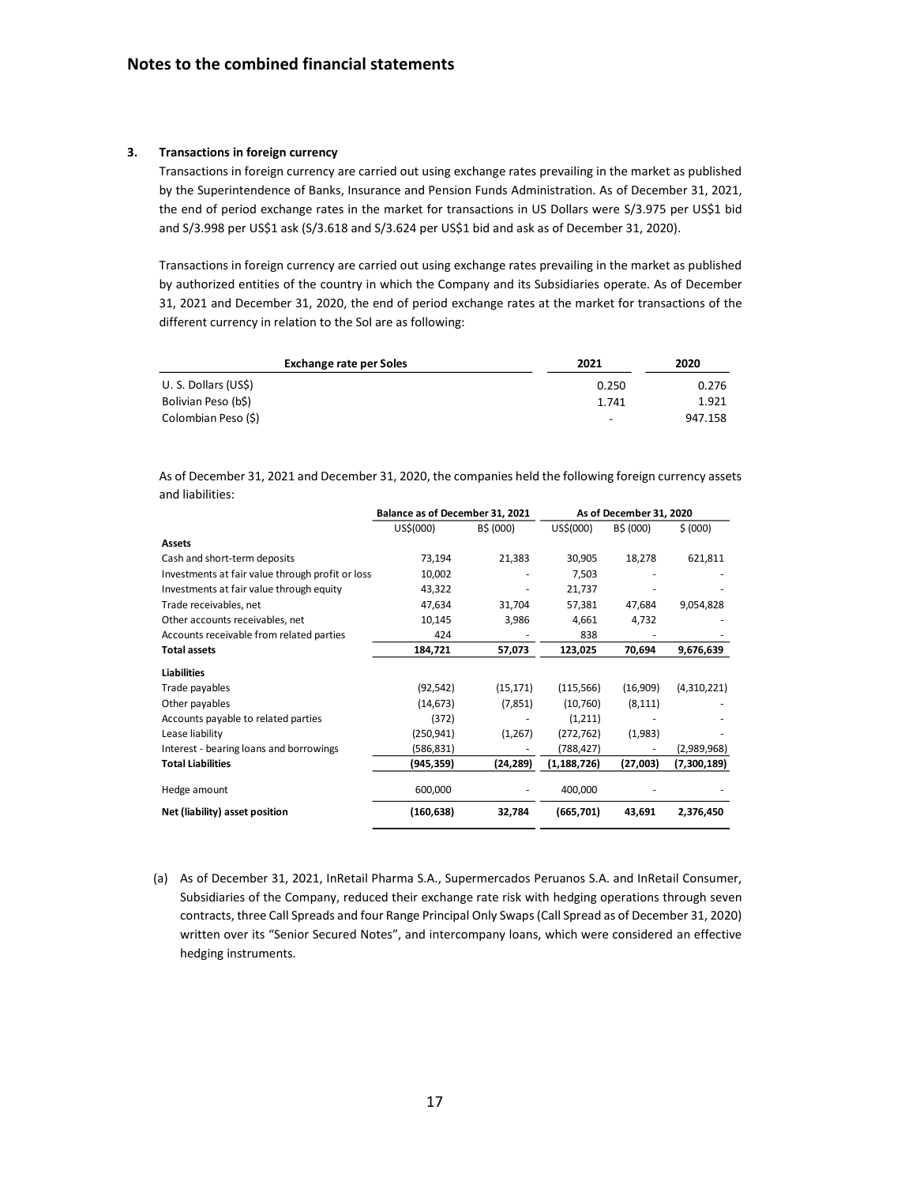## Notes to the combined financial statements

### 3. Transactions in foreign currency

Transactions in foreign currency are carried out using exchange rates prevailing in the market as published by the Superintendence of Banks, Insurance and Pension Funds Administration. As of December 31, 2021, the end of period exchange rates in the market for transactions in US Dollars were S/3.975 per US$1 bid and S/3.998 per US$1 ask (S/3.618 and S/3.624 per US$1 bid and ask as of December 31, 2020).

Transactions in foreign currency are carried out using exchange rates prevailing in the market as published by authorized entities of the country in which the Company and its Subsidiaries operate. As of December 31, 2021 and December 31, 2020, the end of period exchange rates at the market for transactions of the different currency in relation to the Sol are as following:

| Exchange rate per Soles | 2021 | 2020 |
|---|---|---|
| U. S. Dollars (US$) | 0.250 | 0.276 |
| Bolivian Peso (b$) | 1.741 | 1.921 |
| Colombian Peso ($) | - | 947.158 |

As of December 31, 2021 and December 31, 2020, the companies held the following foreign currency assets and liabilities:

| | Balance as of December 31, 2021 | | As of December 31, 2020 | | |
|---|---|---|---|---|---|
| | US$(000) | B$ (000) | US$(000) | B$ (000) | $ (000) |
| **Assets** | | | | | |
| Cash and short-term deposits | 73,194 | 21,383 | 30,905 | 18,278 | 621,811 |
| Investments at fair value through profit or loss | 10,002 | - | 7,503 | - | - |
| Investments at fair value through equity | 43,322 | - | 21,737 | - | - |
| Trade receivables, net | 47,634 | 31,704 | 57,381 | 47,684 | 9,054,828 |
| Other accounts receivables, net | 10,145 | 3,986 | 4,661 | 4,732 | - |
| Accounts receivable from related parties | 424 | - | 838 | - | - |
| **Total assets** | **184,721** | **57,073** | **123,025** | **70,694** | **9,676,639** |
| **Liabilities** | | | | | |
| Trade payables | (92,542) | (15,171) | (115,566) | (16,909) | (4,310,221) |
| Other payables | (14,673) | (7,851) | (10,760) | (8,111) | - |
| Accounts payable to related parties | (372) | - | (1,211) | - | - |
| Lease liability | (250,941) | (1,267) | (272,762) | (1,983) | - |
| Interest - bearing loans and borrowings | (586,831) | - | (788,427) | - | (2,989,968) |
| **Total Liabilities** | **(945,359)** | **(24,289)** | **(1,188,726)** | **(27,003)** | **(7,300,189)** |
| Hedge amount | 600,000 | - | 400,000 | - | - |
| **Net (liability) asset position** | **(160,638)** | **32,784** | **(665,701)** | **43,691** | **2,376,450** |

(a) As of December 31, 2021, InRetail Pharma S.A., Supermercados Peruanos S.A. and InRetail Consumer, Subsidiaries of the Company, reduced their exchange rate risk with hedging operations through seven contracts, three Call Spreads and four Range Principal Only Swaps (Call Spread as of December 31, 2020) written over its "Senior Secured Notes", and intercompany loans, which were considered an effective hedging instruments.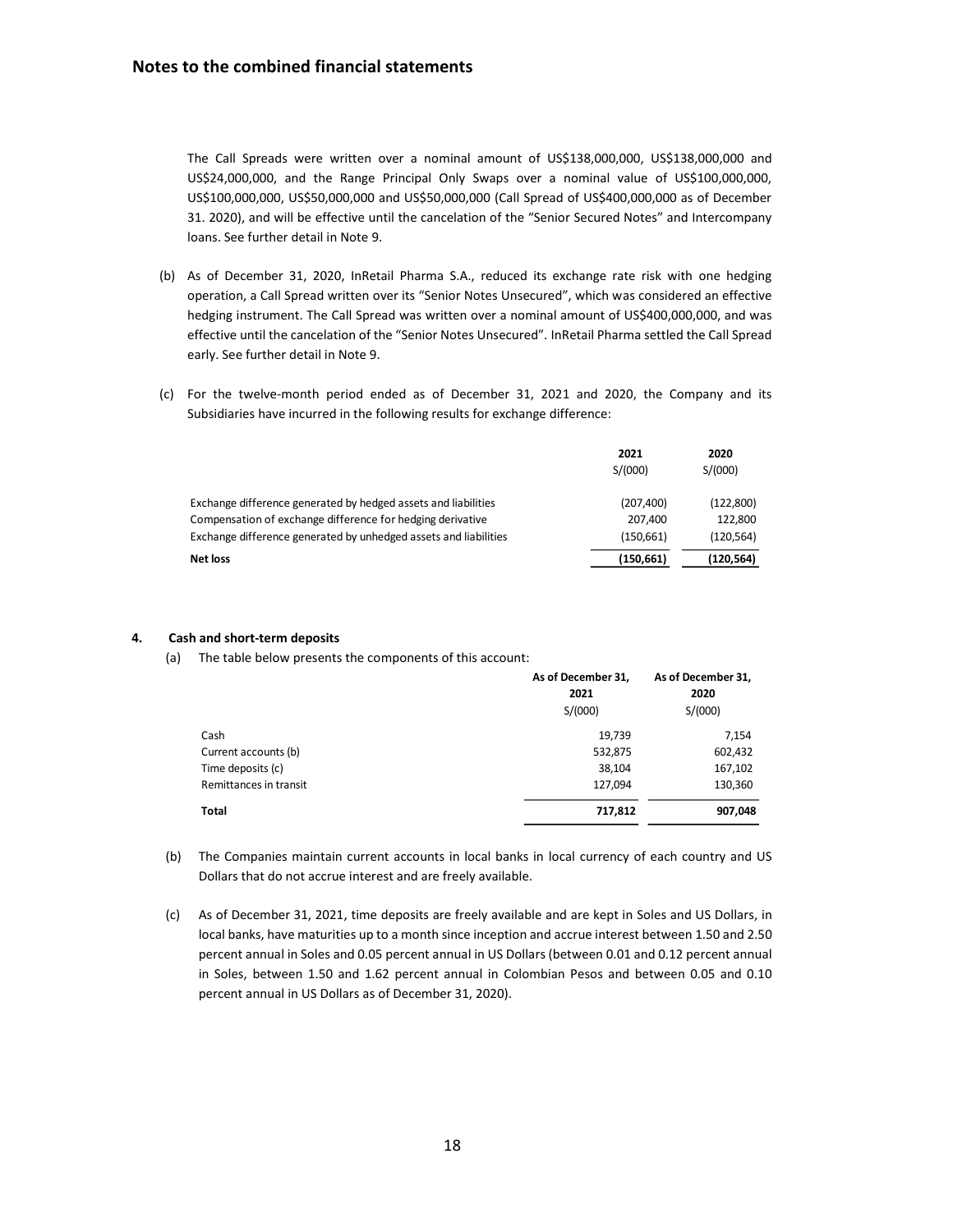## Notes to the combined financial statements

The Call Spreads were written over a nominal amount of US$138,000,000, US$138,000,000 and US$24,000,000, and the Range Principal Only Swaps over a nominal value of US$100,000,000, US$100,000,000, US$50,000,000 and US$50,000,000 (Call Spread of US$400,000,000 as of December 31. 2020), and will be effective until the cancelation of the "Senior Secured Notes" and Intercompany loans. See further detail in Note 9.

(b) As of December 31, 2020, InRetail Pharma S.A., reduced its exchange rate risk with one hedging operation, a Call Spread written over its "Senior Notes Unsecured", which was considered an effective hedging instrument. The Call Spread was written over a nominal amount of US$400,000,000, and was effective until the cancelation of the "Senior Notes Unsecured". InRetail Pharma settled the Call Spread early. See further detail in Note 9.

(c) For the twelve-month period ended as of December 31, 2021 and 2020, the Company and its Subsidiaries have incurred in the following results for exchange difference:

| | 2021<br>S/(000) | 2020<br>S/(000) |
|---|---|---|
| Exchange difference generated by hedged assets and liabilities | (207,400) | (122,800) |
| Compensation of exchange difference for hedging derivative | 207,400 | 122,800 |
| Exchange difference generated by unhedged assets and liabilities | (150,661) | (120,564) |
| **Net loss** | **(150,661)** | **(120,564)** |

## 4. Cash and short-term deposits

(a) The table below presents the components of this account:

| | As of December 31, 2021<br>S/(000) | As of December 31, 2020<br>S/(000) |
|---|---|---|
| Cash | 19,739 | 7,154 |
| Current accounts (b) | 532,875 | 602,432 |
| Time deposits (c) | 38,104 | 167,102 |
| Remittances in transit | 127,094 | 130,360 |
| **Total** | **717,812** | **907,048** |

(b) The Companies maintain current accounts in local banks in local currency of each country and US Dollars that do not accrue interest and are freely available.

(c) As of December 31, 2021, time deposits are freely available and are kept in Soles and US Dollars, in local banks, have maturities up to a month since inception and accrue interest between 1.50 and 2.50 percent annual in Soles and 0.05 percent annual in US Dollars (between 0.01 and 0.12 percent annual in Soles, between 1.50 and 1.62 percent annual in Colombian Pesos and between 0.05 and 0.10 percent annual in US Dollars as of December 31, 2020).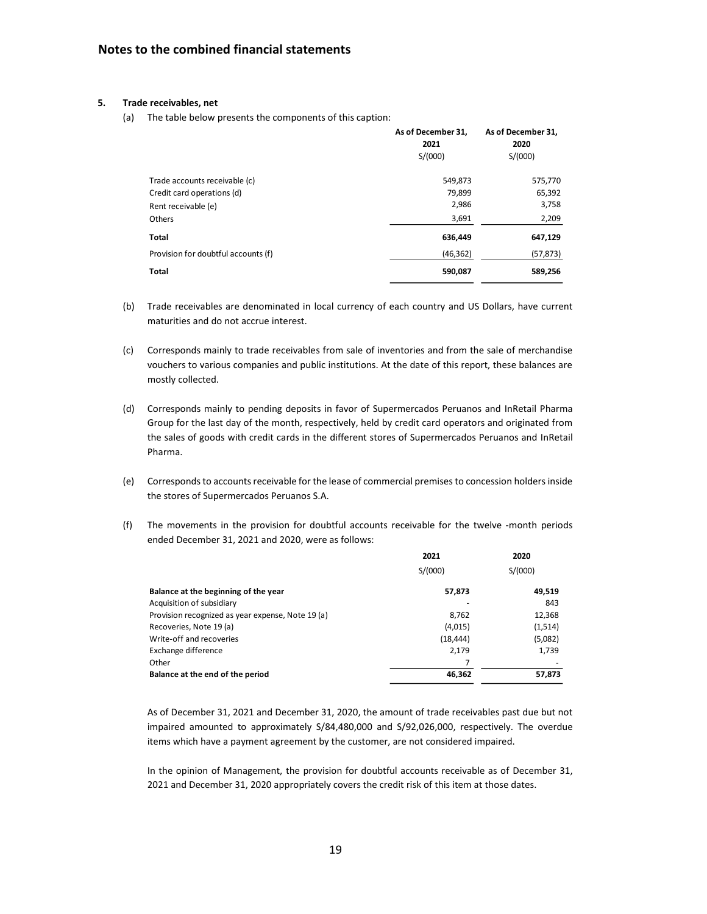## Notes to the combined financial statements

**5. Trade receivables, net**

(a) The table below presents the components of this caption:

| | As of December 31, 2021 S/(000) | As of December 31, 2020 S/(000) |
|---|---|---|
| Trade accounts receivable (c) | 549,873 | 575,770 |
| Credit card operations (d) | 79,899 | 65,392 |
| Rent receivable (e) | 2,986 | 3,758 |
| Others | 3,691 | 2,209 |
| **Total** | **636,449** | **647,129** |
| Provision for doubtful accounts (f) | (46,362) | (57,873) |
| **Total** | **590,087** | **589,256** |

(b) Trade receivables are denominated in local currency of each country and US Dollars, have current maturities and do not accrue interest.

(c) Corresponds mainly to trade receivables from sale of inventories and from the sale of merchandise vouchers to various companies and public institutions. At the date of this report, these balances are mostly collected.

(d) Corresponds mainly to pending deposits in favor of Supermercados Peruanos and InRetail Pharma Group for the last day of the month, respectively, held by credit card operators and originated from the sales of goods with credit cards in the different stores of Supermercados Peruanos and InRetail Pharma.

(e) Corresponds to accounts receivable for the lease of commercial premises to concession holders inside the stores of Supermercados Peruanos S.A.

(f) The movements in the provision for doubtful accounts receivable for the twelve -month periods ended December 31, 2021 and 2020, were as follows:

| | 2021 S/(000) | 2020 S/(000) |
|---|---|---|
| **Balance at the beginning of the year** | **57,873** | **49,519** |
| Acquisition of subsidiary | - | 843 |
| Provision recognized as year expense, Note 19 (a) | 8,762 | 12,368 |
| Recoveries, Note 19 (a) | (4,015) | (1,514) |
| Write-off and recoveries | (18,444) | (5,082) |
| Exchange difference | 2,179 | 1,739 |
| Other | 7 | - |
| **Balance at the end of the period** | **46,362** | **57,873** |

As of December 31, 2021 and December 31, 2020, the amount of trade receivables past due but not impaired amounted to approximately S/84,480,000 and S/92,026,000, respectively. The overdue items which have a payment agreement by the customer, are not considered impaired.

In the opinion of Management, the provision for doubtful accounts receivable as of December 31, 2021 and December 31, 2020 appropriately covers the credit risk of this item at those dates.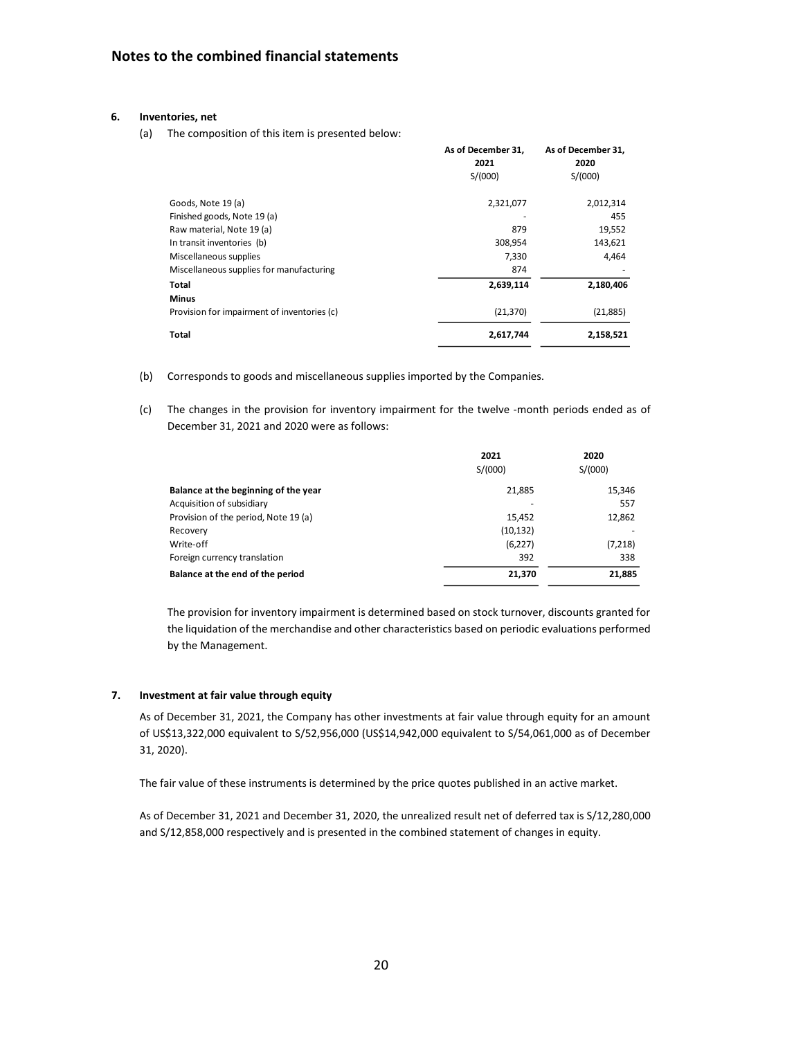## Notes to the combined financial statements

### 6. Inventories, net

(a) The composition of this item is presented below:

| | As of December 31, 2021 S/(000) | As of December 31, 2020 S/(000) |
|---|---|---|
| Goods, Note 19 (a) | 2,321,077 | 2,012,314 |
| Finished goods, Note 19 (a) | - | 455 |
| Raw material, Note 19 (a) | 879 | 19,552 |
| In transit inventories (b) | 308,954 | 143,621 |
| Miscellaneous supplies | 7,330 | 4,464 |
| Miscellaneous supplies for manufacturing | 874 | - |
| **Total** | **2,639,114** | **2,180,406** |
| **Minus** | | |
| Provision for impairment of inventories (c) | (21,370) | (21,885) |
| **Total** | **2,617,744** | **2,158,521** |

(b) Corresponds to goods and miscellaneous supplies imported by the Companies.

(c) The changes in the provision for inventory impairment for the twelve -month periods ended as of December 31, 2021 and 2020 were as follows:

| | 2021 S/(000) | 2020 S/(000) |
|---|---|---|
| **Balance at the beginning of the year** | 21,885 | 15,346 |
| Acquisition of subsidiary | - | 557 |
| Provision of the period, Note 19 (a) | 15,452 | 12,862 |
| Recovery | (10,132) | - |
| Write-off | (6,227) | (7,218) |
| Foreign currency translation | 392 | 338 |
| **Balance at the end of the period** | **21,370** | **21,885** |

The provision for inventory impairment is determined based on stock turnover, discounts granted for the liquidation of the merchandise and other characteristics based on periodic evaluations performed by the Management.

### 7. Investment at fair value through equity

As of December 31, 2021, the Company has other investments at fair value through equity for an amount of US$13,322,000 equivalent to S/52,956,000 (US$14,942,000 equivalent to S/54,061,000 as of December 31, 2020).

The fair value of these instruments is determined by the price quotes published in an active market.

As of December 31, 2021 and December 31, 2020, the unrealized result net of deferred tax is S/12,280,000 and S/12,858,000 respectively and is presented in the combined statement of changes in equity.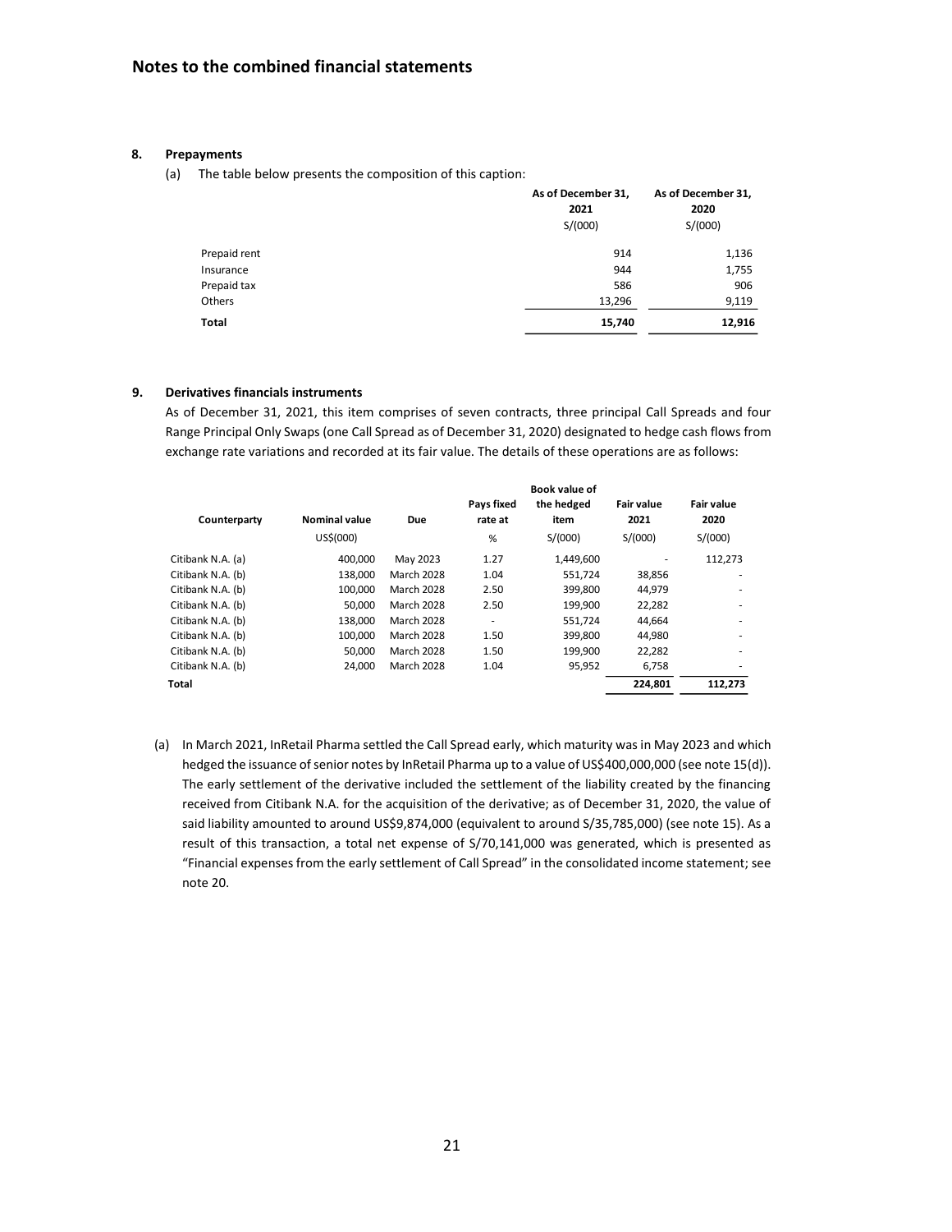## Notes to the combined financial statements

### 8. Prepayments

(a) The table below presents the composition of this caption:

| | As of December 31, 2021 | As of December 31, 2020 |
|---|---|---|
| | S/(000) | S/(000) |
| Prepaid rent | 914 | 1,136 |
| Insurance | 944 | 1,755 |
| Prepaid tax | 586 | 906 |
| Others | 13,296 | 9,119 |
| **Total** | **15,740** | **12,916** |

### 9. Derivatives financials instruments

As of December 31, 2021, this item comprises of seven contracts, three principal Call Spreads and four Range Principal Only Swaps (one Call Spread as of December 31, 2020) designated to hedge cash flows from exchange rate variations and recorded at its fair value. The details of these operations are as follows:

| Counterparty | Nominal value | Due | Pays fixed rate at | Book value of the hedged item | Fair value 2021 | Fair value 2020 |
|---|---|---|---|---|---|---|
| | US$(000) | | % | S/(000) | S/(000) | S/(000) |
| Citibank N.A. (a) | 400,000 | May 2023 | 1.27 | 1,449,600 | - | 112,273 |
| Citibank N.A. (b) | 138,000 | March 2028 | 1.04 | 551,724 | 38,856 | - |
| Citibank N.A. (b) | 100,000 | March 2028 | 2.50 | 399,800 | 44,979 | - |
| Citibank N.A. (b) | 50,000 | March 2028 | 2.50 | 199,900 | 22,282 | - |
| Citibank N.A. (b) | 138,000 | March 2028 | - | 551,724 | 44,664 | - |
| Citibank N.A. (b) | 100,000 | March 2028 | 1.50 | 399,800 | 44,980 | - |
| Citibank N.A. (b) | 50,000 | March 2028 | 1.50 | 199,900 | 22,282 | - |
| Citibank N.A. (b) | 24,000 | March 2028 | 1.04 | 95,952 | 6,758 | - |
| **Total** | | | | | **224,801** | **112,273** |

(a) In March 2021, InRetail Pharma settled the Call Spread early, which maturity was in May 2023 and which hedged the issuance of senior notes by InRetail Pharma up to a value of US$400,000,000 (see note 15(d)). The early settlement of the derivative included the settlement of the liability created by the financing received from Citibank N.A. for the acquisition of the derivative; as of December 31, 2020, the value of said liability amounted to around US$9,874,000 (equivalent to around S/35,785,000) (see note 15). As a result of this transaction, a total net expense of S/70,141,000 was generated, which is presented as "Financial expenses from the early settlement of Call Spread" in the consolidated income statement; see note 20.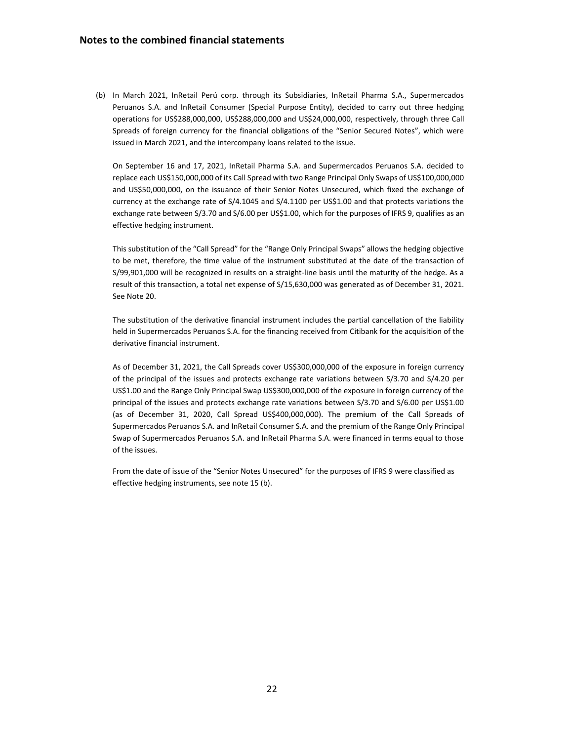(b) In March 2021, InRetail Perú corp. through its Subsidiaries, InRetail Pharma S.A., Supermercados Peruanos S.A. and InRetail Consumer (Special Purpose Entity), decided to carry out three hedging operations for US$288,000,000, US$288,000,000 and US$24,000,000, respectively, through three Call Spreads of foreign currency for the financial obligations of the "Senior Secured Notes", which were issued in March 2021, and the intercompany loans related to the issue.

On September 16 and 17, 2021, InRetail Pharma S.A. and Supermercados Peruanos S.A. decided to replace each US$150,000,000 of its Call Spread with two Range Principal Only Swaps of US$100,000,000 and US$50,000,000, on the issuance of their Senior Notes Unsecured, which fixed the exchange of currency at the exchange rate of S/4.1045 and S/4.1100 per US$1.00 and that protects variations the exchange rate between S/3.70 and S/6.00 per US$1.00, which for the purposes of IFRS 9, qualifies as an effective hedging instrument.

This substitution of the "Call Spread" for the "Range Only Principal Swaps" allows the hedging objective to be met, therefore, the time value of the instrument substituted at the date of the transaction of S/99,901,000 will be recognized in results on a straight-line basis until the maturity of the hedge. As a result of this transaction, a total net expense of S/15,630,000 was generated as of December 31, 2021. See Note 20.

The substitution of the derivative financial instrument includes the partial cancellation of the liability held in Supermercados Peruanos S.A. for the financing received from Citibank for the acquisition of the derivative financial instrument.

As of December 31, 2021, the Call Spreads cover US$300,000,000 of the exposure in foreign currency of the principal of the issues and protects exchange rate variations between S/3.70 and S/4.20 per US$1.00 and the Range Only Principal Swap US$300,000,000 of the exposure in foreign currency of the principal of the issues and protects exchange rate variations between S/3.70 and S/6.00 per US$1.00 (as of December 31, 2020, Call Spread US$400,000,000). The premium of the Call Spreads of Supermercados Peruanos S.A. and InRetail Consumer S.A. and the premium of the Range Only Principal Swap of Supermercados Peruanos S.A. and InRetail Pharma S.A. were financed in terms equal to those of the issues.

From the date of issue of the "Senior Notes Unsecured" for the purposes of IFRS 9 were classified as effective hedging instruments, see note 15 (b).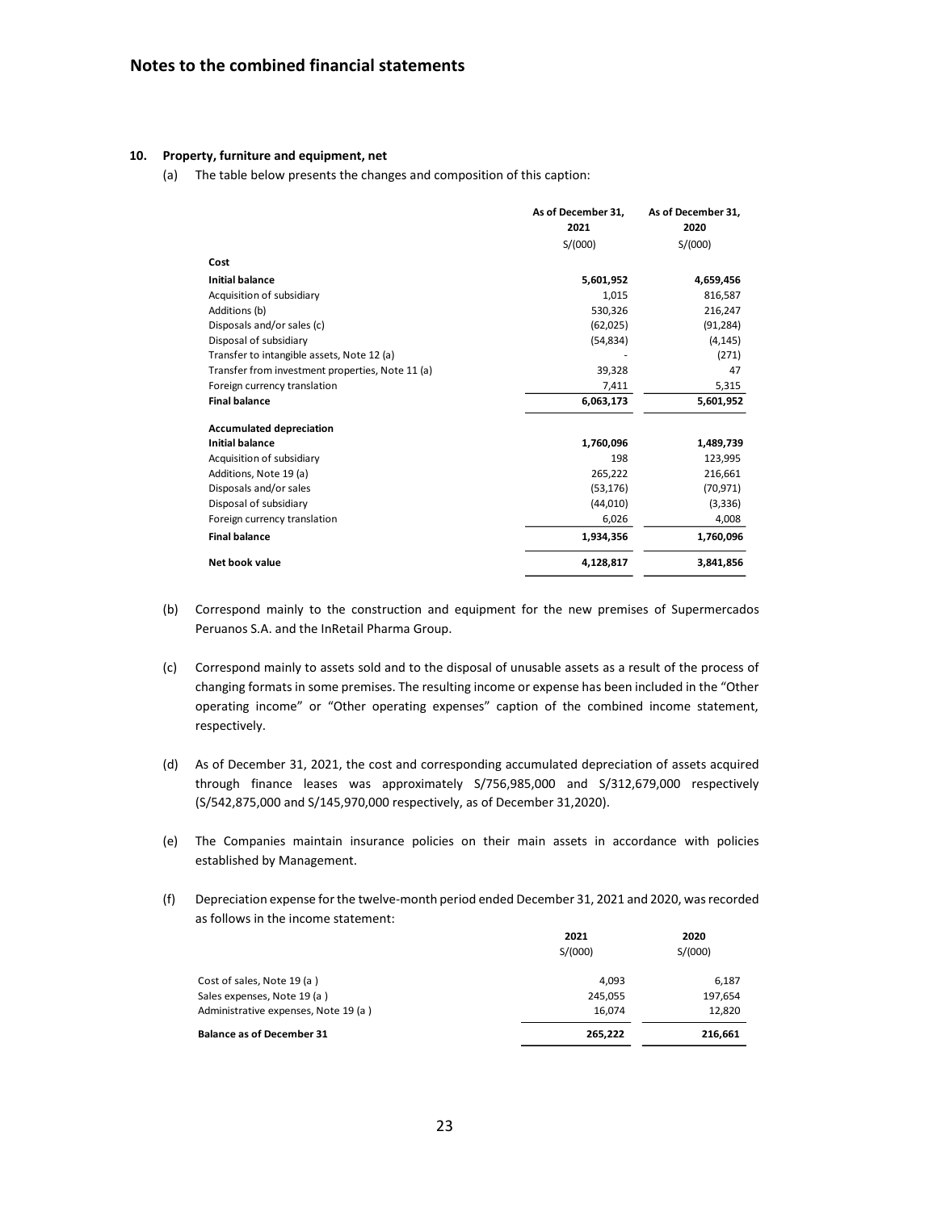## Notes to the combined financial statements

### 10. Property, furniture and equipment, net

(a) The table below presents the changes and composition of this caption:

| | As of December 31, 2021 | As of December 31, 2020 |
|---|---|---|
| | S/(000) | S/(000) |
| **Cost** | | |
| **Initial balance** | **5,601,952** | **4,659,456** |
| Acquisition of subsidiary | 1,015 | 816,587 |
| Additions (b) | 530,326 | 216,247 |
| Disposals and/or sales (c) | (62,025) | (91,284) |
| Disposal of subsidiary | (54,834) | (4,145) |
| Transfer to intangible assets, Note 12 (a) | - | (271) |
| Transfer from investment properties, Note 11 (a) | 39,328 | 47 |
| Foreign currency translation | 7,411 | 5,315 |
| **Final balance** | **6,063,173** | **5,601,952** |
| **Accumulated depreciation** | | |
| **Initial balance** | **1,760,096** | **1,489,739** |
| Acquisition of subsidiary | 198 | 123,995 |
| Additions, Note 19 (a) | 265,222 | 216,661 |
| Disposals and/or sales | (53,176) | (70,971) |
| Disposal of subsidiary | (44,010) | (3,336) |
| Foreign currency translation | 6,026 | 4,008 |
| **Final balance** | **1,934,356** | **1,760,096** |
| **Net book value** | **4,128,817** | **3,841,856** |

(b) Correspond mainly to the construction and equipment for the new premises of Supermercados Peruanos S.A. and the InRetail Pharma Group.

(c) Correspond mainly to assets sold and to the disposal of unusable assets as a result of the process of changing formats in some premises. The resulting income or expense has been included in the "Other operating income" or "Other operating expenses" caption of the combined income statement, respectively.

(d) As of December 31, 2021, the cost and corresponding accumulated depreciation of assets acquired through finance leases was approximately S/756,985,000 and S/312,679,000 respectively (S/542,875,000 and S/145,970,000 respectively, as of December 31,2020).

(e) The Companies maintain insurance policies on their main assets in accordance with policies established by Management.

(f) Depreciation expense for the twelve-month period ended December 31, 2021 and 2020, was recorded as follows in the income statement:

| | 2021 | 2020 |
|---|---|---|
| | S/(000) | S/(000) |
| Cost of sales, Note 19 (a ) | 4,093 | 6,187 |
| Sales expenses, Note 19 (a ) | 245,055 | 197,654 |
| Administrative expenses, Note 19 (a ) | 16,074 | 12,820 |
| **Balance as of December 31** | **265,222** | **216,661** |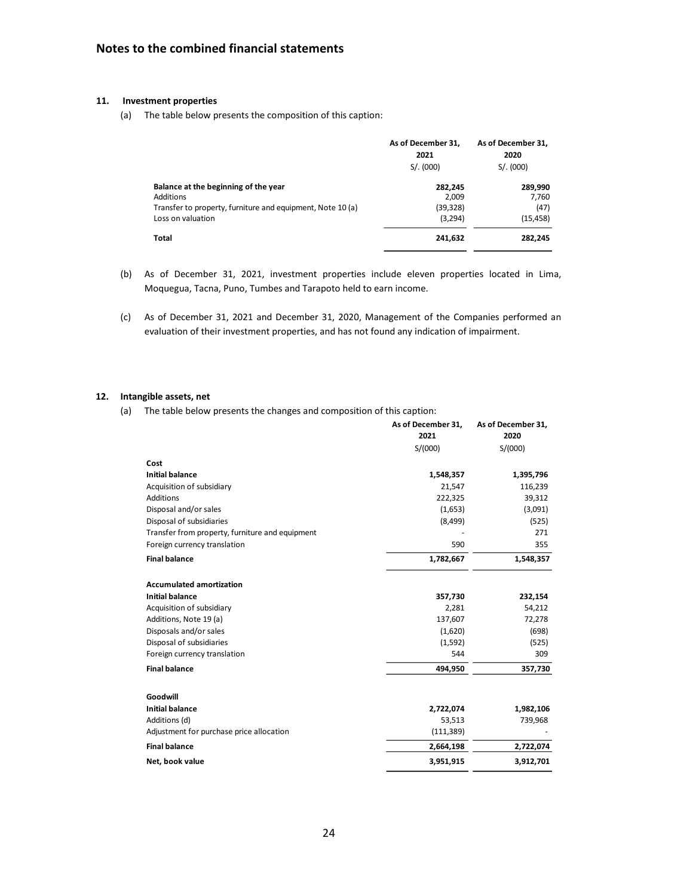# Notes to the combined financial statements

## 11. Investment properties

(a) The table below presents the composition of this caption:

| | As of December 31, 2021 S/. (000) | As of December 31, 2020 S/. (000) |
|---|---|---|
| **Balance at the beginning of the year** | **282,245** | **289,990** |
| Additions | 2,009 | 7,760 |
| Transfer to property, furniture and equipment, Note 10 (a) | (39,328) | (47) |
| Loss on valuation | (3,294) | (15,458) |
| **Total** | **241,632** | **282,245** |

(b) As of December 31, 2021, investment properties include eleven properties located in Lima, Moquegua, Tacna, Puno, Tumbes and Tarapoto held to earn income.

(c) As of December 31, 2021 and December 31, 2020, Management of the Companies performed an evaluation of their investment properties, and has not found any indication of impairment.

## 12. Intangible assets, net

(a) The table below presents the changes and composition of this caption:

| | As of December 31, 2021 S/(000) | As of December 31, 2020 S/(000) |
|---|---|---|
| **Cost** | | |
| **Initial balance** | **1,548,357** | **1,395,796** |
| Acquisition of subsidiary | 21,547 | 116,239 |
| Additions | 222,325 | 39,312 |
| Disposal and/or sales | (1,653) | (3,091) |
| Disposal of subsidiaries | (8,499) | (525) |
| Transfer from property, furniture and equipment | - | 271 |
| Foreign currency translation | 590 | 355 |
| **Final balance** | **1,782,667** | **1,548,357** |
| | | |
| **Accumulated amortization** | | |
| **Initial balance** | **357,730** | **232,154** |
| Acquisition of subsidiary | 2,281 | 54,212 |
| Additions, Note 19 (a) | 137,607 | 72,278 |
| Disposals and/or sales | (1,620) | (698) |
| Disposal of subsidiaries | (1,592) | (525) |
| Foreign currency translation | 544 | 309 |
| **Final balance** | **494,950** | **357,730** |
| | | |
| **Goodwill** | | |
| **Initial balance** | **2,722,074** | **1,982,106** |
| Additions (d) | 53,513 | 739,968 |
| Adjustment for purchase price allocation | (111,389) | - |
| **Final balance** | **2,664,198** | **2,722,074** |
| **Net, book value** | **3,951,915** | **3,912,701** |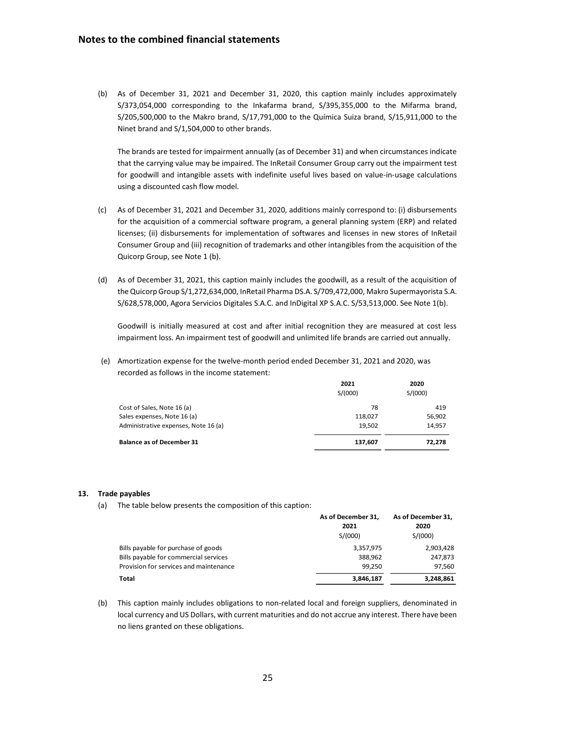## Notes to the combined financial statements

(b) As of December 31, 2021 and December 31, 2020, this caption mainly includes approximately S/373,054,000 corresponding to the Inkafarma brand, S/395,355,000 to the Mifarma brand, S/205,500,000 to the Makro brand, S/17,791,000 to the Química Suiza brand, S/15,911,000 to the Ninet brand and S/1,504,000 to other brands.

The brands are tested for impairment annually (as of December 31) and when circumstances indicate that the carrying value may be impaired. The InRetail Consumer Group carry out the impairment test for goodwill and intangible assets with indefinite useful lives based on value-in-usage calculations using a discounted cash flow model.

(c) As of December 31, 2021 and December 31, 2020, additions mainly correspond to: (i) disbursements for the acquisition of a commercial software program, a general planning system (ERP) and related licenses; (ii) disbursements for implementation of softwares and licenses in new stores of InRetail Consumer Group and (iii) recognition of trademarks and other intangibles from the acquisition of the Quicorp Group, see Note 1 (b).

(d) As of December 31, 2021, this caption mainly includes the goodwill, as a result of the acquisition of the Quicorp Group S/1,272,634,000, InRetail Pharma DS.A. S/709,472,000, Makro Supermayorista S.A. S/628,578,000, Agora Servicios Digitales S.A.C. and InDigital XP S.A.C. S/53,513,000. See Note 1(b).

Goodwill is initially measured at cost and after initial recognition they are measured at cost less impairment loss. An impairment test of goodwill and unlimited life brands are carried out annually.

(e) Amortization expense for the twelve-month period ended December 31, 2021 and 2020, was recorded as follows in the income statement:

| | 2021 | 2020 |
|---|---|---|
| | S/(000) | S/(000) |
| Cost of Sales, Note 16 (a) | 78 | 419 |
| Sales expenses, Note 16 (a) | 118,027 | 56,902 |
| Administrative expenses, Note 16 (a) | 19,502 | 14,957 |
| **Balance as of December 31** | **137,607** | **72,278** |

### 13. Trade payables

(a) The table below presents the composition of this caption:

| | As of December 31, 2021 | As of December 31, 2020 |
|---|---|---|
| | S/(000) | S/(000) |
| Bills payable for purchase of goods | 3,357,975 | 2,903,428 |
| Bills payable for commercial services | 388,962 | 247,873 |
| Provision for services and maintenance | 99,250 | 97,560 |
| **Total** | **3,846,187** | **3,248,861** |

(b) This caption mainly includes obligations to non-related local and foreign suppliers, denominated in local currency and US Dollars, with current maturities and do not accrue any interest. There have been no liens granted on these obligations.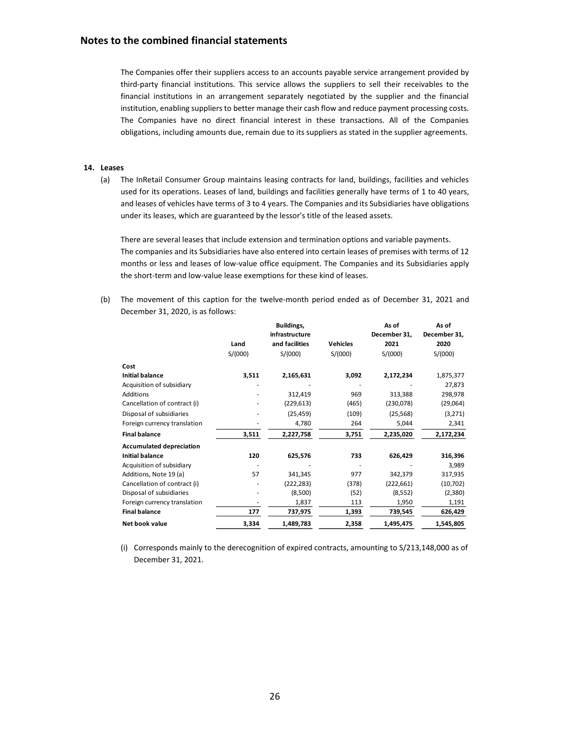The Companies offer their suppliers access to an accounts payable service arrangement provided by third-party financial institutions. This service allows the suppliers to sell their receivables to the financial institutions in an arrangement separately negotiated by the supplier and the financial institution, enabling suppliers to better manage their cash flow and reduce payment processing costs. The Companies have no direct financial interest in these transactions. All of the Companies obligations, including amounts due, remain due to its suppliers as stated in the supplier agreements.

## 14. Leases

(a) The InRetail Consumer Group maintains leasing contracts for land, buildings, facilities and vehicles used for its operations. Leases of land, buildings and facilities generally have terms of 1 to 40 years, and leases of vehicles have terms of 3 to 4 years. The Companies and its Subsidiaries have obligations under its leases, which are guaranteed by the lessor's title of the leased assets.

There are several leases that include extension and termination options and variable payments. The companies and its Subsidiaries have also entered into certain leases of premises with terms of 12 months or less and leases of low-value office equipment. The Companies and its Subsidiaries apply the short-term and low-value lease exemptions for these kind of leases.

(b) The movement of this caption for the twelve-month period ended as of December 31, 2021 and December 31, 2020, is as follows:

| | Land | Buildings, infrastructure and facilities | Vehicles | As of December 31, 2021 | As of December 31, 2020 |
|---|---|---|---|---|---|
| | S/(000) | S/(000) | S/(000) | S/(000) | S/(000) |
| **Cost** | | | | | |
| **Initial balance** | **3,511** | **2,165,631** | **3,092** | **2,172,234** | 1,875,377 |
| Acquisition of subsidiary | - | - | - | - | 27,873 |
| Additions | - | 312,419 | 969 | 313,388 | 298,978 |
| Cancellation of contract (i) | - | (229,613) | (465) | (230,078) | (29,064) |
| Disposal of subsidiaries | - | (25,459) | (109) | (25,568) | (3,271) |
| Foreign currency translation | - | 4,780 | 264 | 5,044 | 2,341 |
| **Final balance** | **3,511** | **2,227,758** | **3,751** | **2,235,020** | **2,172,234** |
| **Accumulated depreciation** | | | | | |
| **Initial balance** | **120** | **625,576** | **733** | **626,429** | **316,396** |
| Acquisition of subsidiary | - | - | - | - | 3,989 |
| Additions, Note 19 (a) | 57 | 341,345 | 977 | 342,379 | 317,935 |
| Cancellation of contract (i) | - | (222,283) | (378) | (222,661) | (10,702) |
| Disposal of subsidiaries | - | (8,500) | (52) | (8,552) | (2,380) |
| Foreign currency translation | - | 1,837 | 113 | 1,950 | 1,191 |
| **Final balance** | **177** | **737,975** | **1,393** | **739,545** | **626,429** |
| **Net book value** | **3,334** | **1,489,783** | **2,358** | **1,495,475** | **1,545,805** |

(i) Corresponds mainly to the derecognition of expired contracts, amounting to S/213,148,000 as of December 31, 2021.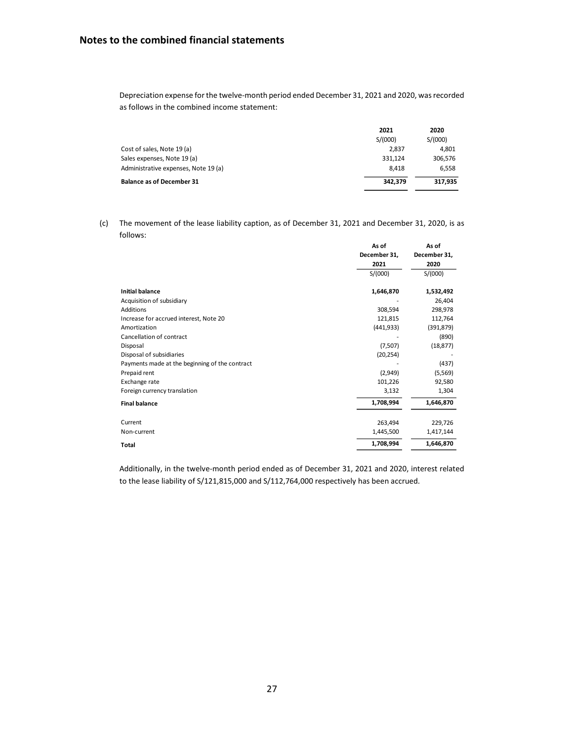## Notes to the combined financial statements

Depreciation expense for the twelve-month period ended December 31, 2021 and 2020, was recorded as follows in the combined income statement:

| | 2021 | 2020 |
|---|---|---|
| | S/(000) | S/(000) |
| Cost of sales, Note 19 (a) | 2,837 | 4,801 |
| Sales expenses, Note 19 (a) | 331,124 | 306,576 |
| Administrative expenses, Note 19 (a) | 8,418 | 6,558 |
| **Balance as of December 31** | **342,379** | **317,935** |

(c) The movement of the lease liability caption, as of December 31, 2021 and December 31, 2020, is as follows:

| | As of December 31, 2021 | As of December 31, 2020 |
|---|---|---|
| | S/(000) | S/(000) |
| **Initial balance** | **1,646,870** | **1,532,492** |
| Acquisition of subsidiary | - | 26,404 |
| Additions | 308,594 | 298,978 |
| Increase for accrued interest, Note 20 | 121,815 | 112,764 |
| Amortization | (441,933) | (391,879) |
| Cancellation of contract | - | (890) |
| Disposal | (7,507) | (18,877) |
| Disposal of subsidiaries | (20,254) | - |
| Payments made at the beginning of the contract | - | (437) |
| Prepaid rent | (2,949) | (5,569) |
| Exchange rate | 101,226 | 92,580 |
| Foreign currency translation | 3,132 | 1,304 |
| **Final balance** | **1,708,994** | **1,646,870** |
| Current | 263,494 | 229,726 |
| Non-current | 1,445,500 | 1,417,144 |
| **Total** | **1,708,994** | **1,646,870** |

Additionally, in the twelve-month period ended as of December 31, 2021 and 2020, interest related to the lease liability of S/121,815,000 and S/112,764,000 respectively has been accrued.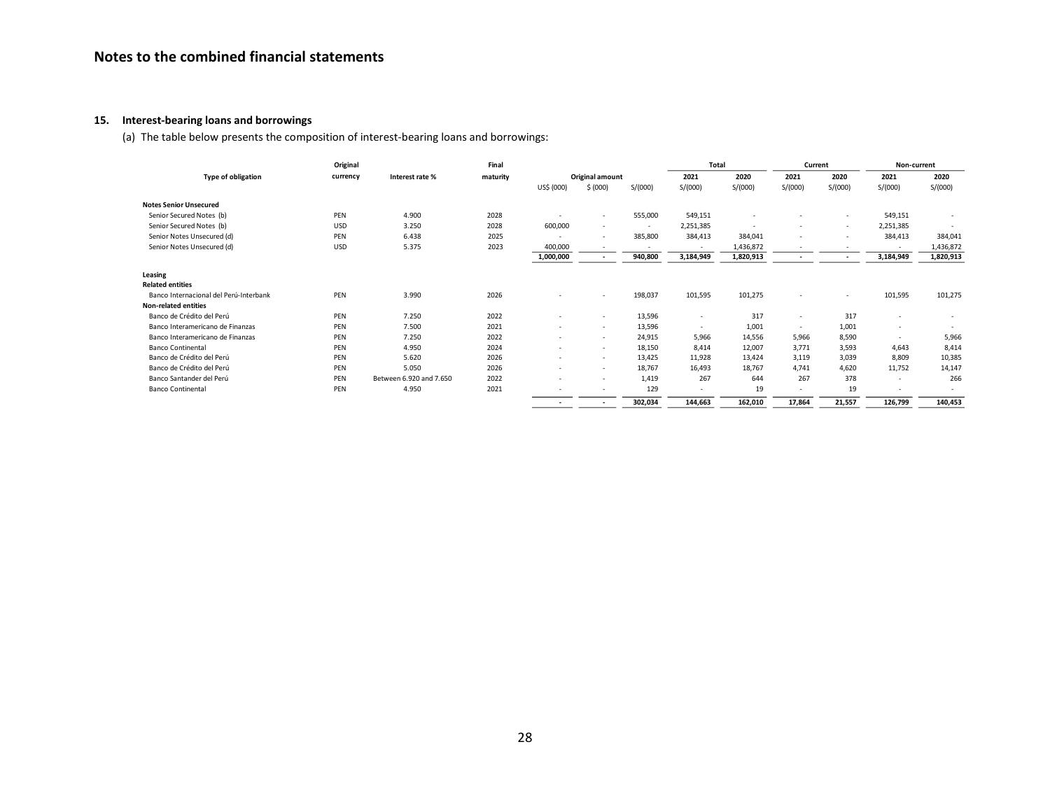# Notes to the combined financial statements

## 15. Interest-bearing loans and borrowings

(a) The table below presents the composition of interest-bearing loans and borrowings:

| Type of obligation | Original currency | Interest rate % | Final maturity | Original amount | | | Total | | Current | | Non-current | |
|---|---|---|---|---|---|---|---|---|---|---|---|---|
| | | | | | | | 2021 | 2020 | 2021 | 2020 | 2021 | 2020 |
| | | | | US$ (000) | $ (000) | S/(000) | S/(000) | S/(000) | S/(000) | S/(000) | S/(000) | S/(000) |
| **Notes Senior Unsecured** | | | | | | | | | | | | |
| Senior Secured Notes (b) | PEN | 4.900 | 2028 | - | - | 555,000 | 549,151 | - | - | - | 549,151 | - |
| Senior Secured Notes (b) | USD | 3.250 | 2028 | 600,000 | - | - | 2,251,385 | - | - | - | 2,251,385 | - |
| Senior Notes Unsecured (d) | PEN | 6.438 | 2025 | - | - | 385,800 | 384,413 | 384,041 | - | - | 384,413 | 384,041 |
| Senior Notes Unsecured (d) | USD | 5.375 | 2023 | 400,000 | - | - | - | 1,436,872 | - | - | - | 1,436,872 |
| | | | | **1,000,000** | **-** | **940,800** | **3,184,949** | **1,820,913** | **-** | **-** | **3,184,949** | **1,820,913** |
| **Leasing** | | | | | | | | | | | | |
| **Related entities** | | | | | | | | | | | | |
| Banco Internacional del Perú-Interbank | PEN | 3.990 | 2026 | - | - | 198,037 | 101,595 | 101,275 | - | - | 101,595 | 101,275 |
| **Non-related entities** | | | | | | | | | | | | |
| Banco de Crédito del Perú | PEN | 7.250 | 2022 | - | - | 13,596 | - | 317 | - | 317 | - | - |
| Banco Interamericano de Finanzas | PEN | 7.500 | 2021 | - | - | 13,596 | - | 1,001 | - | 1,001 | - | - |
| Banco Interamericano de Finanzas | PEN | 7.250 | 2022 | - | - | 24,915 | 5,966 | 14,556 | 5,966 | 8,590 | - | 5,966 |
| Banco Continental | PEN | 4.950 | 2024 | - | - | 18,150 | 8,414 | 12,007 | 3,771 | 3,593 | 4,643 | 8,414 |
| Banco de Crédito del Perú | PEN | 5.620 | 2026 | - | - | 13,425 | 11,928 | 13,424 | 3,119 | 3,039 | 8,809 | 10,385 |
| Banco de Crédito del Perú | PEN | 5.050 | 2026 | - | - | 18,767 | 16,493 | 18,767 | 4,741 | 4,620 | 11,752 | 14,147 |
| Banco Santander del Perú | PEN | Between 6.920 and 7.650 | 2022 | - | - | 1,419 | 267 | 644 | 267 | 378 | - | 266 |
| Banco Continental | PEN | 4.950 | 2021 | - | - | 129 | - | 19 | - | 19 | - | - |
| | | | | **-** | **-** | **302,034** | **144,663** | **162,010** | **17,864** | **21,557** | **126,799** | **140,453** |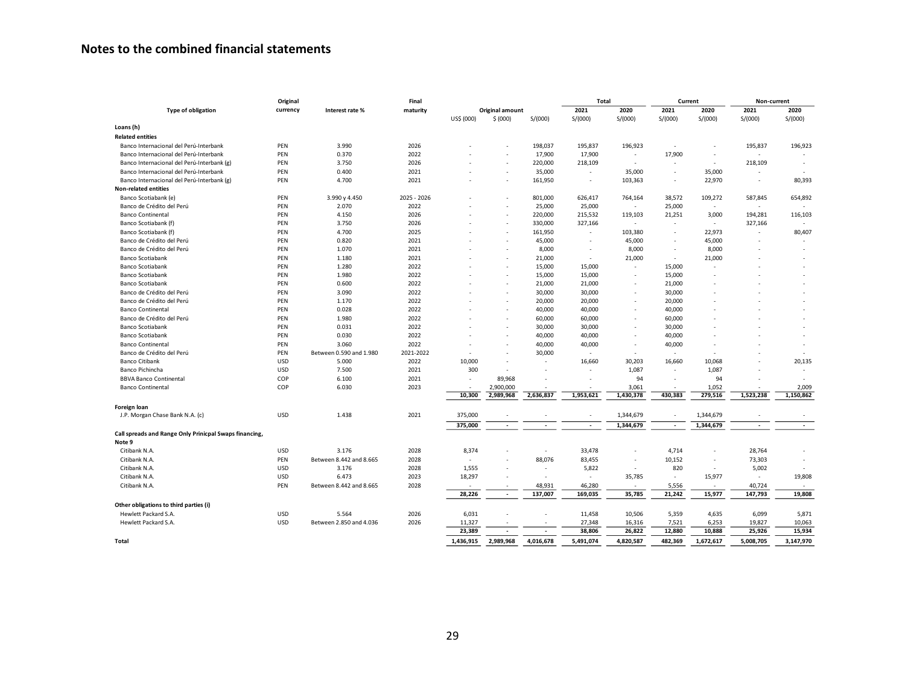## Notes to the combined financial statements

| Type of obligation | Original currency | Interest rate % | Final maturity | Original amount | | | Total | | Current | | Non-current | |
|---|---|---|---|---|---|---|---|---|---|---|---|---|
| | | | | | | | 2021 | 2020 | 2021 | 2020 | 2021 | 2020 |
| | | | | US$ (000) | $ (000) | S/(000) | S/(000) | S/(000) | S/(000) | S/(000) | S/(000) | S/(000) |
| **Loans (h)** | | | | | | | | | | | | |
| **Related entities** | | | | | | | | | | | | |
| Banco Internacional del Perú-Interbank | PEN | 3.990 | 2026 | - | - | 198,037 | 195,837 | 196,923 | - | - | 195,837 | 196,923 |
| Banco Internacional del Perú-Interbank | PEN | 0.370 | 2022 | - | - | 17,900 | 17,900 | - | 17,900 | - | - | - |
| Banco Internacional del Perú-Interbank (g) | PEN | 3.750 | 2026 | - | - | 220,000 | 218,109 | - | - | - | 218,109 | - |
| Banco Internacional del Perú-Interbank | PEN | 0.400 | 2021 | - | - | 35,000 | - | 35,000 | - | 35,000 | - | - |
| Banco Internacional del Perú-Interbank (g) | PEN | 4.700 | 2021 | - | - | 161,950 | - | 103,363 | - | 22,970 | - | 80,393 |
| **Non-related entities** | | | | | | | | | | | | |
| Banco Scotiabank (e) | PEN | 3.990 y 4.450 | 2025 - 2026 | - | - | 801,000 | 626,417 | 764,164 | 38,572 | 109,272 | 587,845 | 654,892 |
| Banco de Crédito del Perú | PEN | 2.070 | 2022 | - | - | 25,000 | 25,000 | - | 25,000 | - | - | - |
| Banco Continental | PEN | 4.150 | 2026 | - | - | 220,000 | 215,532 | 119,103 | 21,251 | 3,000 | 194,281 | 116,103 |
| Banco Scotiabank (f) | PEN | 3.750 | 2026 | - | - | 330,000 | 327,166 | - | - | - | 327,166 | - |
| Banco Scotiabank (f) | PEN | 4.700 | 2025 | - | - | 161,950 | - | 103,380 | - | 22,973 | - | 80,407 |
| Banco de Crédito del Perú | PEN | 0.820 | 2021 | - | - | 45,000 | - | 45,000 | - | 45,000 | - | - |
| Banco de Crédito del Perú | PEN | 1.070 | 2021 | - | - | 8,000 | - | 8,000 | - | 8,000 | - | - |
| Banco Scotiabank | PEN | 1.180 | 2021 | - | - | 21,000 | - | 21,000 | - | 21,000 | - | - |
| Banco Scotiabank | PEN | 1.280 | 2022 | - | - | 15,000 | 15,000 | - | 15,000 | - | - | - |
| Banco Scotiabank | PEN | 1.980 | 2022 | - | - | 15,000 | 15,000 | - | 15,000 | - | - | - |
| Banco Scotiabank | PEN | 0.600 | 2022 | - | - | 21,000 | 21,000 | - | 21,000 | - | - | - |
| Banco de Crédito del Perú | PEN | 3.090 | 2022 | - | - | 30,000 | 30,000 | - | 30,000 | - | - | - |
| Banco de Crédito del Perú | PEN | 1.170 | 2022 | - | - | 20,000 | 20,000 | - | 20,000 | - | - | - |
| Banco Continental | PEN | 0.028 | 2022 | - | - | 40,000 | 40,000 | - | 40,000 | - | - | - |
| Banco de Crédito del Perú | PEN | 1.980 | 2022 | - | - | 60,000 | 60,000 | - | 60,000 | - | - | - |
| Banco Scotiabank | PEN | 0.031 | 2022 | - | - | 30,000 | 30,000 | - | 30,000 | - | - | - |
| Banco Scotiabank | PEN | 0.030 | 2022 | - | - | 40,000 | 40,000 | - | 40,000 | - | - | - |
| Banco Continental | PEN | 3.060 | 2022 | - | - | 40,000 | 40,000 | - | 40,000 | - | - | - |
| Banco de Crédito del Perú | PEN | Between 0.590 and 1.980 | 2021-2022 | - | - | 30,000 | - | - | - | - | - | - |
| Banco Citibank | USD | 5.000 | 2022 | 10,000 | - | - | 16,660 | 30,203 | 16,660 | 10,068 | - | 20,135 |
| Banco Pichincha | USD | 7.500 | 2021 | 300 | - | - | - | 1,087 | - | 1,087 | - | - |
| BBVA Banco Continental | COP | 6.100 | 2021 | - | 89,968 | - | - | 94 | - | 94 | - | - |
| Banco Continental | COP | 6.030 | 2023 | - | 2,900,000 | - | - | 3,061 | - | 1,052 | - | 2,009 |
| | | | | 10,300 | 2,989,968 | 2,636,837 | 1,953,621 | 1,430,378 | 430,383 | 279,516 | 1,523,238 | 1,150,862 |
| **Foreign loan** | | | | | | | | | | | | |
| J.P. Morgan Chase Bank N.A. (c) | USD | 1.438 | 2021 | 375,000 | - | - | - | 1,344,679 | - | 1,344,679 | - | - |
| | | | | 375,000 | - | - | - | 1,344,679 | - | 1,344,679 | - | - |
| **Call spreads and Range Only Prinicpal Swaps financing, Note 9** | | | | | | | | | | | | |
| Citibank N.A. | USD | 3.176 | 2028 | 8,374 | - | - | 33,478 | - | 4,714 | - | 28,764 | - |
| Citibank N.A. | PEN | Between 8.442 and 8.665 | 2028 | - | - | 88,076 | 83,455 | - | 10,152 | - | 73,303 | - |
| Citibank N.A. | USD | 3.176 | 2028 | 1,555 | - | - | 5,822 | - | 820 | - | 5,002 | - |
| Citibank N.A. | USD | 6.473 | 2023 | 18,297 | - | - | - | 35,785 | - | 15,977 | - | 19,808 |
| Citibank N.A. | PEN | Between 8.442 and 8.665 | 2028 | - | - | 48,931 | 46,280 | - | 5,556 | - | 40,724 | - |
| | | | | 28,226 | - | 137,007 | 169,035 | 35,785 | 21,242 | 15,977 | 147,793 | 19,808 |
| **Other obligations to third parties (i)** | | | | | | | | | | | | |
| Hewlett Packard S.A. | USD | 5.564 | 2026 | 6,031 | - | - | 11,458 | 10,506 | 5,359 | 4,635 | 6,099 | 5,871 |
| Hewlett Packard S.A. | USD | Between 2.850 and 4.036 | 2026 | 11,327 | - | - | 27,348 | 16,316 | 7,521 | 6,253 | 19,827 | 10,063 |
| | | | | 23,389 | - | - | 38,806 | 26,822 | 12,880 | 10,888 | 25,926 | 15,934 |
| **Total** | | | | 1,436,915 | 2,989,968 | 4,016,678 | 5,491,074 | 4,820,587 | 482,369 | 1,672,617 | 5,008,705 | 3,147,970 |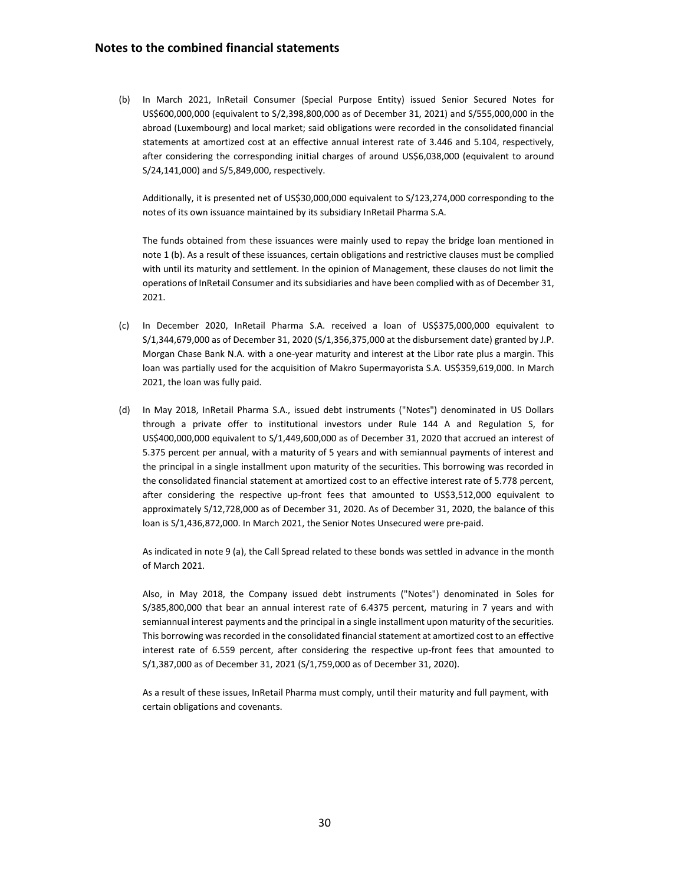(b) In March 2021, InRetail Consumer (Special Purpose Entity) issued Senior Secured Notes for US$600,000,000 (equivalent to S/2,398,800,000 as of December 31, 2021) and S/555,000,000 in the abroad (Luxembourg) and local market; said obligations were recorded in the consolidated financial statements at amortized cost at an effective annual interest rate of 3.446 and 5.104, respectively, after considering the corresponding initial charges of around US$6,038,000 (equivalent to around S/24,141,000) and S/5,849,000, respectively.

   Additionally, it is presented net of US$30,000,000 equivalent to S/123,274,000 corresponding to the notes of its own issuance maintained by its subsidiary InRetail Pharma S.A.

   The funds obtained from these issuances were mainly used to repay the bridge loan mentioned in note 1 (b). As a result of these issuances, certain obligations and restrictive clauses must be complied with until its maturity and settlement. In the opinion of Management, these clauses do not limit the operations of InRetail Consumer and its subsidiaries and have been complied with as of December 31, 2021.

(c) In December 2020, InRetail Pharma S.A. received a loan of US$375,000,000 equivalent to S/1,344,679,000 as of December 31, 2020 (S/1,356,375,000 at the disbursement date) granted by J.P. Morgan Chase Bank N.A. with a one-year maturity and interest at the Libor rate plus a margin. This loan was partially used for the acquisition of Makro Supermayorista S.A. US$359,619,000. In March 2021, the loan was fully paid.

(d) In May 2018, InRetail Pharma S.A., issued debt instruments ("Notes") denominated in US Dollars through a private offer to institutional investors under Rule 144 A and Regulation S, for US$400,000,000 equivalent to S/1,449,600,000 as of December 31, 2020 that accrued an interest of 5.375 percent per annual, with a maturity of 5 years and with semiannual payments of interest and the principal in a single installment upon maturity of the securities. This borrowing was recorded in the consolidated financial statement at amortized cost to an effective interest rate of 5.778 percent, after considering the respective up-front fees that amounted to US$3,512,000 equivalent to approximately S/12,728,000 as of December 31, 2020. As of December 31, 2020, the balance of this loan is S/1,436,872,000. In March 2021, the Senior Notes Unsecured were pre-paid.

   As indicated in note 9 (a), the Call Spread related to these bonds was settled in advance in the month of March 2021.

   Also, in May 2018, the Company issued debt instruments ("Notes") denominated in Soles for S/385,800,000 that bear an annual interest rate of 6.4375 percent, maturing in 7 years and with semiannual interest payments and the principal in a single installment upon maturity of the securities. This borrowing was recorded in the consolidated financial statement at amortized cost to an effective interest rate of 6.559 percent, after considering the respective up-front fees that amounted to S/1,387,000 as of December 31, 2021 (S/1,759,000 as of December 31, 2020).

   As a result of these issues, InRetail Pharma must comply, until their maturity and full payment, with certain obligations and covenants.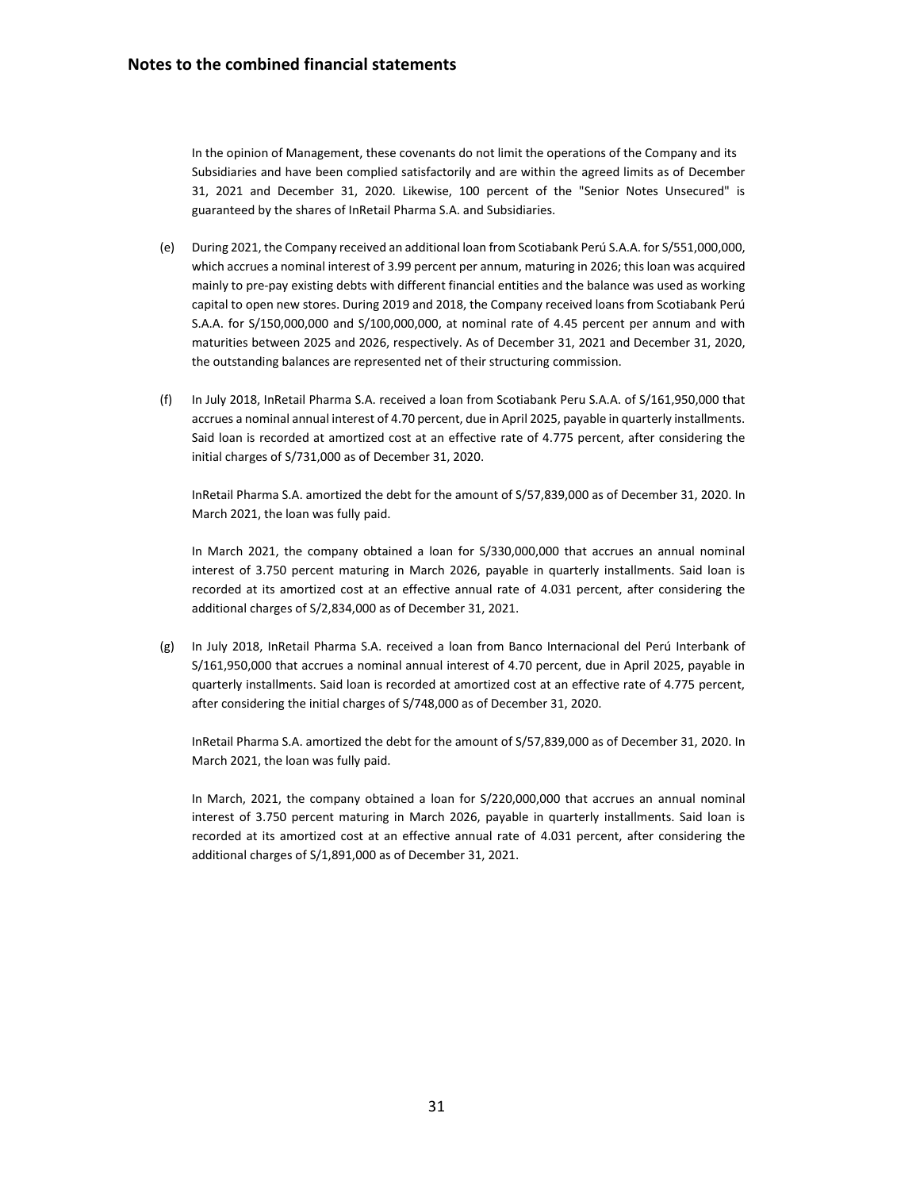## Notes to the combined financial statements

In the opinion of Management, these covenants do not limit the operations of the Company and its Subsidiaries and have been complied satisfactorily and are within the agreed limits as of December 31, 2021 and December 31, 2020. Likewise, 100 percent of the "Senior Notes Unsecured" is guaranteed by the shares of InRetail Pharma S.A. and Subsidiaries.

(e) During 2021, the Company received an additional loan from Scotiabank Perú S.A.A. for S/551,000,000, which accrues a nominal interest of 3.99 percent per annum, maturing in 2026; this loan was acquired mainly to pre-pay existing debts with different financial entities and the balance was used as working capital to open new stores. During 2019 and 2018, the Company received loans from Scotiabank Perú S.A.A. for S/150,000,000 and S/100,000,000, at nominal rate of 4.45 percent per annum and with maturities between 2025 and 2026, respectively. As of December 31, 2021 and December 31, 2020, the outstanding balances are represented net of their structuring commission.

(f) In July 2018, InRetail Pharma S.A. received a loan from Scotiabank Peru S.A.A. of S/161,950,000 that accrues a nominal annual interest of 4.70 percent, due in April 2025, payable in quarterly installments. Said loan is recorded at amortized cost at an effective rate of 4.775 percent, after considering the initial charges of S/731,000 as of December 31, 2020.

InRetail Pharma S.A. amortized the debt for the amount of S/57,839,000 as of December 31, 2020. In March 2021, the loan was fully paid.

In March 2021, the company obtained a loan for S/330,000,000 that accrues an annual nominal interest of 3.750 percent maturing in March 2026, payable in quarterly installments. Said loan is recorded at its amortized cost at an effective annual rate of 4.031 percent, after considering the additional charges of S/2,834,000 as of December 31, 2021.

(g) In July 2018, InRetail Pharma S.A. received a loan from Banco Internacional del Perú Interbank of S/161,950,000 that accrues a nominal annual interest of 4.70 percent, due in April 2025, payable in quarterly installments. Said loan is recorded at amortized cost at an effective rate of 4.775 percent, after considering the initial charges of S/748,000 as of December 31, 2020.

InRetail Pharma S.A. amortized the debt for the amount of S/57,839,000 as of December 31, 2020. In March 2021, the loan was fully paid.

In March, 2021, the company obtained a loan for S/220,000,000 that accrues an annual nominal interest of 3.750 percent maturing in March 2026, payable in quarterly installments. Said loan is recorded at its amortized cost at an effective annual rate of 4.031 percent, after considering the additional charges of S/1,891,000 as of December 31, 2021.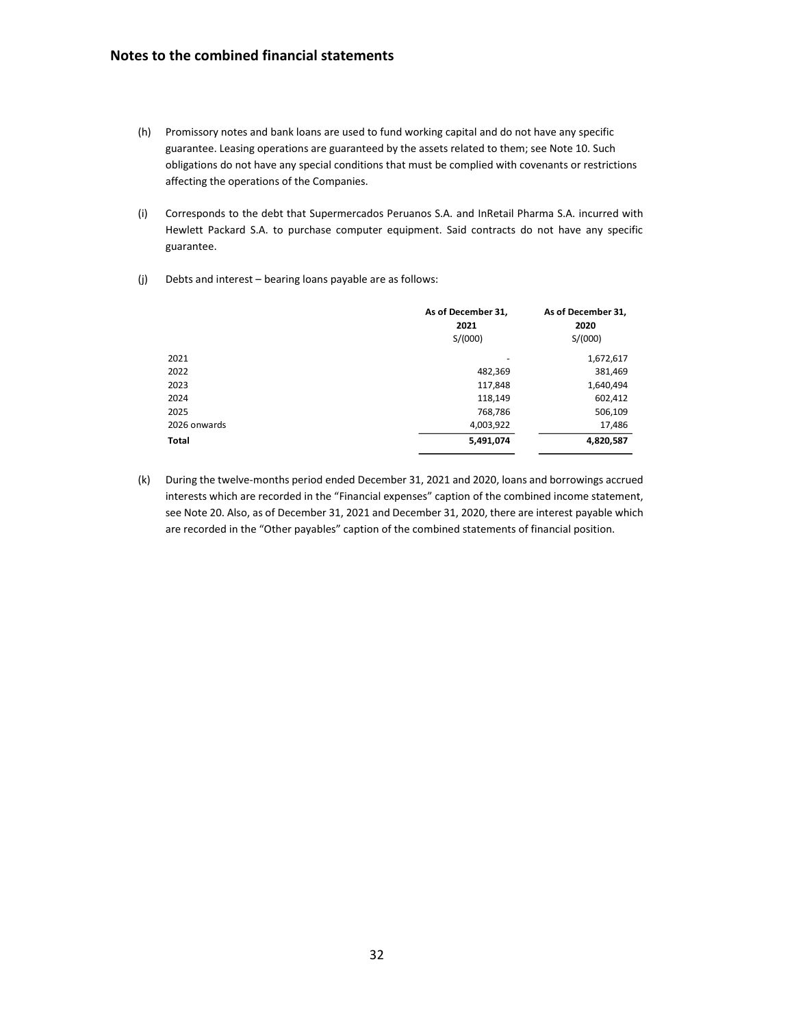(h) Promissory notes and bank loans are used to fund working capital and do not have any specific guarantee. Leasing operations are guaranteed by the assets related to them; see Note 10. Such obligations do not have any special conditions that must be complied with covenants or restrictions affecting the operations of the Companies.

(i) Corresponds to the debt that Supermercados Peruanos S.A. and InRetail Pharma S.A. incurred with Hewlett Packard S.A. to purchase computer equipment. Said contracts do not have any specific guarantee.

(j) Debts and interest – bearing loans payable are as follows:

| | **As of December 31, 2021** | **As of December 31, 2020** |
|---|---|---|
| | S/(000) | S/(000) |
| 2021 | - | 1,672,617 |
| 2022 | 482,369 | 381,469 |
| 2023 | 117,848 | 1,640,494 |
| 2024 | 118,149 | 602,412 |
| 2025 | 768,786 | 506,109 |
| 2026 onwards | 4,003,922 | 17,486 |
| **Total** | **5,491,074** | **4,820,587** |

(k) During the twelve-months period ended December 31, 2021 and 2020, loans and borrowings accrued interests which are recorded in the "Financial expenses" caption of the combined income statement, see Note 20. Also, as of December 31, 2021 and December 31, 2020, there are interest payable which are recorded in the "Other payables" caption of the combined statements of financial position.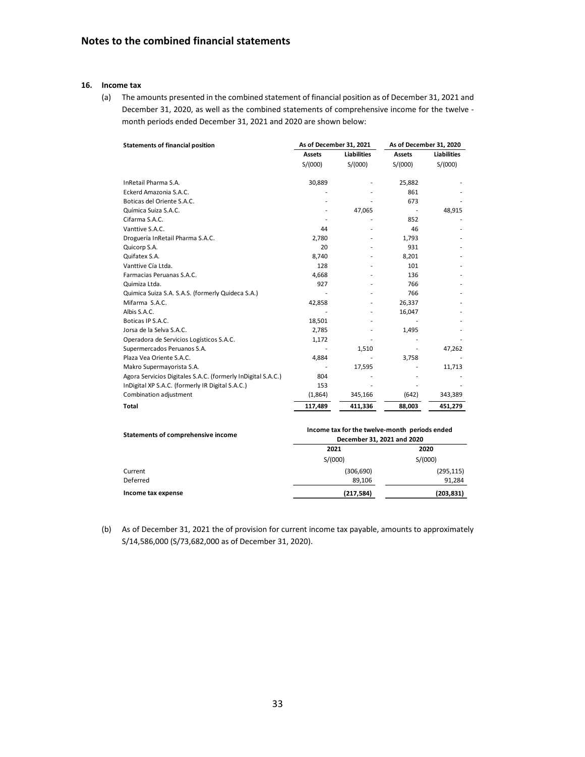# Notes to the combined financial statements

## 16. Income tax

(a) The amounts presented in the combined statement of financial position as of December 31, 2021 and December 31, 2020, as well as the combined statements of comprehensive income for the twelve - month periods ended December 31, 2021 and 2020 are shown below:

| Statements of financial position | As of December 31, 2021 | | As of December 31, 2020 | |
|---|---|---|---|---|
| | Assets | Liabilities | Assets | Liabilities |
| | S/(000) | S/(000) | S/(000) | S/(000) |
| InRetail Pharma S.A. | 30,889 | - | 25,882 | - |
| Eckerd Amazonia S.A.C. | - | - | 861 | - |
| Boticas del Oriente S.A.C. | - | - | 673 | - |
| Química Suiza S.A.C. | - | 47,065 | - | 48,915 |
| Cifarma S.A.C. | - | - | 852 | - |
| Vanttive S.A.C. | 44 | - | 46 | - |
| Droguería InRetail Pharma S.A.C. | 2,780 | - | 1,793 | - |
| Quicorp S.A. | 20 | - | 931 | - |
| Quifatex S.A. | 8,740 | - | 8,201 | - |
| Vanttive Cía Ltda. | 128 | - | 101 | - |
| Farmacias Peruanas S.A.C. | 4,668 | - | 136 | - |
| Quimiza Ltda. | 927 | - | 766 | - |
| Quimica Suiza S.A. S.A.S. (formerly Quideca S.A.) | - | - | 766 | - |
| Mifarma S.A.C. | 42,858 | - | 26,337 | - |
| Albis S.A.C. | - | - | 16,047 | - |
| Boticas IP S.A.C. | 18,501 | - | - | - |
| Jorsa de la Selva S.A.C. | 2,785 | - | 1,495 | - |
| Operadora de Servicios Logísticos S.A.C. | 1,172 | - | - | - |
| Supermercados Peruanos S.A. | - | 1,510 | - | 47,262 |
| Plaza Vea Oriente S.A.C. | 4,884 | - | 3,758 | - |
| Makro Supermayorista S.A. | - | 17,595 | - | 11,713 |
| Agora Servicios Digitales S.A.C. (formerly InDigital S.A.C.) | 804 | - | - | - |
| InDigital XP S.A.C. (formerly IR Digital S.A.C.) | 153 | - | - | - |
| Combination adjustment | (1,864) | 345,166 | (642) | 343,389 |
| **Total** | **117,489** | **411,336** | **88,003** | **451,279** |

| Statements of comprehensive income | Income tax for the twelve-month periods ended December 31, 2021 and 2020 | |
|---|---|---|
| | 2021 | 2020 |
| | S/(000) | S/(000) |
| Current | (306,690) | (295,115) |
| Deferred | 89,106 | 91,284 |
| **Income tax expense** | **(217,584)** | **(203,831)** |

(b) As of December 31, 2021 the of provision for current income tax payable, amounts to approximately S/14,586,000 (S/73,682,000 as of December 31, 2020).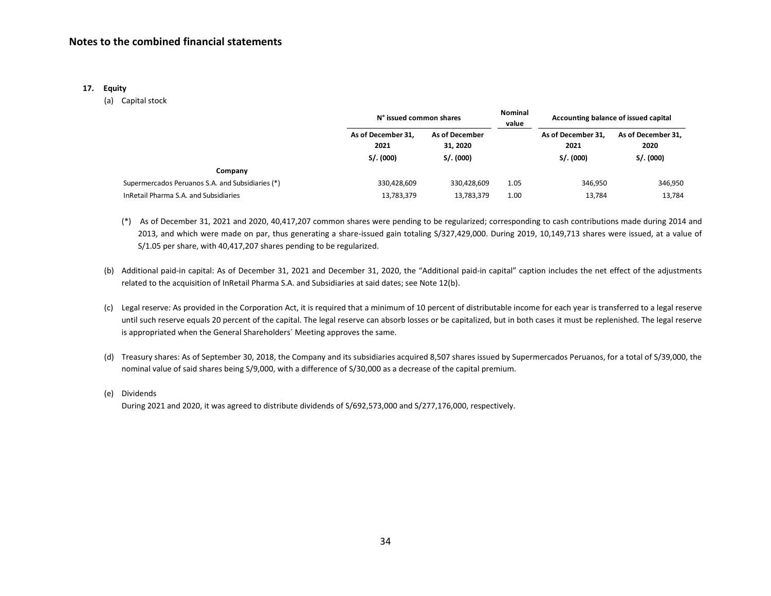## Notes to the combined financial statements

**17. Equity**

(a) Capital stock

| | N° issued common shares | | Nominal value | Accounting balance of issued capital | |
|---|---|---|---|---|---|
| | As of December 31, 2021 | As of December 31, 2020 | | As of December 31, 2021 | As of December 31, 2020 |
| | S/. (000) | S/. (000) | | S/. (000) | S/. (000) |
| **Company** | | | | | |
| Supermercados Peruanos S.A. and Subsidiaries (*) | 330,428,609 | 330,428,609 | 1.05 | 346,950 | 346,950 |
| InRetail Pharma S.A. and Subsidiaries | 13,783,379 | 13,783,379 | 1.00 | 13,784 | 13,784 |

(*) As of December 31, 2021 and 2020, 40,417,207 common shares were pending to be regularized; corresponding to cash contributions made during 2014 and 2013, and which were made on par, thus generating a share-issued gain totaling S/327,429,000. During 2019, 10,149,713 shares were issued, at a value of S/1.05 per share, with 40,417,207 shares pending to be regularized.

(b) Additional paid-in capital: As of December 31, 2021 and December 31, 2020, the "Additional paid-in capital" caption includes the net effect of the adjustments related to the acquisition of InRetail Pharma S.A. and Subsidiaries at said dates; see Note 12(b).

(c) Legal reserve: As provided in the Corporation Act, it is required that a minimum of 10 percent of distributable income for each year is transferred to a legal reserve until such reserve equals 20 percent of the capital. The legal reserve can absorb losses or be capitalized, but in both cases it must be replenished. The legal reserve is appropriated when the General Shareholders´ Meeting approves the same.

(d) Treasury shares: As of September 30, 2018, the Company and its subsidiaries acquired 8,507 shares issued by Supermercados Peruanos, for a total of S/39,000, the nominal value of said shares being S/9,000, with a difference of S/30,000 as a decrease of the capital premium.

(e) Dividends

During 2021 and 2020, it was agreed to distribute dividends of S/692,573,000 and S/277,176,000, respectively.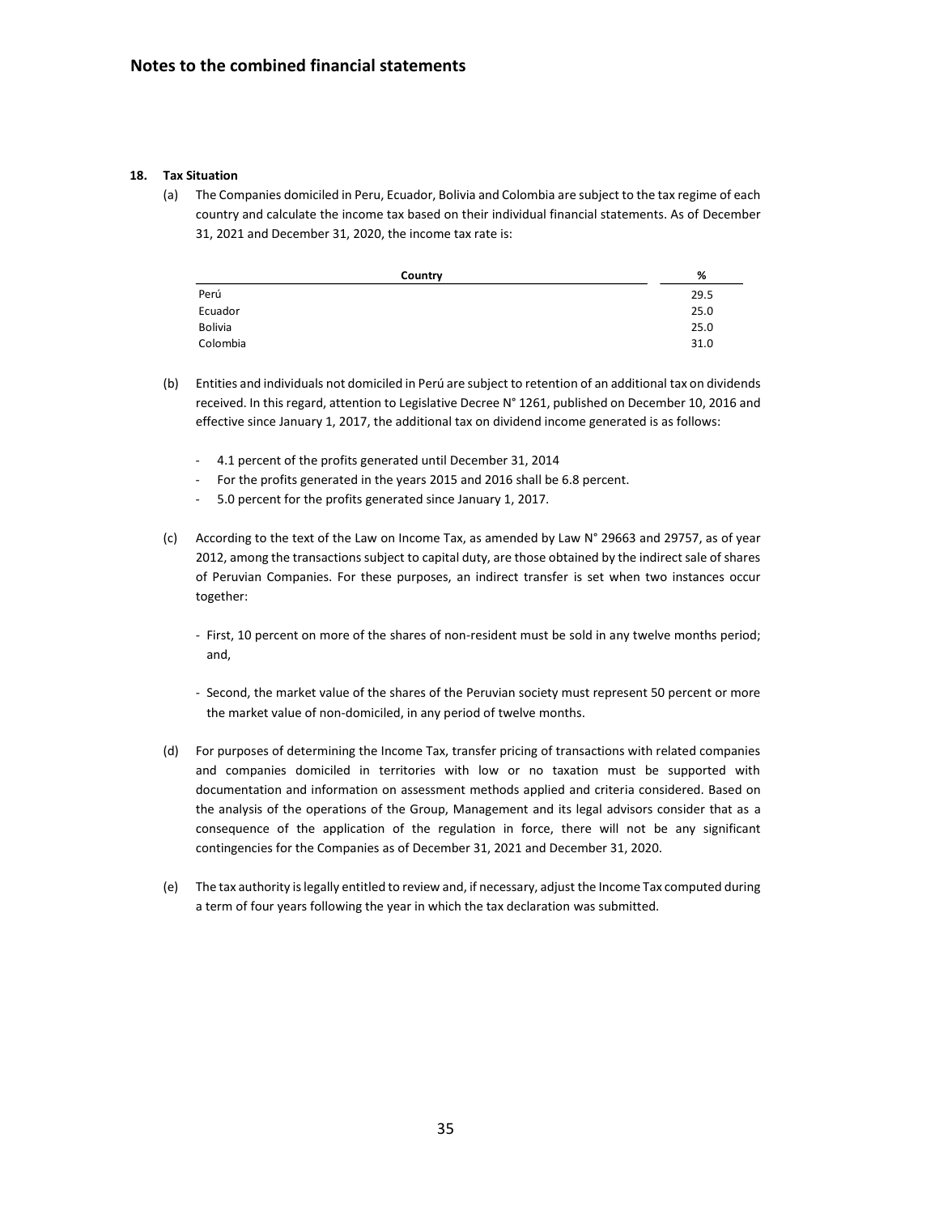## 18. Tax Situation

(a) The Companies domiciled in Peru, Ecuador, Bolivia and Colombia are subject to the tax regime of each country and calculate the income tax based on their individual financial statements. As of December 31, 2021 and December 31, 2020, the income tax rate is:

| Country | % |
|---|---|
| Perú | 29.5 |
| Ecuador | 25.0 |
| Bolivia | 25.0 |
| Colombia | 31.0 |

(b) Entities and individuals not domiciled in Perú are subject to retention of an additional tax on dividends received. In this regard, attention to Legislative Decree N° 1261, published on December 10, 2016 and effective since January 1, 2017, the additional tax on dividend income generated is as follows:

- 4.1 percent of the profits generated until December 31, 2014
- For the profits generated in the years 2015 and 2016 shall be 6.8 percent.
- 5.0 percent for the profits generated since January 1, 2017.

(c) According to the text of the Law on Income Tax, as amended by Law N° 29663 and 29757, as of year 2012, among the transactions subject to capital duty, are those obtained by the indirect sale of shares of Peruvian Companies. For these purposes, an indirect transfer is set when two instances occur together:

- First, 10 percent on more of the shares of non-resident must be sold in any twelve months period; and,

- Second, the market value of the shares of the Peruvian society must represent 50 percent or more the market value of non-domiciled, in any period of twelve months.

(d) For purposes of determining the Income Tax, transfer pricing of transactions with related companies and companies domiciled in territories with low or no taxation must be supported with documentation and information on assessment methods applied and criteria considered. Based on the analysis of the operations of the Group, Management and its legal advisors consider that as a consequence of the application of the regulation in force, there will not be any significant contingencies for the Companies as of December 31, 2021 and December 31, 2020.

(e) The tax authority is legally entitled to review and, if necessary, adjust the Income Tax computed during a term of four years following the year in which the tax declaration was submitted.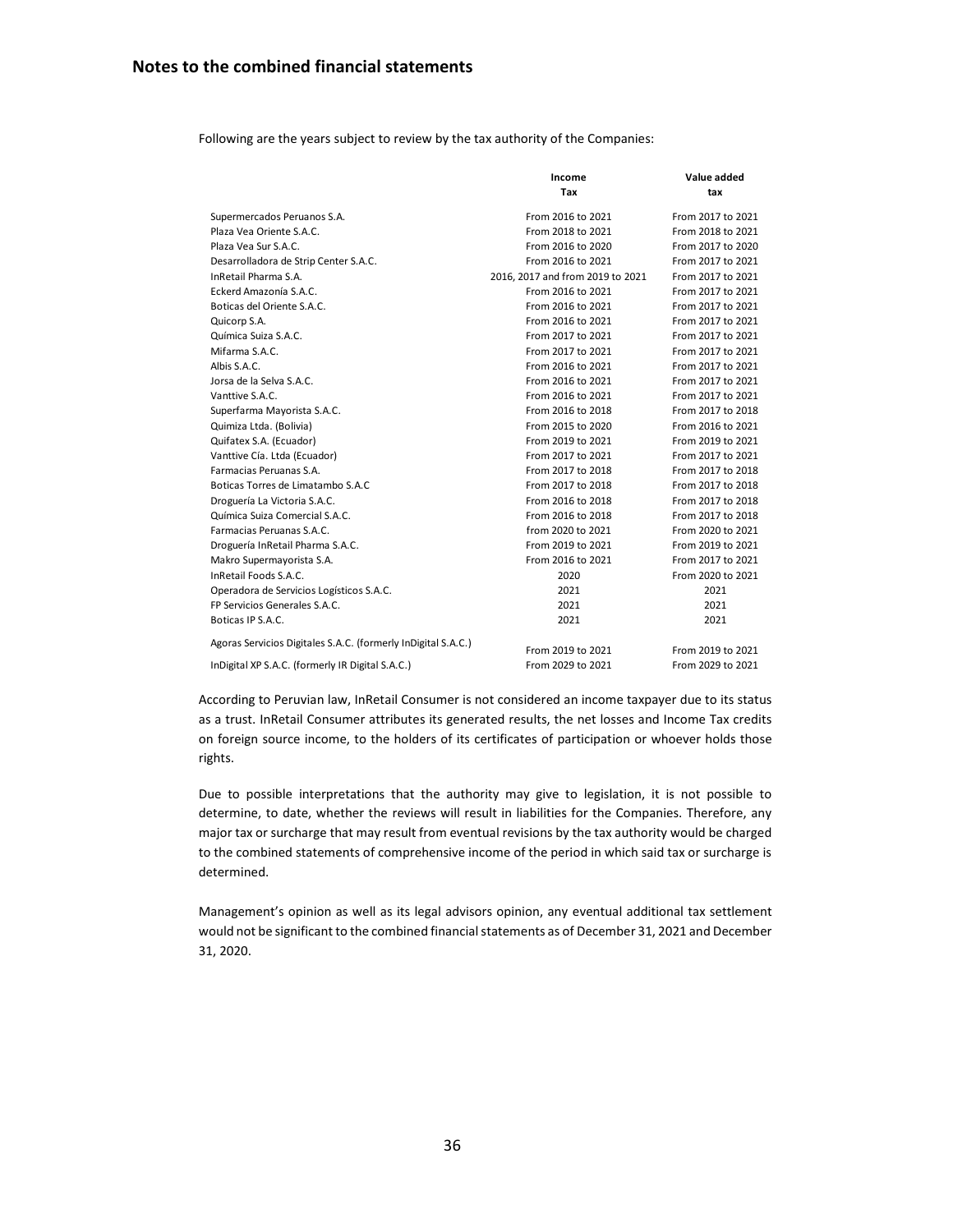## Notes to the combined financial statements

Following are the years subject to review by the tax authority of the Companies:

| | Income Tax | Value added tax |
|---|---|---|
| Supermercados Peruanos S.A. | From 2016 to 2021 | From 2017 to 2021 |
| Plaza Vea Oriente S.A.C. | From 2018 to 2021 | From 2018 to 2021 |
| Plaza Vea Sur S.A.C. | From 2016 to 2020 | From 2017 to 2020 |
| Desarrolladora de Strip Center S.A.C. | From 2016 to 2021 | From 2017 to 2021 |
| InRetail Pharma S.A. | 2016, 2017 and from 2019 to 2021 | From 2017 to 2021 |
| Eckerd Amazonía S.A.C. | From 2016 to 2021 | From 2017 to 2021 |
| Boticas del Oriente S.A.C. | From 2016 to 2021 | From 2017 to 2021 |
| Quicorp S.A. | From 2016 to 2021 | From 2017 to 2021 |
| Química Suiza S.A.C. | From 2017 to 2021 | From 2017 to 2021 |
| Mifarma S.A.C. | From 2017 to 2021 | From 2017 to 2021 |
| Albis S.A.C. | From 2016 to 2021 | From 2017 to 2021 |
| Jorsa de la Selva S.A.C. | From 2016 to 2021 | From 2017 to 2021 |
| Vanttive S.A.C. | From 2016 to 2021 | From 2017 to 2021 |
| Superfarma Mayorista S.A.C. | From 2016 to 2018 | From 2017 to 2018 |
| Quimiza Ltda. (Bolivia) | From 2015 to 2020 | From 2016 to 2021 |
| Quifatex S.A. (Ecuador) | From 2019 to 2021 | From 2019 to 2021 |
| Vanttive Cía. Ltda (Ecuador) | From 2017 to 2021 | From 2017 to 2021 |
| Farmacias Peruanas S.A. | From 2017 to 2018 | From 2017 to 2018 |
| Boticas Torres de Limatambo S.A.C | From 2017 to 2018 | From 2017 to 2018 |
| Droguería La Victoria S.A.C. | From 2016 to 2018 | From 2017 to 2018 |
| Química Suiza Comercial S.A.C. | From 2016 to 2018 | From 2017 to 2018 |
| Farmacias Peruanas S.A.C. | from 2020 to 2021 | From 2020 to 2021 |
| Droguería InRetail Pharma S.A.C. | From 2019 to 2021 | From 2019 to 2021 |
| Makro Supermayorista S.A. | From 2016 to 2021 | From 2017 to 2021 |
| InRetail Foods S.A.C. | 2020 | From 2020 to 2021 |
| Operadora de Servicios Logísticos S.A.C. | 2021 | 2021 |
| FP Servicios Generales S.A.C. | 2021 | 2021 |
| Boticas IP S.A.C. | 2021 | 2021 |
| Agoras Servicios Digitales S.A.C. (formerly InDigital S.A.C.) | From 2019 to 2021 | From 2019 to 2021 |
| InDigital XP S.A.C. (formerly IR Digital S.A.C.) | From 2029 to 2021 | From 2029 to 2021 |

According to Peruvian law, InRetail Consumer is not considered an income taxpayer due to its status as a trust. InRetail Consumer attributes its generated results, the net losses and Income Tax credits on foreign source income, to the holders of its certificates of participation or whoever holds those rights.

Due to possible interpretations that the authority may give to legislation, it is not possible to determine, to date, whether the reviews will result in liabilities for the Companies. Therefore, any major tax or surcharge that may result from eventual revisions by the tax authority would be charged to the combined statements of comprehensive income of the period in which said tax or surcharge is determined.

Management's opinion as well as its legal advisors opinion, any eventual additional tax settlement would not be significant to the combined financial statements as of December 31, 2021 and December 31, 2020.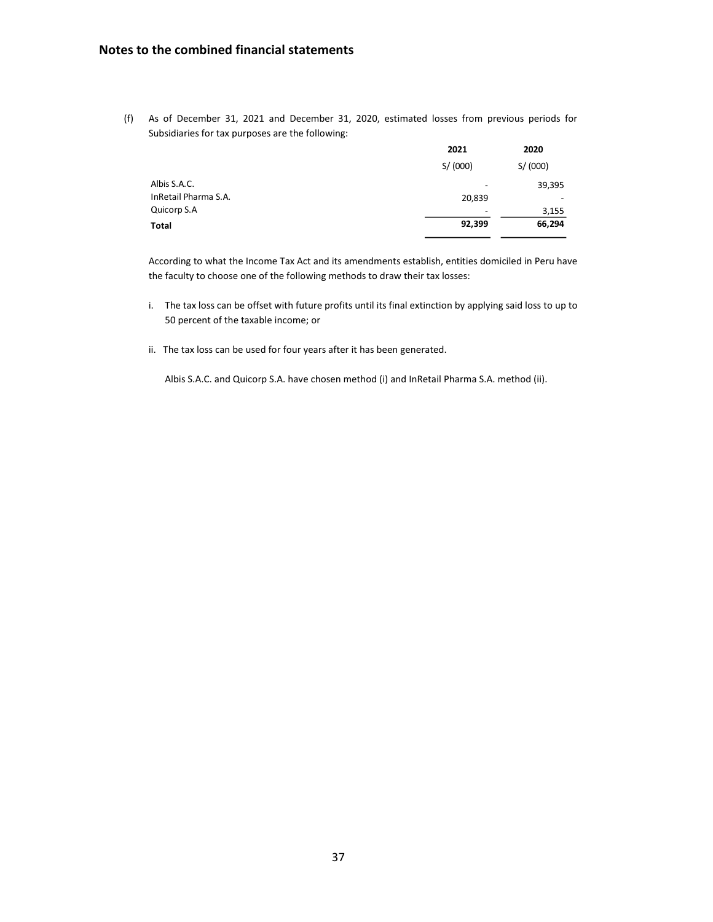(f) As of December 31, 2021 and December 31, 2020, estimated losses from previous periods for Subsidiaries for tax purposes are the following:

| | 2021 | 2020 |
|---|---|---|
| | S/ (000) | S/ (000) |
| Albis S.A.C. | - | 39,395 |
| InRetail Pharma S.A. | 20,839 | - |
| Quicorp S.A | - | 3,155 |
| **Total** | **92,399** | **66,294** |

According to what the Income Tax Act and its amendments establish, entities domiciled in Peru have the faculty to choose one of the following methods to draw their tax losses:

i. The tax loss can be offset with future profits until its final extinction by applying said loss to up to 50 percent of the taxable income; or

ii. The tax loss can be used for four years after it has been generated.

Albis S.A.C. and Quicorp S.A. have chosen method (i) and InRetail Pharma S.A. method (ii).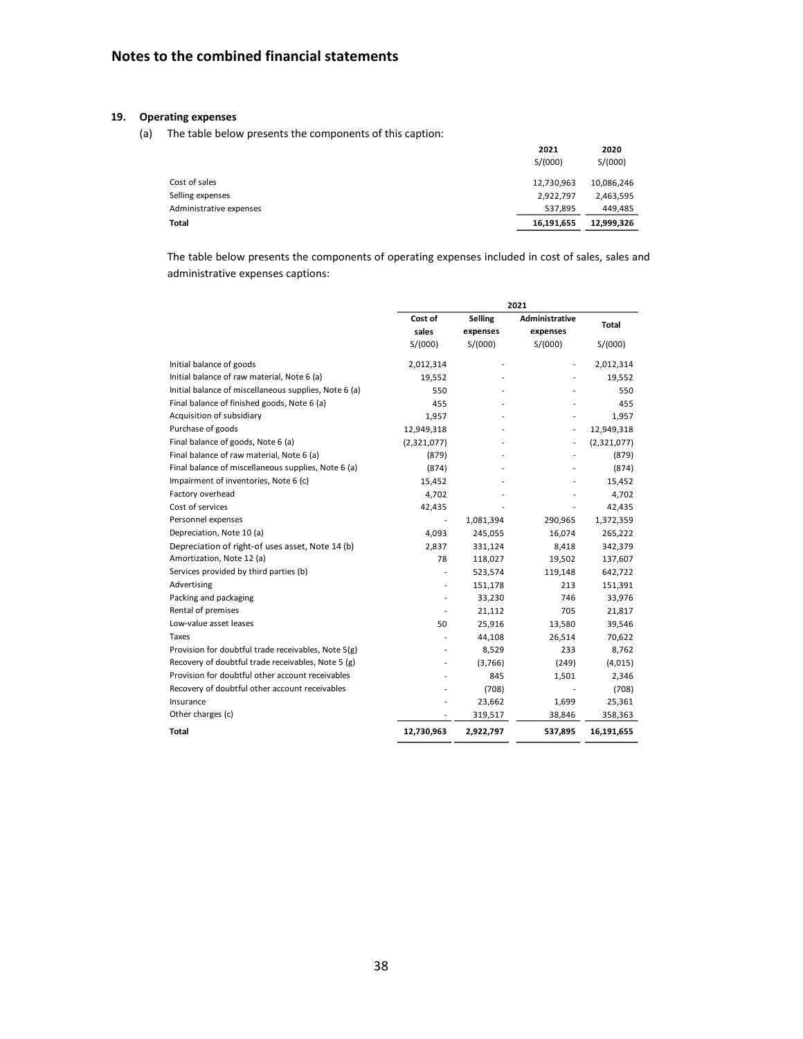# Notes to the combined financial statements

## 19. Operating expenses

(a) The table below presents the components of this caption:

| | 2021 | 2020 |
|---|---|---|
| | S/(000) | S/(000) |
| Cost of sales | 12,730,963 | 10,086,246 |
| Selling expenses | 2,922,797 | 2,463,595 |
| Administrative expenses | 537,895 | 449,485 |
| **Total** | **16,191,655** | **12,999,326** |

The table below presents the components of operating expenses included in cost of sales, sales and administrative expenses captions:

| | 2021 | | | |
|---|---|---|---|---|
| | Cost of sales | Selling expenses | Administrative expenses | Total |
| | S/(000) | S/(000) | S/(000) | S/(000) |
| Initial balance of goods | 2,012,314 | - | - | 2,012,314 |
| Initial balance of raw material, Note 6 (a) | 19,552 | - | - | 19,552 |
| Initial balance of miscellaneous supplies, Note 6 (a) | 550 | - | - | 550 |
| Final balance of finished goods, Note 6 (a) | 455 | - | - | 455 |
| Acquisition of subsidiary | 1,957 | - | - | 1,957 |
| Purchase of goods | 12,949,318 | - | - | 12,949,318 |
| Final balance of goods, Note 6 (a) | (2,321,077) | - | - | (2,321,077) |
| Final balance of raw material, Note 6 (a) | (879) | - | - | (879) |
| Final balance of miscellaneous supplies, Note 6 (a) | (874) | - | - | (874) |
| Impairment of inventories, Note 6 (c) | 15,452 | - | - | 15,452 |
| Factory overhead | 4,702 | - | - | 4,702 |
| Cost of services | 42,435 | - | - | 42,435 |
| Personnel expenses | - | 1,081,394 | 290,965 | 1,372,359 |
| Depreciation, Note 10 (a) | 4,093 | 245,055 | 16,074 | 265,222 |
| Depreciation of right-of uses asset, Note 14 (b) | 2,837 | 331,124 | 8,418 | 342,379 |
| Amortization, Note 12 (a) | 78 | 118,027 | 19,502 | 137,607 |
| Services provided by third parties (b) | - | 523,574 | 119,148 | 642,722 |
| Advertising | - | 151,178 | 213 | 151,391 |
| Packing and packaging | - | 33,230 | 746 | 33,976 |
| Rental of premises | - | 21,112 | 705 | 21,817 |
| Low-value asset leases | 50 | 25,916 | 13,580 | 39,546 |
| Taxes | - | 44,108 | 26,514 | 70,622 |
| Provision for doubtful trade receivables, Note 5(g) | - | 8,529 | 233 | 8,762 |
| Recovery of doubtful trade receivables, Note 5 (g) | - | (3,766) | (249) | (4,015) |
| Provision for doubtful other account receivables | - | 845 | 1,501 | 2,346 |
| Recovery of doubtful other account receivables | - | (708) | - | (708) |
| Insurance | - | 23,662 | 1,699 | 25,361 |
| Other charges (c) | - | 319,517 | 38,846 | 358,363 |
| **Total** | **12,730,963** | **2,922,797** | **537,895** | **16,191,655** |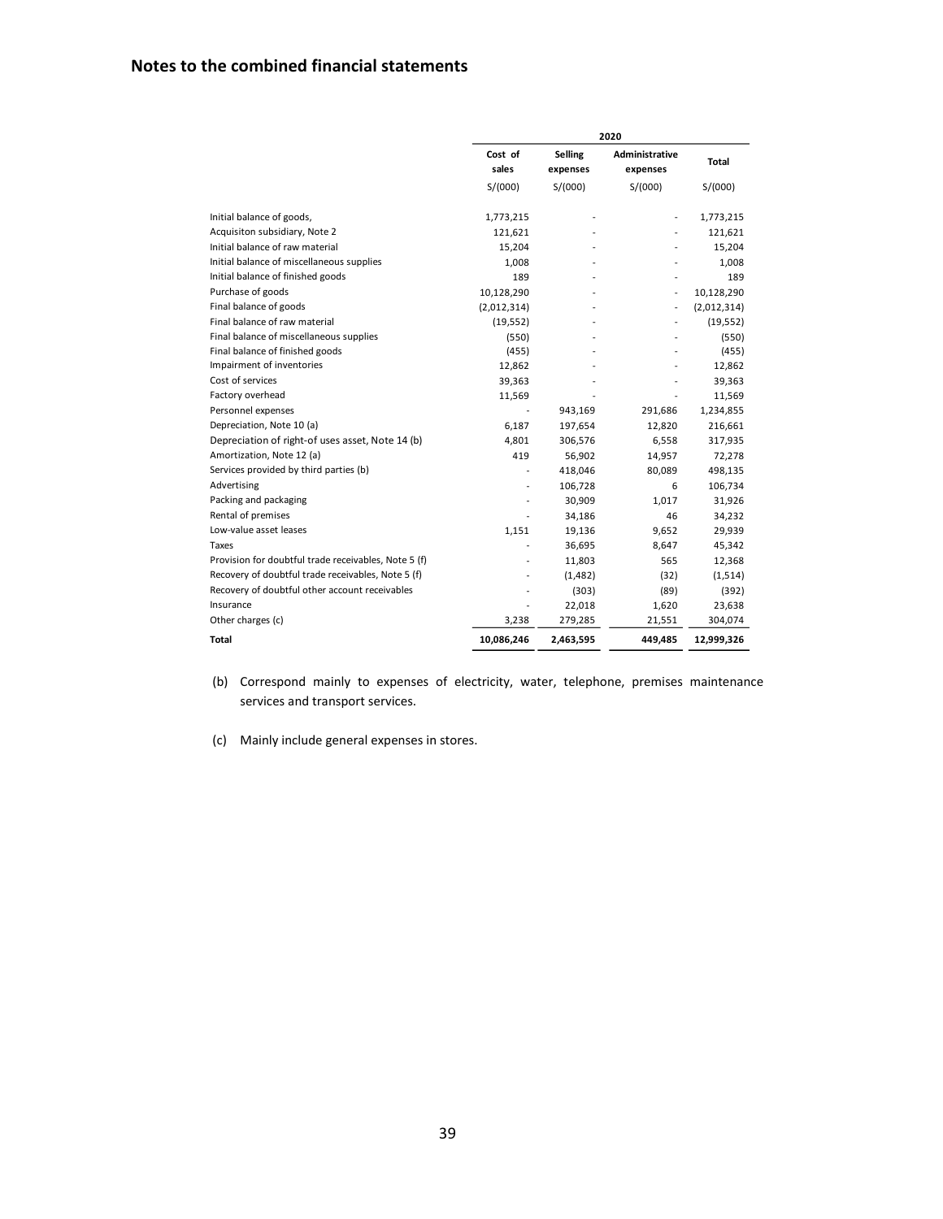## Notes to the combined financial statements

| | 2020 | | | |
|---|---|---|---|---|
| | Cost of sales | Selling expenses | Administrative expenses | Total |
| | S/(000) | S/(000) | S/(000) | S/(000) |
| Initial balance of goods, | 1,773,215 | - | - | 1,773,215 |
| Acquisiton subsidiary, Note 2 | 121,621 | - | - | 121,621 |
| Initial balance of raw material | 15,204 | - | - | 15,204 |
| Initial balance of miscellaneous supplies | 1,008 | - | - | 1,008 |
| Initial balance of finished goods | 189 | - | - | 189 |
| Purchase of goods | 10,128,290 | - | - | 10,128,290 |
| Final balance of goods | (2,012,314) | - | - | (2,012,314) |
| Final balance of raw material | (19,552) | - | - | (19,552) |
| Final balance of miscellaneous supplies | (550) | - | - | (550) |
| Final balance of finished goods | (455) | - | - | (455) |
| Impairment of inventories | 12,862 | - | - | 12,862 |
| Cost of services | 39,363 | - | - | 39,363 |
| Factory overhead | 11,569 | - | - | 11,569 |
| Personnel expenses | - | 943,169 | 291,686 | 1,234,855 |
| Depreciation, Note 10 (a) | 6,187 | 197,654 | 12,820 | 216,661 |
| Depreciation of right-of uses asset, Note 14 (b) | 4,801 | 306,576 | 6,558 | 317,935 |
| Amortization, Note 12 (a) | 419 | 56,902 | 14,957 | 72,278 |
| Services provided by third parties (b) | - | 418,046 | 80,089 | 498,135 |
| Advertising | - | 106,728 | 6 | 106,734 |
| Packing and packaging | - | 30,909 | 1,017 | 31,926 |
| Rental of premises | - | 34,186 | 46 | 34,232 |
| Low-value asset leases | 1,151 | 19,136 | 9,652 | 29,939 |
| Taxes | - | 36,695 | 8,647 | 45,342 |
| Provision for doubtful trade receivables, Note 5 (f) | - | 11,803 | 565 | 12,368 |
| Recovery of doubtful trade receivables, Note 5 (f) | - | (1,482) | (32) | (1,514) |
| Recovery of doubtful other account receivables | - | (303) | (89) | (392) |
| Insurance | - | 22,018 | 1,620 | 23,638 |
| Other charges (c) | 3,238 | 279,285 | 21,551 | 304,074 |
| **Total** | **10,086,246** | **2,463,595** | **449,485** | **12,999,326** |

(b) Correspond mainly to expenses of electricity, water, telephone, premises maintenance services and transport services.

(c) Mainly include general expenses in stores.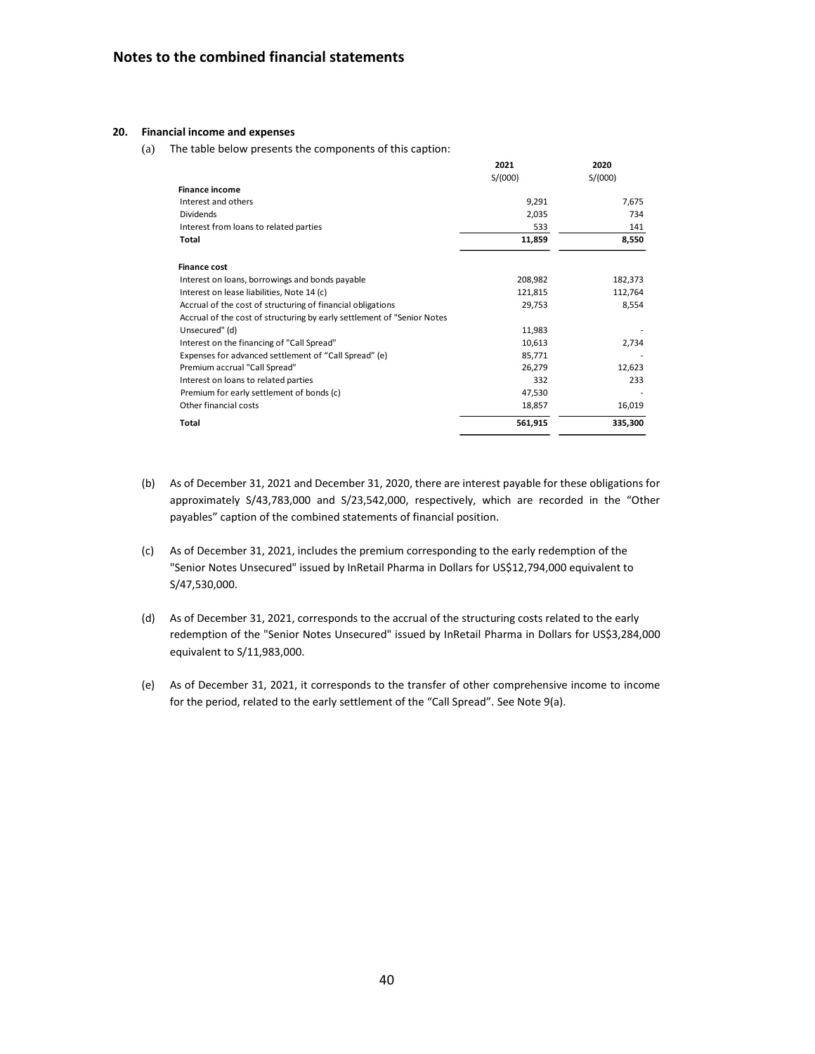## Notes to the combined financial statements

### 20. Financial income and expenses

(a) The table below presents the components of this caption:

| | 2021 | 2020 |
|---|---|---|
| | S/(000) | S/(000) |
| **Finance income** | | |
| Interest and others | 9,291 | 7,675 |
| Dividends | 2,035 | 734 |
| Interest from loans to related parties | 533 | 141 |
| **Total** | **11,859** | **8,550** |
| | | |
| **Finance cost** | | |
| Interest on loans, borrowings and bonds payable | 208,982 | 182,373 |
| Interest on lease liabilities, Note 14 (c) | 121,815 | 112,764 |
| Accrual of the cost of structuring of financial obligations | 29,753 | 8,554 |
| Accrual of the cost of structuring by early settlement of "Senior Notes Unsecured" (d) | 11,983 | - |
| Interest on the financing of "Call Spread" | 10,613 | 2,734 |
| Expenses for advanced settlement of "Call Spread" (e) | 85,771 | - |
| Premium accrual "Call Spread" | 26,279 | 12,623 |
| Interest on loans to related parties | 332 | 233 |
| Premium for early settlement of bonds (c) | 47,530 | - |
| Other financial costs | 18,857 | 16,019 |
| **Total** | **561,915** | **335,300** |

(b) As of December 31, 2021 and December 31, 2020, there are interest payable for these obligations for approximately S/43,783,000 and S/23,542,000, respectively, which are recorded in the "Other payables" caption of the combined statements of financial position.

(c) As of December 31, 2021, includes the premium corresponding to the early redemption of the "Senior Notes Unsecured" issued by InRetail Pharma in Dollars for US$12,794,000 equivalent to S/47,530,000.

(d) As of December 31, 2021, corresponds to the accrual of the structuring costs related to the early redemption of the "Senior Notes Unsecured" issued by InRetail Pharma in Dollars for US$3,284,000 equivalent to S/11,983,000.

(e) As of December 31, 2021, it corresponds to the transfer of other comprehensive income to income for the period, related to the early settlement of the "Call Spread". See Note 9(a).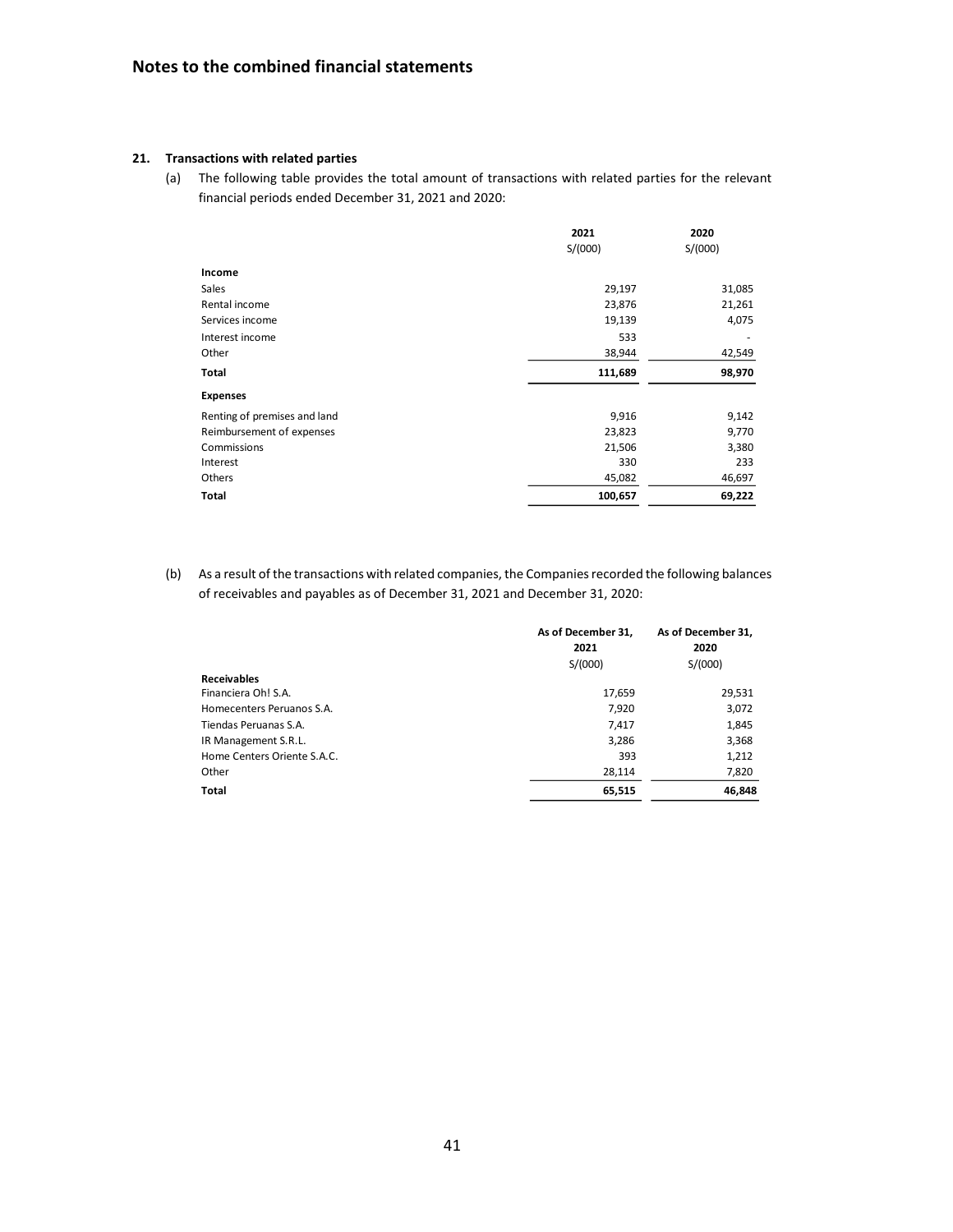## Notes to the combined financial statements

### 21. Transactions with related parties

(a) The following table provides the total amount of transactions with related parties for the relevant financial periods ended December 31, 2021 and 2020:

| | 2021 S/(000) | 2020 S/(000) |
|---|---|---|
| **Income** | | |
| Sales | 29,197 | 31,085 |
| Rental income | 23,876 | 21,261 |
| Services income | 19,139 | 4,075 |
| Interest income | 533 | - |
| Other | 38,944 | 42,549 |
| **Total** | **111,689** | **98,970** |
| **Expenses** | | |
| Renting of premises and land | 9,916 | 9,142 |
| Reimbursement of expenses | 23,823 | 9,770 |
| Commissions | 21,506 | 3,380 |
| Interest | 330 | 233 |
| Others | 45,082 | 46,697 |
| **Total** | **100,657** | **69,222** |

(b) As a result of the transactions with related companies, the Companies recorded the following balances of receivables and payables as of December 31, 2021 and December 31, 2020:

| | As of December 31, 2021 S/(000) | As of December 31, 2020 S/(000) |
|---|---|---|
| **Receivables** | | |
| Financiera Oh! S.A. | 17,659 | 29,531 |
| Homecenters Peruanos S.A. | 7,920 | 3,072 |
| Tiendas Peruanas S.A. | 7,417 | 1,845 |
| IR Management S.R.L. | 3,286 | 3,368 |
| Home Centers Oriente S.A.C. | 393 | 1,212 |
| Other | 28,114 | 7,820 |
| **Total** | **65,515** | **46,848** |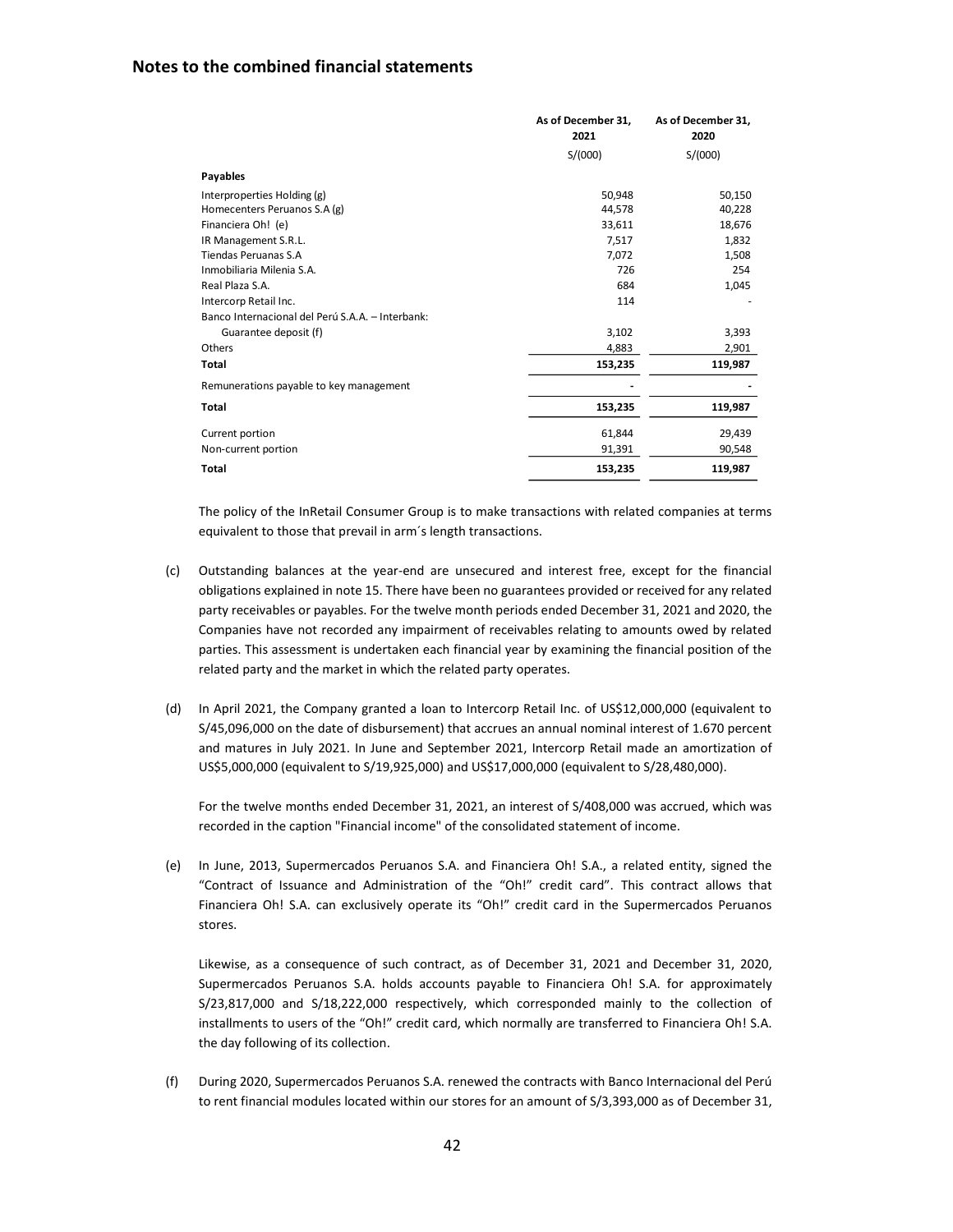## Notes to the combined financial statements

| | As of December 31, 2021 | As of December 31, 2020 |
|---|---|---|
| | S/(000) | S/(000) |
| **Payables** | | |
| Interproperties Holding (g) | 50,948 | 50,150 |
| Homecenters Peruanos S.A (g) | 44,578 | 40,228 |
| Financiera Oh! (e) | 33,611 | 18,676 |
| IR Management S.R.L. | 7,517 | 1,832 |
| Tiendas Peruanas S.A | 7,072 | 1,508 |
| Inmobiliaria Milenia S.A. | 726 | 254 |
| Real Plaza S.A. | 684 | 1,045 |
| Intercorp Retail Inc. | 114 | - |
| Banco Internacional del Perú S.A.A. – Interbank: | | |
| Guarantee deposit (f) | 3,102 | 3,393 |
| Others | 4,883 | 2,901 |
| **Total** | **153,235** | **119,987** |
| Remunerations payable to key management | - | - |
| **Total** | **153,235** | **119,987** |
| Current portion | 61,844 | 29,439 |
| Non-current portion | 91,391 | 90,548 |
| **Total** | **153,235** | **119,987** |

The policy of the InRetail Consumer Group is to make transactions with related companies at terms equivalent to those that prevail in arm´s length transactions.

(c) Outstanding balances at the year-end are unsecured and interest free, except for the financial obligations explained in note 15. There have been no guarantees provided or received for any related party receivables or payables. For the twelve month periods ended December 31, 2021 and 2020, the Companies have not recorded any impairment of receivables relating to amounts owed by related parties. This assessment is undertaken each financial year by examining the financial position of the related party and the market in which the related party operates.

(d) In April 2021, the Company granted a loan to Intercorp Retail Inc. of US$12,000,000 (equivalent to S/45,096,000 on the date of disbursement) that accrues an annual nominal interest of 1.670 percent and matures in July 2021. In June and September 2021, Intercorp Retail made an amortization of US$5,000,000 (equivalent to S/19,925,000) and US$17,000,000 (equivalent to S/28,480,000).

For the twelve months ended December 31, 2021, an interest of S/408,000 was accrued, which was recorded in the caption "Financial income" of the consolidated statement of income.

(e) In June, 2013, Supermercados Peruanos S.A. and Financiera Oh! S.A., a related entity, signed the "Contract of Issuance and Administration of the "Oh!" credit card". This contract allows that Financiera Oh! S.A. can exclusively operate its "Oh!" credit card in the Supermercados Peruanos stores.

Likewise, as a consequence of such contract, as of December 31, 2021 and December 31, 2020, Supermercados Peruanos S.A. holds accounts payable to Financiera Oh! S.A. for approximately S/23,817,000 and S/18,222,000 respectively, which corresponded mainly to the collection of installments to users of the "Oh!" credit card, which normally are transferred to Financiera Oh! S.A. the day following of its collection.

(f) During 2020, Supermercados Peruanos S.A. renewed the contracts with Banco Internacional del Perú to rent financial modules located within our stores for an amount of S/3,393,000 as of December 31,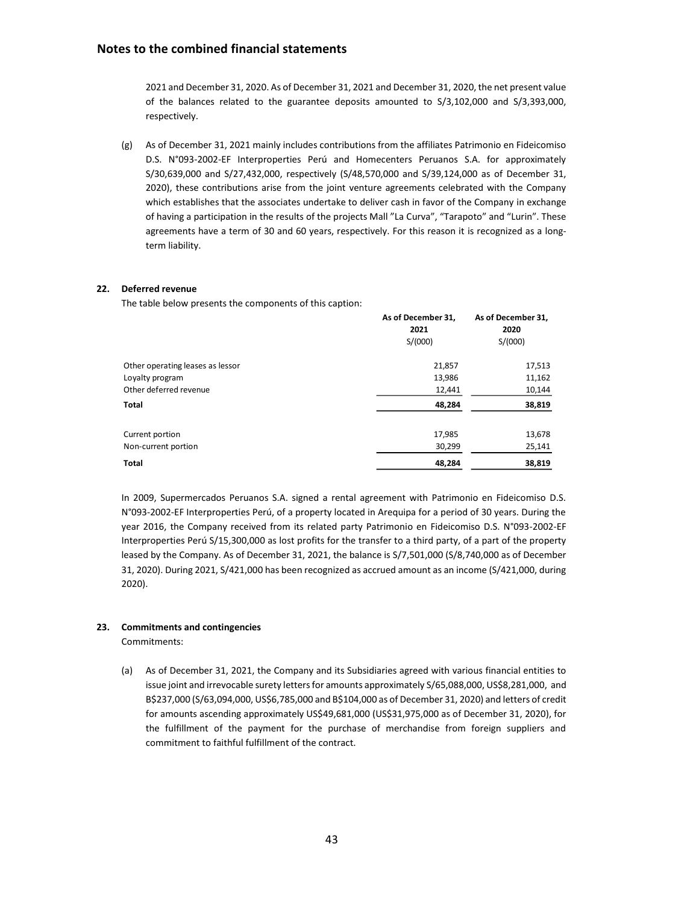2021 and December 31, 2020. As of December 31, 2021 and December 31, 2020, the net present value of the balances related to the guarantee deposits amounted to S/3,102,000 and S/3,393,000, respectively.

(g) As of December 31, 2021 mainly includes contributions from the affiliates Patrimonio en Fideicomiso D.S. N°093-2002-EF Interproperties Perú and Homecenters Peruanos S.A. for approximately S/30,639,000 and S/27,432,000, respectively (S/48,570,000 and S/39,124,000 as of December 31, 2020), these contributions arise from the joint venture agreements celebrated with the Company which establishes that the associates undertake to deliver cash in favor of the Company in exchange of having a participation in the results of the projects Mall "La Curva", "Tarapoto" and "Lurin". These agreements have a term of 30 and 60 years, respectively. For this reason it is recognized as a long-term liability.

## 22. Deferred revenue

The table below presents the components of this caption:

| | As of December 31, 2021 S/(000) | As of December 31, 2020 S/(000) |
|---|---|---|
| Other operating leases as lessor | 21,857 | 17,513 |
| Loyalty program | 13,986 | 11,162 |
| Other deferred revenue | 12,441 | 10,144 |
| **Total** | **48,284** | **38,819** |
| | | |
| Current portion | 17,985 | 13,678 |
| Non-current portion | 30,299 | 25,141 |
| **Total** | **48,284** | **38,819** |

In 2009, Supermercados Peruanos S.A. signed a rental agreement with Patrimonio en Fideicomiso D.S. N°093-2002-EF Interproperties Perú, of a property located in Arequipa for a period of 30 years. During the year 2016, the Company received from its related party Patrimonio en Fideicomiso D.S. N°093-2002-EF Interproperties Perú S/15,300,000 as lost profits for the transfer to a third party, of a part of the property leased by the Company. As of December 31, 2021, the balance is S/7,501,000 (S/8,740,000 as of December 31, 2020). During 2021, S/421,000 has been recognized as accrued amount as an income (S/421,000, during 2020).

## 23. Commitments and contingencies

Commitments:

(a) As of December 31, 2021, the Company and its Subsidiaries agreed with various financial entities to issue joint and irrevocable surety letters for amounts approximately S/65,088,000, US$8,281,000, and B$237,000 (S/63,094,000, US$6,785,000 and B$104,000 as of December 31, 2020) and letters of credit for amounts ascending approximately US$49,681,000 (US$31,975,000 as of December 31, 2020), for the fulfillment of the payment for the purchase of merchandise from foreign suppliers and commitment to faithful fulfillment of the contract.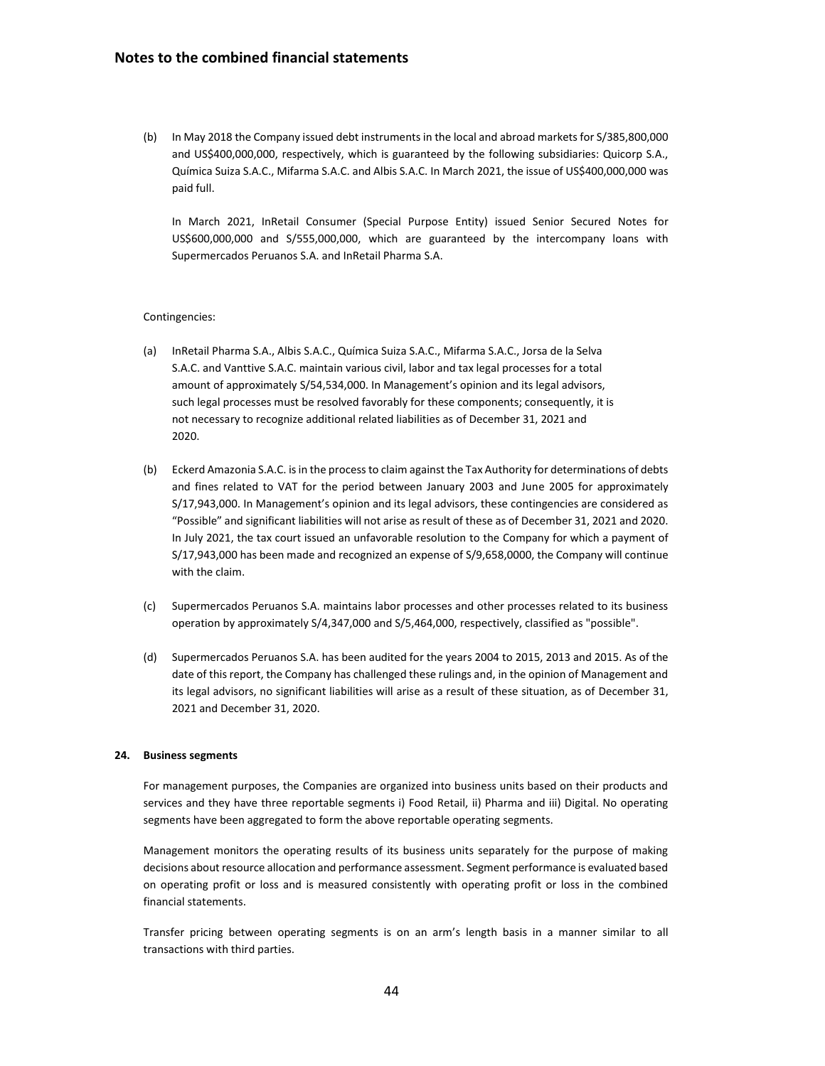(b) In May 2018 the Company issued debt instruments in the local and abroad markets for S/385,800,000 and US$400,000,000, respectively, which is guaranteed by the following subsidiaries: Quicorp S.A., Química Suiza S.A.C., Mifarma S.A.C. and Albis S.A.C. In March 2021, the issue of US$400,000,000 was paid full.

In March 2021, InRetail Consumer (Special Purpose Entity) issued Senior Secured Notes for US$600,000,000 and S/555,000,000, which are guaranteed by the intercompany loans with Supermercados Peruanos S.A. and InRetail Pharma S.A.

Contingencies:

(a) InRetail Pharma S.A., Albis S.A.C., Química Suiza S.A.C., Mifarma S.A.C., Jorsa de la Selva S.A.C. and Vanttive S.A.C. maintain various civil, labor and tax legal processes for a total amount of approximately S/54,534,000. In Management's opinion and its legal advisors, such legal processes must be resolved favorably for these components; consequently, it is not necessary to recognize additional related liabilities as of December 31, 2021 and 2020.

(b) Eckerd Amazonia S.A.C. is in the process to claim against the Tax Authority for determinations of debts and fines related to VAT for the period between January 2003 and June 2005 for approximately S/17,943,000. In Management's opinion and its legal advisors, these contingencies are considered as "Possible" and significant liabilities will not arise as result of these as of December 31, 2021 and 2020. In July 2021, the tax court issued an unfavorable resolution to the Company for which a payment of S/17,943,000 has been made and recognized an expense of S/9,658,0000, the Company will continue with the claim.

(c) Supermercados Peruanos S.A. maintains labor processes and other processes related to its business operation by approximately S/4,347,000 and S/5,464,000, respectively, classified as "possible".

(d) Supermercados Peruanos S.A. has been audited for the years 2004 to 2015, 2013 and 2015. As of the date of this report, the Company has challenged these rulings and, in the opinion of Management and its legal advisors, no significant liabilities will arise as a result of these situation, as of December 31, 2021 and December 31, 2020.

## 24. Business segments

For management purposes, the Companies are organized into business units based on their products and services and they have three reportable segments i) Food Retail, ii) Pharma and iii) Digital. No operating segments have been aggregated to form the above reportable operating segments.

Management monitors the operating results of its business units separately for the purpose of making decisions about resource allocation and performance assessment. Segment performance is evaluated based on operating profit or loss and is measured consistently with operating profit or loss in the combined financial statements.

Transfer pricing between operating segments is on an arm's length basis in a manner similar to all transactions with third parties.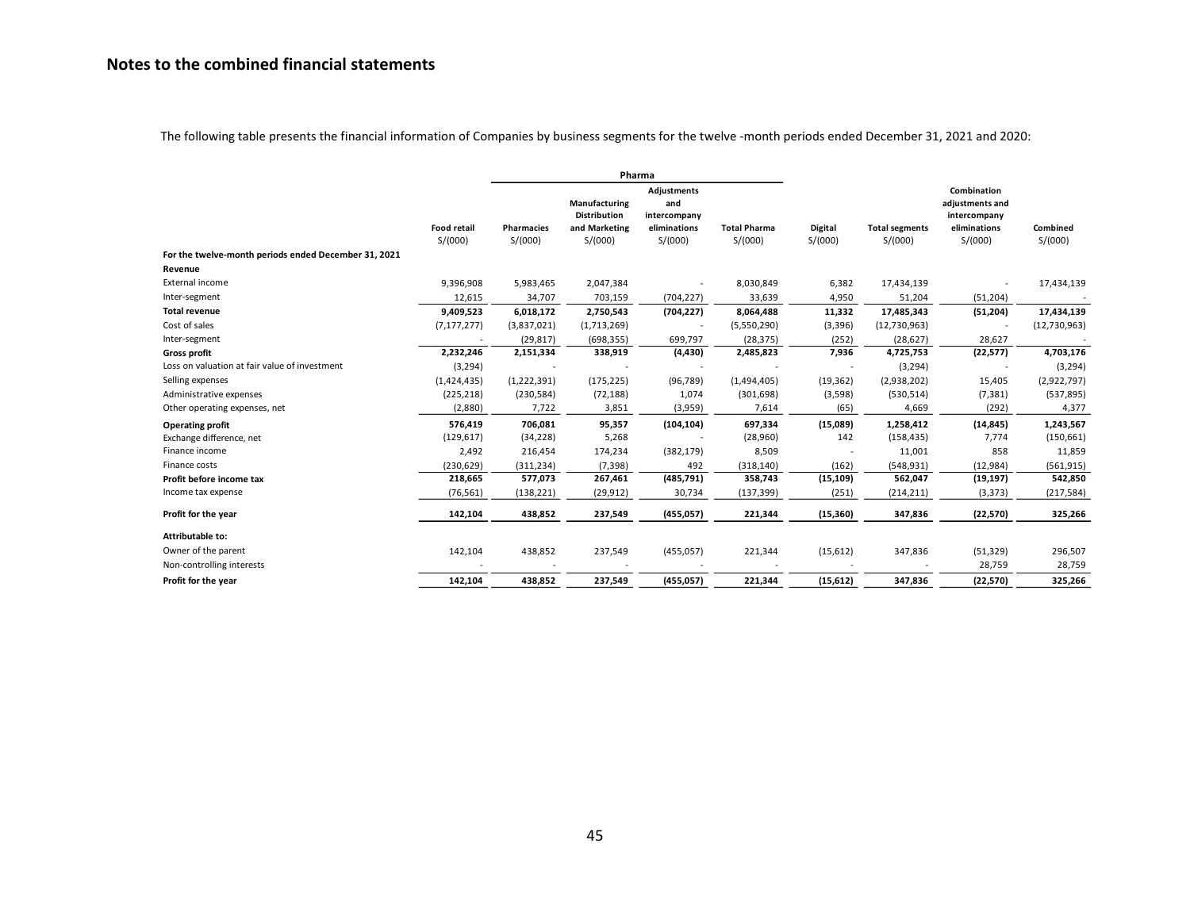## Notes to the combined financial statements

The following table presents the financial information of Companies by business segments for the twelve -month periods ended December 31, 2021 and 2020:

| | | Pharma | | | | | | | |
|---|---|---|---|---|---|---|---|---|---|
| | Food retail S/(000) | Pharmacies S/(000) | Manufacturing Distribution and Marketing S/(000) | Adjustments and intercompany eliminations S/(000) | Total Pharma S/(000) | Digital S/(000) | Total segments S/(000) | Combination adjustments and intercompany eliminations S/(000) | Combined S/(000) |
| **For the twelve-month periods ended December 31, 2021** | | | | | | | | | |
| **Revenue** | | | | | | | | | |
| External income | 9,396,908 | 5,983,465 | 2,047,384 | - | 8,030,849 | 6,382 | 17,434,139 | - | 17,434,139 |
| Inter-segment | 12,615 | 34,707 | 703,159 | (704,227) | 33,639 | 4,950 | 51,204 | (51,204) | - |
| **Total revenue** | **9,409,523** | **6,018,172** | **2,750,543** | **(704,227)** | **8,064,488** | **11,332** | **17,485,343** | **(51,204)** | **17,434,139** |
| Cost of sales | (7,177,277) | (3,837,021) | (1,713,269) | - | (5,550,290) | (3,396) | (12,730,963) | - | (12,730,963) |
| Inter-segment | - | (29,817) | (698,355) | 699,797 | (28,375) | (252) | (28,627) | 28,627 | - |
| **Gross profit** | **2,232,246** | **2,151,334** | **338,919** | **(4,430)** | **2,485,823** | **7,936** | **4,725,753** | **(22,577)** | **4,703,176** |
| Loss on valuation at fair value of investment | (3,294) | - | - | - | - | - | (3,294) | - | (3,294) |
| Selling expenses | (1,424,435) | (1,222,391) | (175,225) | (96,789) | (1,494,405) | (19,362) | (2,938,202) | 15,405 | (2,922,797) |
| Administrative expenses | (225,218) | (230,584) | (72,188) | 1,074 | (301,698) | (3,598) | (530,514) | (7,381) | (537,895) |
| Other operating expenses, net | (2,880) | 7,722 | 3,851 | (3,959) | 7,614 | (65) | 4,669 | (292) | 4,377 |
| **Operating profit** | **576,419** | **706,081** | **95,357** | **(104,104)** | **697,334** | **(15,089)** | **1,258,412** | **(14,845)** | **1,243,567** |
| Exchange difference, net | (129,617) | (34,228) | 5,268 | - | (28,960) | 142 | (158,435) | 7,774 | (150,661) |
| Finance income | 2,492 | 216,454 | 174,234 | (382,179) | 8,509 | - | 11,001 | 858 | 11,859 |
| Finance costs | (230,629) | (311,234) | (7,398) | 492 | (318,140) | (162) | (548,931) | (12,984) | (561,915) |
| **Profit before income tax** | **218,665** | **577,073** | **267,461** | **(485,791)** | **358,743** | **(15,109)** | **562,047** | **(19,197)** | **542,850** |
| Income tax expense | (76,561) | (138,221) | (29,912) | 30,734 | (137,399) | (251) | (214,211) | (3,373) | (217,584) |
| **Profit for the year** | **142,104** | **438,852** | **237,549** | **(455,057)** | **221,344** | **(15,360)** | **347,836** | **(22,570)** | **325,266** |
| **Attributable to:** | | | | | | | | | |
| Owner of the parent | 142,104 | 438,852 | 237,549 | (455,057) | 221,344 | (15,612) | 347,836 | (51,329) | 296,507 |
| Non-controlling interests | - | - | - | - | - | - | - | 28,759 | 28,759 |
| **Profit for the year** | **142,104** | **438,852** | **237,549** | **(455,057)** | **221,344** | **(15,612)** | **347,836** | **(22,570)** | **325,266** |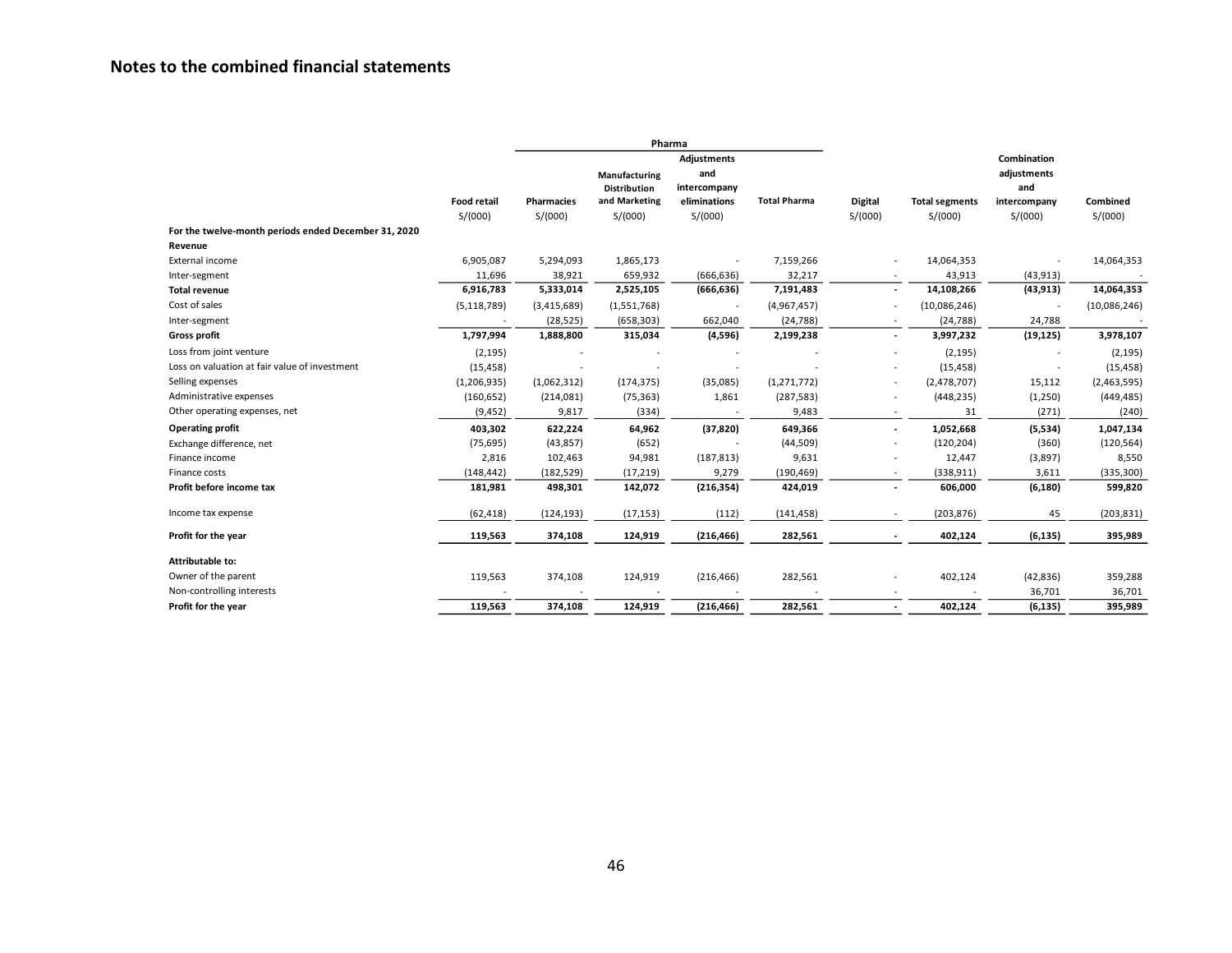# Notes to the combined financial statements

| | Food retail | Pharma | | | | Digital | Total segments | Combination adjustments and intercompany | Combined |
|---|---|---|---|---|---|---|---|---|---|
| | | Pharmacies | Manufacturing Distribution and Marketing | Adjustments and intercompany eliminations | Total Pharma | | | | |
| | S/(000) | S/(000) | S/(000) | S/(000) | | S/(000) | S/(000) | S/(000) | S/(000) |
| **For the twelve-month periods ended December 31, 2020** | | | | | | | | | |
| **Revenue** | | | | | | | | | |
| External income | 6,905,087 | 5,294,093 | 1,865,173 | - | 7,159,266 | - | 14,064,353 | - | 14,064,353 |
| Inter-segment | 11,696 | 38,921 | 659,932 | (666,636) | 32,217 | - | 43,913 | (43,913) | - |
| **Total revenue** | **6,916,783** | **5,333,014** | **2,525,105** | **(666,636)** | **7,191,483** | **-** | **14,108,266** | **(43,913)** | **14,064,353** |
| Cost of sales | (5,118,789) | (3,415,689) | (1,551,768) | - | (4,967,457) | - | (10,086,246) | - | (10,086,246) |
| Inter-segment | - | (28,525) | (658,303) | 662,040 | (24,788) | - | (24,788) | 24,788 | - |
| **Gross profit** | **1,797,994** | **1,888,800** | **315,034** | **(4,596)** | **2,199,238** | **-** | **3,997,232** | **(19,125)** | **3,978,107** |
| Loss from joint venture | (2,195) | - | - | - | - | - | (2,195) | - | (2,195) |
| Loss on valuation at fair value of investment | (15,458) | - | - | - | - | - | (15,458) | - | (15,458) |
| Selling expenses | (1,206,935) | (1,062,312) | (174,375) | (35,085) | (1,271,772) | - | (2,478,707) | 15,112 | (2,463,595) |
| Administrative expenses | (160,652) | (214,081) | (75,363) | 1,861 | (287,583) | - | (448,235) | (1,250) | (449,485) |
| Other operating expenses, net | (9,452) | 9,817 | (334) | - | 9,483 | - | 31 | (271) | (240) |
| **Operating profit** | **403,302** | **622,224** | **64,962** | **(37,820)** | **649,366** | **-** | **1,052,668** | **(5,534)** | **1,047,134** |
| Exchange difference, net | (75,695) | (43,857) | (652) | - | (44,509) | - | (120,204) | (360) | (120,564) |
| Finance income | 2,816 | 102,463 | 94,981 | (187,813) | 9,631 | - | 12,447 | (3,897) | 8,550 |
| Finance costs | (148,442) | (182,529) | (17,219) | 9,279 | (190,469) | - | (338,911) | 3,611 | (335,300) |
| **Profit before income tax** | **181,981** | **498,301** | **142,072** | **(216,354)** | **424,019** | **-** | **606,000** | **(6,180)** | **599,820** |
| Income tax expense | (62,418) | (124,193) | (17,153) | (112) | (141,458) | - | (203,876) | 45 | (203,831) |
| **Profit for the year** | **119,563** | **374,108** | **124,919** | **(216,466)** | **282,561** | **-** | **402,124** | **(6,135)** | **395,989** |
| **Attributable to:** | | | | | | | | | |
| Owner of the parent | 119,563 | 374,108 | 124,919 | (216,466) | 282,561 | - | 402,124 | (42,836) | 359,288 |
| Non-controlling interests | - | - | - | - | - | - | - | 36,701 | 36,701 |
| **Profit for the year** | **119,563** | **374,108** | **124,919** | **(216,466)** | **282,561** | **-** | **402,124** | **(6,135)** | **395,989** |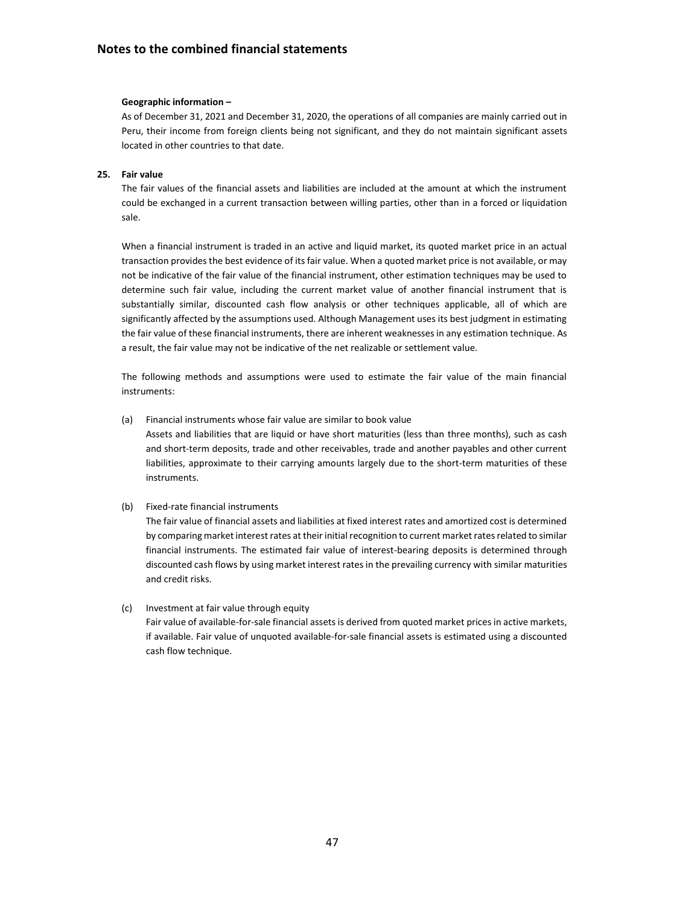**Geographic information –**

As of December 31, 2021 and December 31, 2020, the operations of all companies are mainly carried out in Peru, their income from foreign clients being not significant, and they do not maintain significant assets located in other countries to that date.

**25. Fair value**

The fair values of the financial assets and liabilities are included at the amount at which the instrument could be exchanged in a current transaction between willing parties, other than in a forced or liquidation sale.

When a financial instrument is traded in an active and liquid market, its quoted market price in an actual transaction provides the best evidence of its fair value. When a quoted market price is not available, or may not be indicative of the fair value of the financial instrument, other estimation techniques may be used to determine such fair value, including the current market value of another financial instrument that is substantially similar, discounted cash flow analysis or other techniques applicable, all of which are significantly affected by the assumptions used. Although Management uses its best judgment in estimating the fair value of these financial instruments, there are inherent weaknesses in any estimation technique. As a result, the fair value may not be indicative of the net realizable or settlement value.

The following methods and assumptions were used to estimate the fair value of the main financial instruments:

(a) Financial instruments whose fair value are similar to book value

Assets and liabilities that are liquid or have short maturities (less than three months), such as cash and short-term deposits, trade and other receivables, trade and another payables and other current liabilities, approximate to their carrying amounts largely due to the short-term maturities of these instruments.

(b) Fixed-rate financial instruments

The fair value of financial assets and liabilities at fixed interest rates and amortized cost is determined by comparing market interest rates at their initial recognition to current market rates related to similar financial instruments. The estimated fair value of interest-bearing deposits is determined through discounted cash flows by using market interest rates in the prevailing currency with similar maturities and credit risks.

(c) Investment at fair value through equity

Fair value of available-for-sale financial assets is derived from quoted market prices in active markets, if available. Fair value of unquoted available-for-sale financial assets is estimated using a discounted cash flow technique.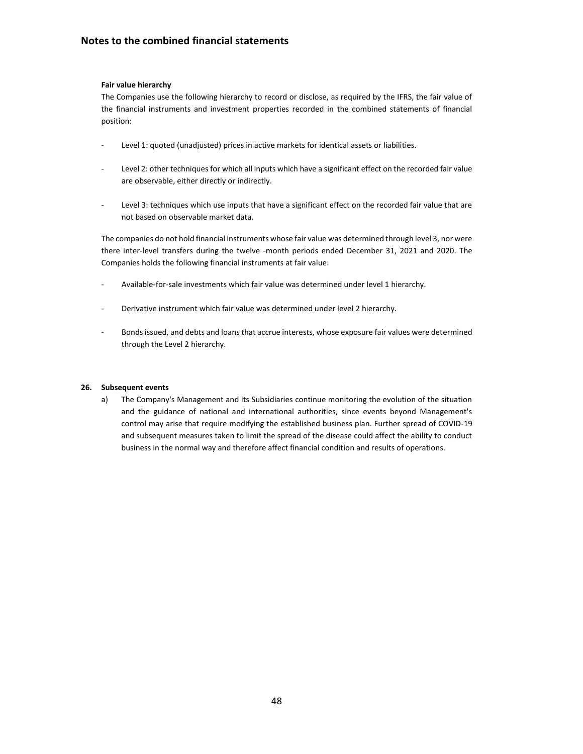**Fair value hierarchy**

The Companies use the following hierarchy to record or disclose, as required by the IFRS, the fair value of the financial instruments and investment properties recorded in the combined statements of financial position:

- Level 1: quoted (unadjusted) prices in active markets for identical assets or liabilities.
- Level 2: other techniques for which all inputs which have a significant effect on the recorded fair value are observable, either directly or indirectly.
- Level 3: techniques which use inputs that have a significant effect on the recorded fair value that are not based on observable market data.

The companies do not hold financial instruments whose fair value was determined through level 3, nor were there inter-level transfers during the twelve -month periods ended December 31, 2021 and 2020. The Companies holds the following financial instruments at fair value:

- Available-for-sale investments which fair value was determined under level 1 hierarchy.
- Derivative instrument which fair value was determined under level 2 hierarchy.
- Bonds issued, and debts and loans that accrue interests, whose exposure fair values were determined through the Level 2 hierarchy.

**26. Subsequent events**

a) The Company's Management and its Subsidiaries continue monitoring the evolution of the situation and the guidance of national and international authorities, since events beyond Management's control may arise that require modifying the established business plan. Further spread of COVID-19 and subsequent measures taken to limit the spread of the disease could affect the ability to conduct business in the normal way and therefore affect financial condition and results of operations.